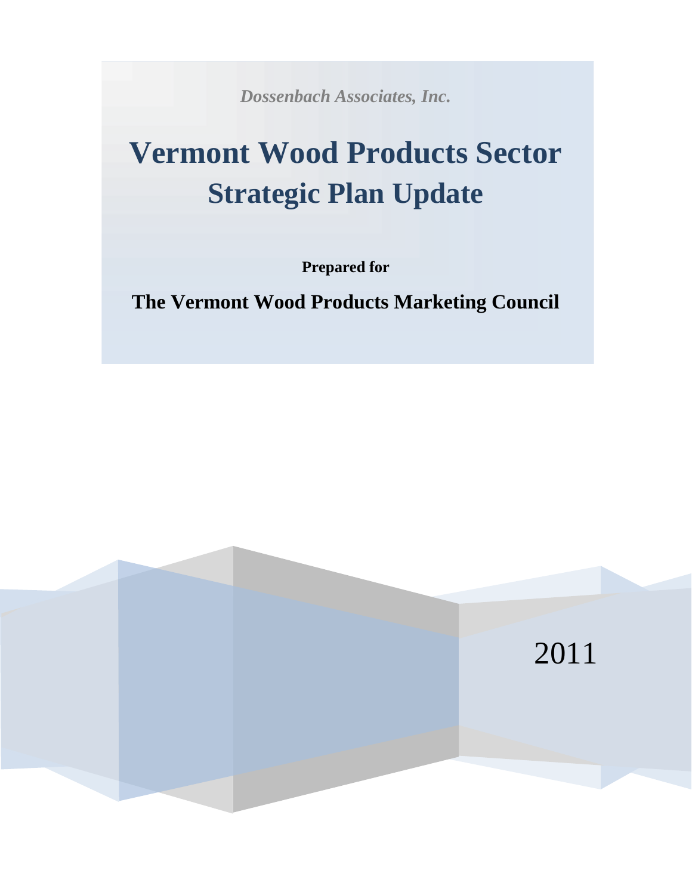*Dossenbach Associates, Inc.*

# Vermont Wood Products Sector Strategic Plan Update

**Prepared for**

**The Vermont Wood Products Marketing Council**

2011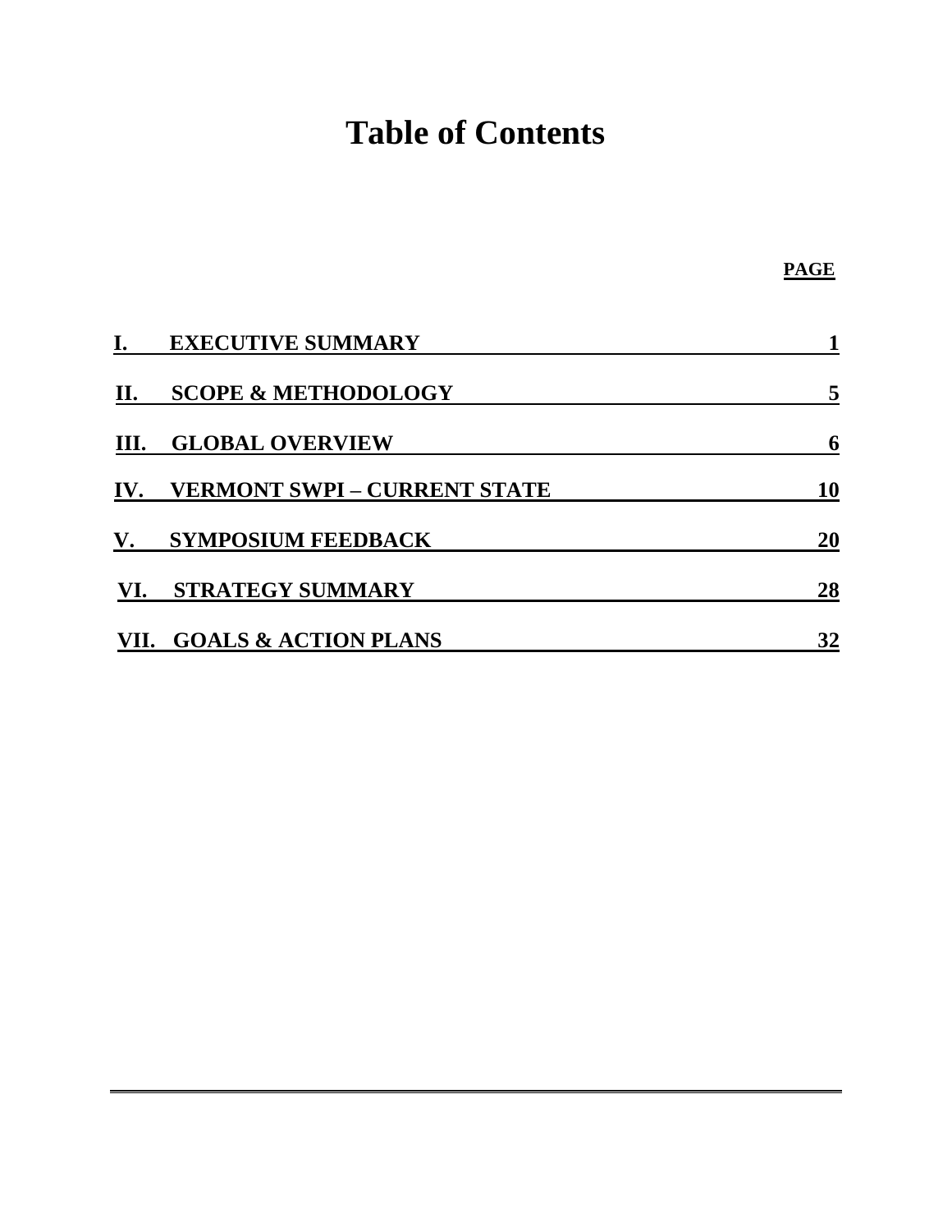# Table of Contents

| | | PAGE |
|---|---|---|
| I. | EXECUTIVE SUMMARY | 1 |
| II. | SCOPE & METHODOLOGY | 5 |
| III. | GLOBAL OVERVIEW | 6 |
| IV. | VERMONT SWPI – CURRENT STATE | 10 |
| V. | SYMPOSIUM FEEDBACK | 20 |
| VI. | STRATEGY SUMMARY | 28 |
| VII. | GOALS & ACTION PLANS | 32 |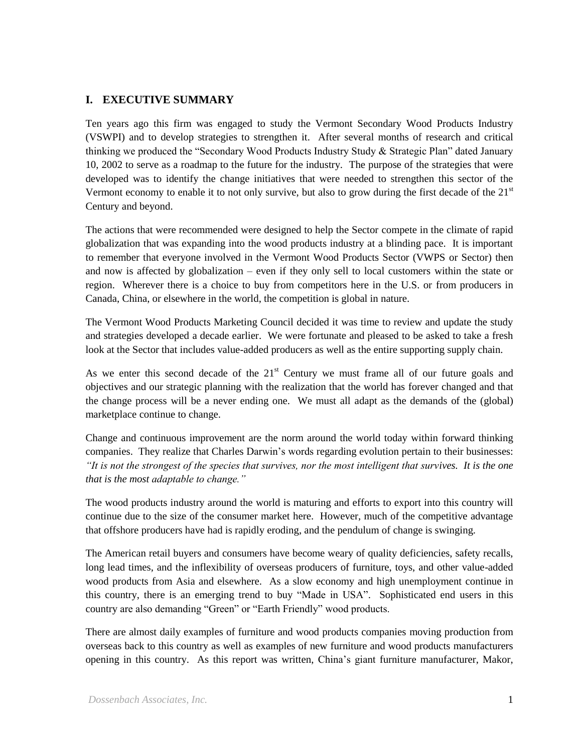# I. EXECUTIVE SUMMARY

Ten years ago this firm was engaged to study the Vermont Secondary Wood Products Industry (VSWPI) and to develop strategies to strengthen it. After several months of research and critical thinking we produced the "Secondary Wood Products Industry Study & Strategic Plan" dated January 10, 2002 to serve as a roadmap to the future for the industry. The purpose of the strategies that were developed was to identify the change initiatives that were needed to strengthen this sector of the Vermont economy to enable it to not only survive, but also to grow during the first decade of the 21st Century and beyond.

The actions that were recommended were designed to help the Sector compete in the climate of rapid globalization that was expanding into the wood products industry at a blinding pace. It is important to remember that everyone involved in the Vermont Wood Products Sector (VWPS or Sector) then and now is affected by globalization – even if they only sell to local customers within the state or region. Wherever there is a choice to buy from competitors here in the U.S. or from producers in Canada, China, or elsewhere in the world, the competition is global in nature.

The Vermont Wood Products Marketing Council decided it was time to review and update the study and strategies developed a decade earlier. We were fortunate and pleased to be asked to take a fresh look at the Sector that includes value-added producers as well as the entire supporting supply chain.

As we enter this second decade of the 21st Century we must frame all of our future goals and objectives and our strategic planning with the realization that the world has forever changed and that the change process will be a never ending one. We must all adapt as the demands of the (global) marketplace continue to change.

Change and continuous improvement are the norm around the world today within forward thinking companies. They realize that Charles Darwin's words regarding evolution pertain to their businesses: *"It is not the strongest of the species that survives, nor the most intelligent that survives. It is the one that is the most adaptable to change."*

The wood products industry around the world is maturing and efforts to export into this country will continue due to the size of the consumer market here. However, much of the competitive advantage that offshore producers have had is rapidly eroding, and the pendulum of change is swinging.

The American retail buyers and consumers have become weary of quality deficiencies, safety recalls, long lead times, and the inflexibility of overseas producers of furniture, toys, and other value-added wood products from Asia and elsewhere. As a slow economy and high unemployment continue in this country, there is an emerging trend to buy "Made in USA". Sophisticated end users in this country are also demanding "Green" or "Earth Friendly" wood products.

There are almost daily examples of furniture and wood products companies moving production from overseas back to this country as well as examples of new furniture and wood products manufacturers opening in this country. As this report was written, China's giant furniture manufacturer, Makor,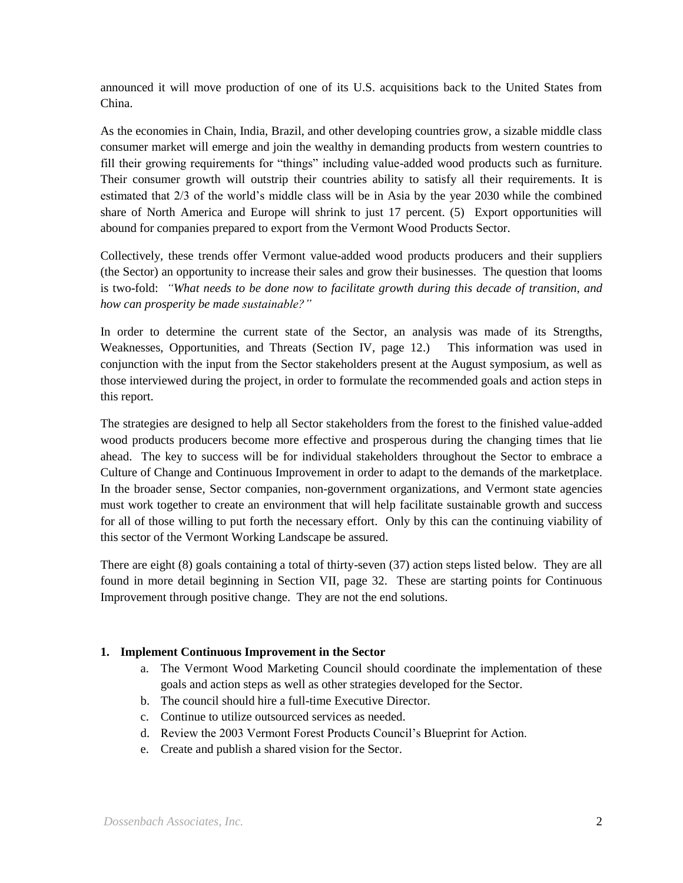announced it will move production of one of its U.S. acquisitions back to the United States from China.

As the economies in Chain, India, Brazil, and other developing countries grow, a sizable middle class consumer market will emerge and join the wealthy in demanding products from western countries to fill their growing requirements for "things" including value-added wood products such as furniture. Their consumer growth will outstrip their countries ability to satisfy all their requirements. It is estimated that 2/3 of the world's middle class will be in Asia by the year 2030 while the combined share of North America and Europe will shrink to just 17 percent. (5) Export opportunities will abound for companies prepared to export from the Vermont Wood Products Sector.

Collectively, these trends offer Vermont value-added wood products producers and their suppliers (the Sector) an opportunity to increase their sales and grow their businesses. The question that looms is two-fold: *"What needs to be done now to facilitate growth during this decade of transition, and how can prosperity be made sustainable?"*

In order to determine the current state of the Sector, an analysis was made of its Strengths, Weaknesses, Opportunities, and Threats (Section IV, page 12.) This information was used in conjunction with the input from the Sector stakeholders present at the August symposium, as well as those interviewed during the project, in order to formulate the recommended goals and action steps in this report.

The strategies are designed to help all Sector stakeholders from the forest to the finished value-added wood products producers become more effective and prosperous during the changing times that lie ahead. The key to success will be for individual stakeholders throughout the Sector to embrace a Culture of Change and Continuous Improvement in order to adapt to the demands of the marketplace. In the broader sense, Sector companies, non-government organizations, and Vermont state agencies must work together to create an environment that will help facilitate sustainable growth and success for all of those willing to put forth the necessary effort. Only by this can the continuing viability of this sector of the Vermont Working Landscape be assured.

There are eight (8) goals containing a total of thirty-seven (37) action steps listed below. They are all found in more detail beginning in Section VII, page 32. These are starting points for Continuous Improvement through positive change. They are not the end solutions.

**1. Implement Continuous Improvement in the Sector**

a. The Vermont Wood Marketing Council should coordinate the implementation of these goals and action steps as well as other strategies developed for the Sector.
b. The council should hire a full-time Executive Director.
c. Continue to utilize outsourced services as needed.
d. Review the 2003 Vermont Forest Products Council's Blueprint for Action.
e. Create and publish a shared vision for the Sector.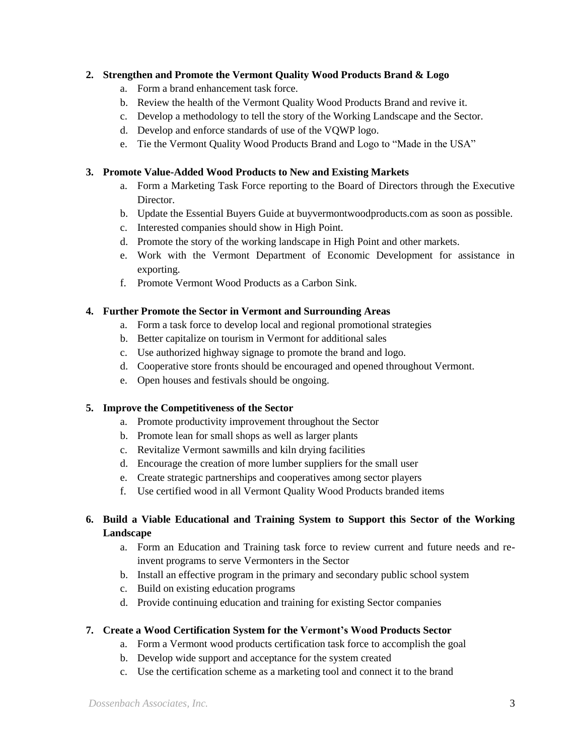2. **Strengthen and Promote the Vermont Quality Wood Products Brand & Logo**
    a. Form a brand enhancement task force.
    b. Review the health of the Vermont Quality Wood Products Brand and revive it.
    c. Develop a methodology to tell the story of the Working Landscape and the Sector.
    d. Develop and enforce standards of use of the VQWP logo.
    e. Tie the Vermont Quality Wood Products Brand and Logo to "Made in the USA"

3. **Promote Value-Added Wood Products to New and Existing Markets**
    a. Form a Marketing Task Force reporting to the Board of Directors through the Executive Director.
    b. Update the Essential Buyers Guide at buyvermontwoodproducts.com as soon as possible.
    c. Interested companies should show in High Point.
    d. Promote the story of the working landscape in High Point and other markets.
    e. Work with the Vermont Department of Economic Development for assistance in exporting.
    f. Promote Vermont Wood Products as a Carbon Sink.

4. **Further Promote the Sector in Vermont and Surrounding Areas**
    a. Form a task force to develop local and regional promotional strategies
    b. Better capitalize on tourism in Vermont for additional sales
    c. Use authorized highway signage to promote the brand and logo.
    d. Cooperative store fronts should be encouraged and opened throughout Vermont.
    e. Open houses and festivals should be ongoing.

5. **Improve the Competitiveness of the Sector**
    a. Promote productivity improvement throughout the Sector
    b. Promote lean for small shops as well as larger plants
    c. Revitalize Vermont sawmills and kiln drying facilities
    d. Encourage the creation of more lumber suppliers for the small user
    e. Create strategic partnerships and cooperatives among sector players
    f. Use certified wood in all Vermont Quality Wood Products branded items

6. **Build a Viable Educational and Training System to Support this Sector of the Working Landscape**
    a. Form an Education and Training task force to review current and future needs and re-invent programs to serve Vermonters in the Sector
    b. Install an effective program in the primary and secondary public school system
    c. Build on existing education programs
    d. Provide continuing education and training for existing Sector companies

7. **Create a Wood Certification System for the Vermont's Wood Products Sector**
    a. Form a Vermont wood products certification task force to accomplish the goal
    b. Develop wide support and acceptance for the system created
    c. Use the certification scheme as a marketing tool and connect it to the brand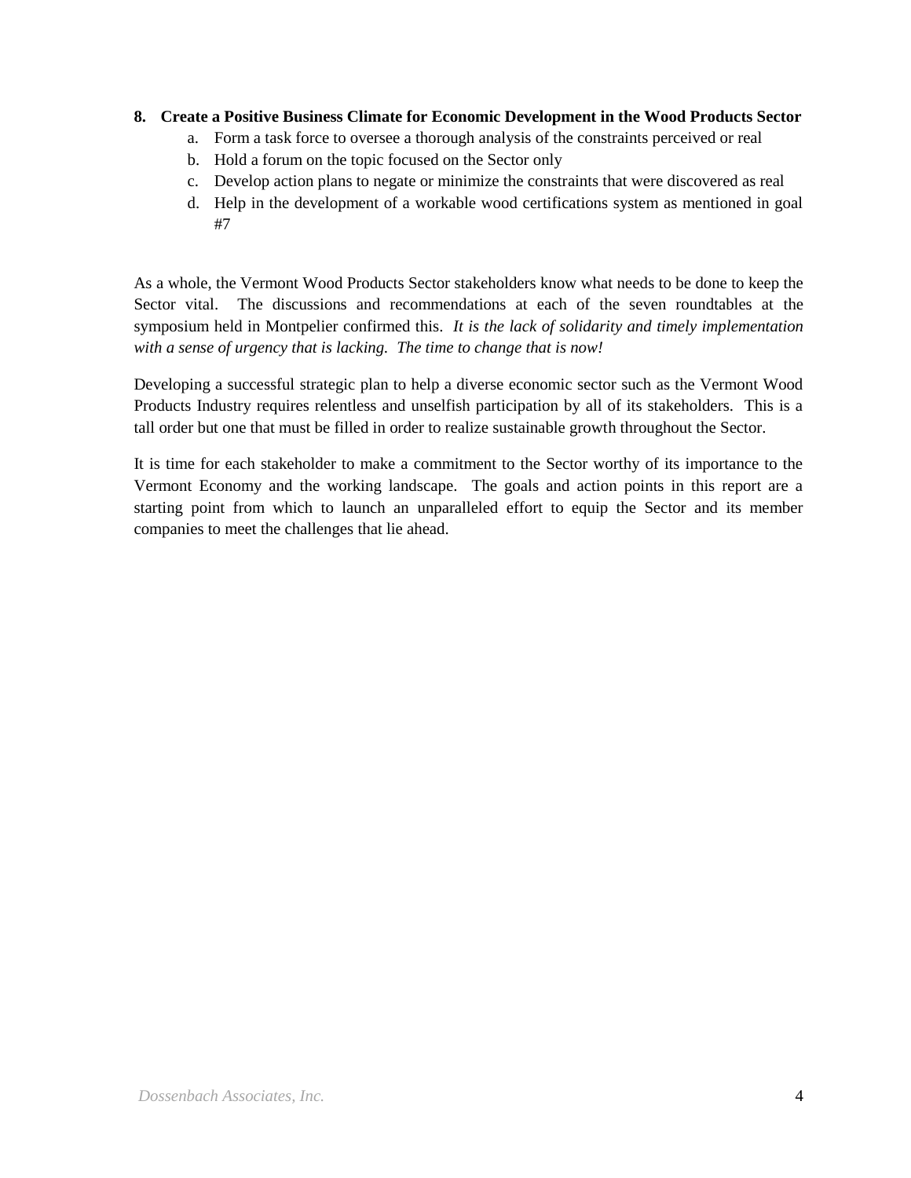**8. Create a Positive Business Climate for Economic Development in the Wood Products Sector**

   a. Form a task force to oversee a thorough analysis of the constraints perceived or real
   b. Hold a forum on the topic focused on the Sector only
   c. Develop action plans to negate or minimize the constraints that were discovered as real
   d. Help in the development of a workable wood certifications system as mentioned in goal #7

As a whole, the Vermont Wood Products Sector stakeholders know what needs to be done to keep the Sector vital. The discussions and recommendations at each of the seven roundtables at the symposium held in Montpelier confirmed this. *It is the lack of solidarity and timely implementation with a sense of urgency that is lacking. The time to change that is now!*

Developing a successful strategic plan to help a diverse economic sector such as the Vermont Wood Products Industry requires relentless and unselfish participation by all of its stakeholders. This is a tall order but one that must be filled in order to realize sustainable growth throughout the Sector.

It is time for each stakeholder to make a commitment to the Sector worthy of its importance to the Vermont Economy and the working landscape. The goals and action points in this report are a starting point from which to launch an unparalleled effort to equip the Sector and its member companies to meet the challenges that lie ahead.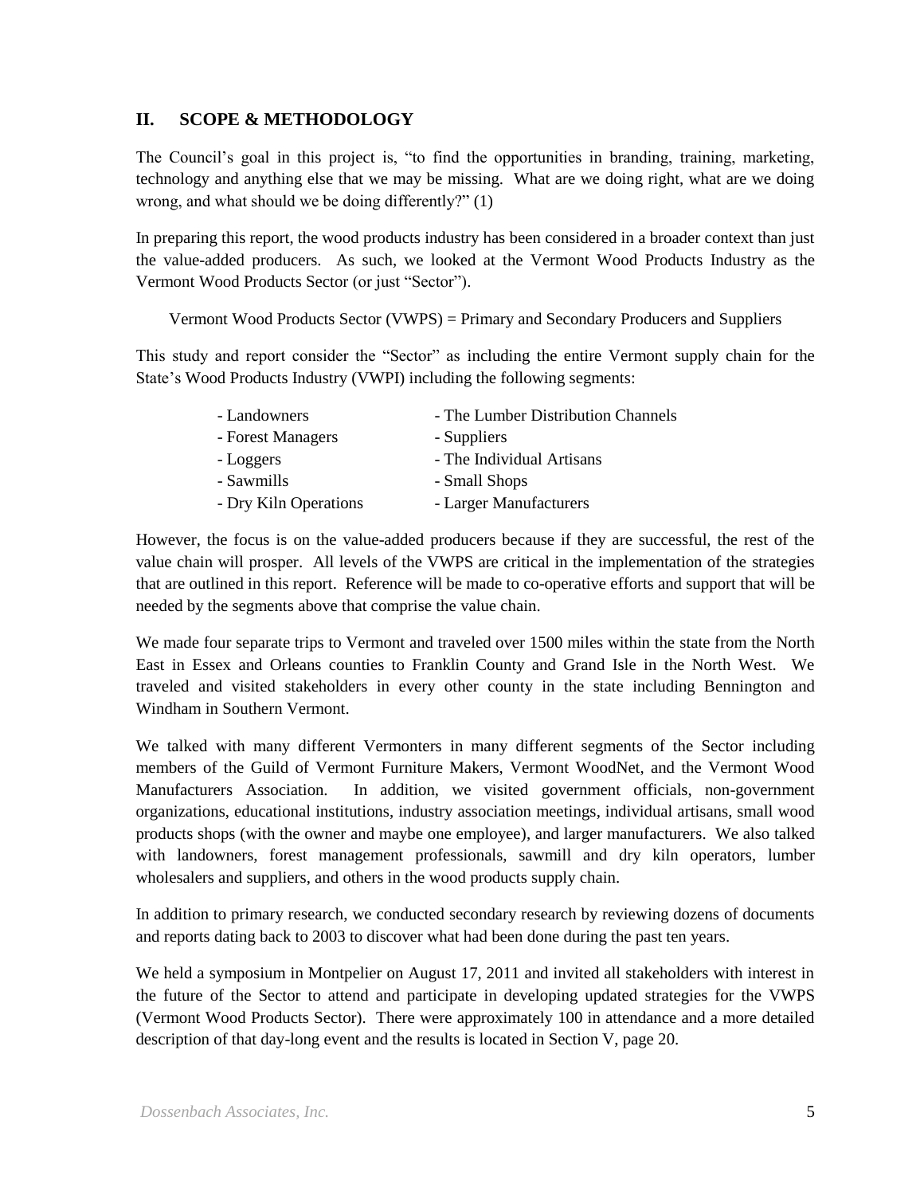## II. SCOPE & METHODOLOGY

The Council's goal in this project is, "to find the opportunities in branding, training, marketing, technology and anything else that we may be missing. What are we doing right, what are we doing wrong, and what should we be doing differently?" (1)

In preparing this report, the wood products industry has been considered in a broader context than just the value-added producers. As such, we looked at the Vermont Wood Products Industry as the Vermont Wood Products Sector (or just "Sector").

Vermont Wood Products Sector (VWPS) = Primary and Secondary Producers and Suppliers

This study and report consider the "Sector" as including the entire Vermont supply chain for the State's Wood Products Industry (VWPI) including the following segments:

- Landowners
- Forest Managers
- Loggers
- Sawmills
- Dry Kiln Operations
- The Lumber Distribution Channels
- Suppliers
- The Individual Artisans
- Small Shops
- Larger Manufacturers

However, the focus is on the value-added producers because if they are successful, the rest of the value chain will prosper. All levels of the VWPS are critical in the implementation of the strategies that are outlined in this report. Reference will be made to co-operative efforts and support that will be needed by the segments above that comprise the value chain.

We made four separate trips to Vermont and traveled over 1500 miles within the state from the North East in Essex and Orleans counties to Franklin County and Grand Isle in the North West. We traveled and visited stakeholders in every other county in the state including Bennington and Windham in Southern Vermont.

We talked with many different Vermonters in many different segments of the Sector including members of the Guild of Vermont Furniture Makers, Vermont WoodNet, and the Vermont Wood Manufacturers Association. In addition, we visited government officials, non-government organizations, educational institutions, industry association meetings, individual artisans, small wood products shops (with the owner and maybe one employee), and larger manufacturers. We also talked with landowners, forest management professionals, sawmill and dry kiln operators, lumber wholesalers and suppliers, and others in the wood products supply chain.

In addition to primary research, we conducted secondary research by reviewing dozens of documents and reports dating back to 2003 to discover what had been done during the past ten years.

We held a symposium in Montpelier on August 17, 2011 and invited all stakeholders with interest in the future of the Sector to attend and participate in developing updated strategies for the VWPS (Vermont Wood Products Sector). There were approximately 100 in attendance and a more detailed description of that day-long event and the results is located in Section V, page 20.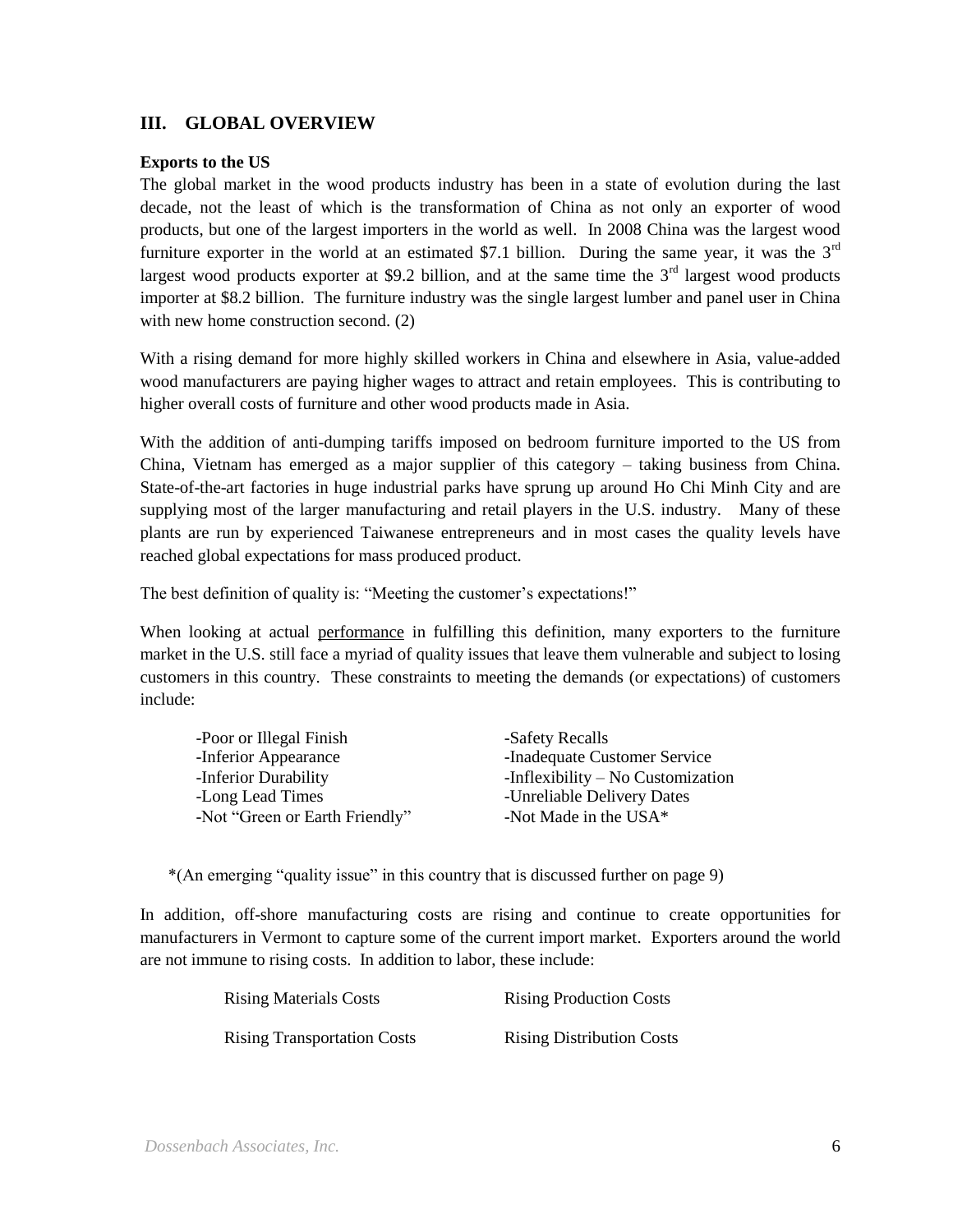## III. GLOBAL OVERVIEW

**Exports to the US**

The global market in the wood products industry has been in a state of evolution during the last decade, not the least of which is the transformation of China as not only an exporter of wood products, but one of the largest importers in the world as well. In 2008 China was the largest wood furniture exporter in the world at an estimated $7.1 billion. During the same year, it was the 3rd largest wood products exporter at $9.2 billion, and at the same time the 3rd largest wood products importer at $8.2 billion. The furniture industry was the single largest lumber and panel user in China with new home construction second. (2)

With a rising demand for more highly skilled workers in China and elsewhere in Asia, value-added wood manufacturers are paying higher wages to attract and retain employees. This is contributing to higher overall costs of furniture and other wood products made in Asia.

With the addition of anti-dumping tariffs imposed on bedroom furniture imported to the US from China, Vietnam has emerged as a major supplier of this category – taking business from China. State-of-the-art factories in huge industrial parks have sprung up around Ho Chi Minh City and are supplying most of the larger manufacturing and retail players in the U.S. industry. Many of these plants are run by experienced Taiwanese entrepreneurs and in most cases the quality levels have reached global expectations for mass produced product.

The best definition of quality is: "Meeting the customer's expectations!"

When looking at actual performance in fulfilling this definition, many exporters to the furniture market in the U.S. still face a myriad of quality issues that leave them vulnerable and subject to losing customers in this country. These constraints to meeting the demands (or expectations) of customers include:

- Poor or Illegal Finish
- Inferior Appearance
- Inferior Durability
- Long Lead Times
- Not "Green or Earth Friendly"
- Safety Recalls
- Inadequate Customer Service
- Inflexibility – No Customization
- Unreliable Delivery Dates
- Not Made in the USA*

*(An emerging "quality issue" in this country that is discussed further on page 9)

In addition, off-shore manufacturing costs are rising and continue to create opportunities for manufacturers in Vermont to capture some of the current import market. Exporters around the world are not immune to rising costs. In addition to labor, these include:

- Rising Materials Costs
- Rising Transportation Costs
- Rising Production Costs
- Rising Distribution Costs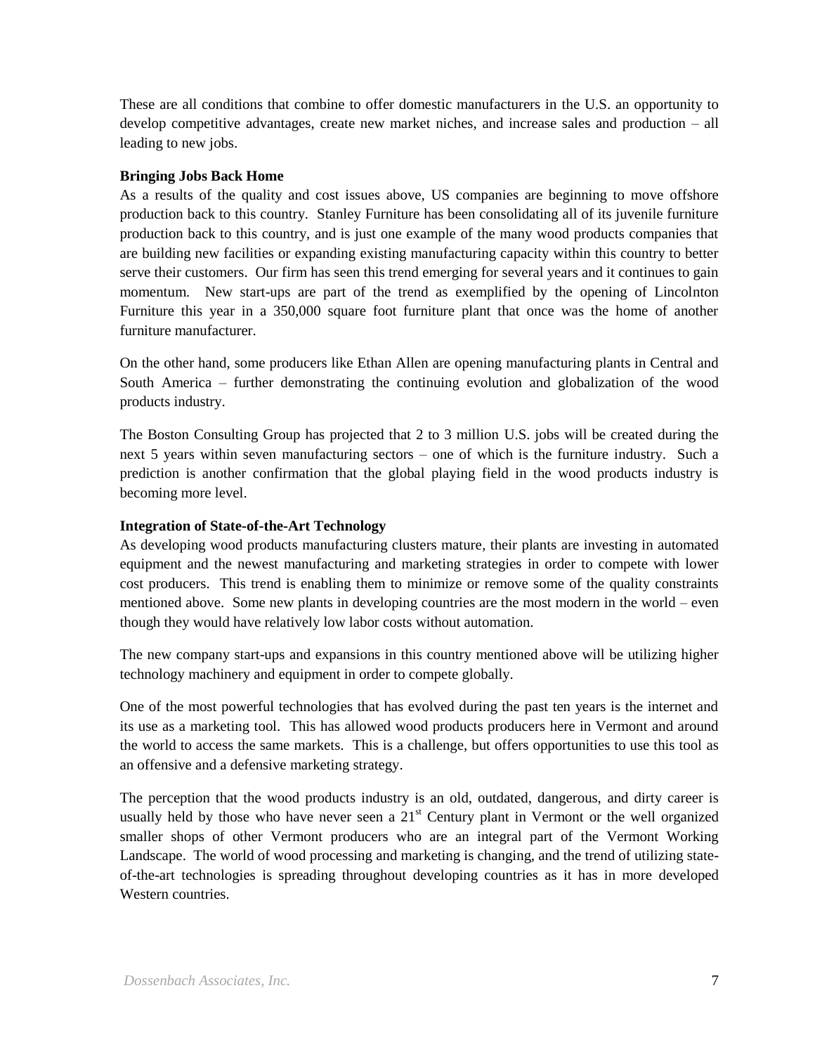These are all conditions that combine to offer domestic manufacturers in the U.S. an opportunity to develop competitive advantages, create new market niches, and increase sales and production – all leading to new jobs.

**Bringing Jobs Back Home**

As a results of the quality and cost issues above, US companies are beginning to move offshore production back to this country. Stanley Furniture has been consolidating all of its juvenile furniture production back to this country, and is just one example of the many wood products companies that are building new facilities or expanding existing manufacturing capacity within this country to better serve their customers. Our firm has seen this trend emerging for several years and it continues to gain momentum. New start-ups are part of the trend as exemplified by the opening of Lincolnton Furniture this year in a 350,000 square foot furniture plant that once was the home of another furniture manufacturer.

On the other hand, some producers like Ethan Allen are opening manufacturing plants in Central and South America – further demonstrating the continuing evolution and globalization of the wood products industry.

The Boston Consulting Group has projected that 2 to 3 million U.S. jobs will be created during the next 5 years within seven manufacturing sectors – one of which is the furniture industry. Such a prediction is another confirmation that the global playing field in the wood products industry is becoming more level.

**Integration of State-of-the-Art Technology**

As developing wood products manufacturing clusters mature, their plants are investing in automated equipment and the newest manufacturing and marketing strategies in order to compete with lower cost producers. This trend is enabling them to minimize or remove some of the quality constraints mentioned above. Some new plants in developing countries are the most modern in the world – even though they would have relatively low labor costs without automation.

The new company start-ups and expansions in this country mentioned above will be utilizing higher technology machinery and equipment in order to compete globally.

One of the most powerful technologies that has evolved during the past ten years is the internet and its use as a marketing tool. This has allowed wood products producers here in Vermont and around the world to access the same markets. This is a challenge, but offers opportunities to use this tool as an offensive and a defensive marketing strategy.

The perception that the wood products industry is an old, outdated, dangerous, and dirty career is usually held by those who have never seen a 21st Century plant in Vermont or the well organized smaller shops of other Vermont producers who are an integral part of the Vermont Working Landscape. The world of wood processing and marketing is changing, and the trend of utilizing state-of-the-art technologies is spreading throughout developing countries as it has in more developed Western countries.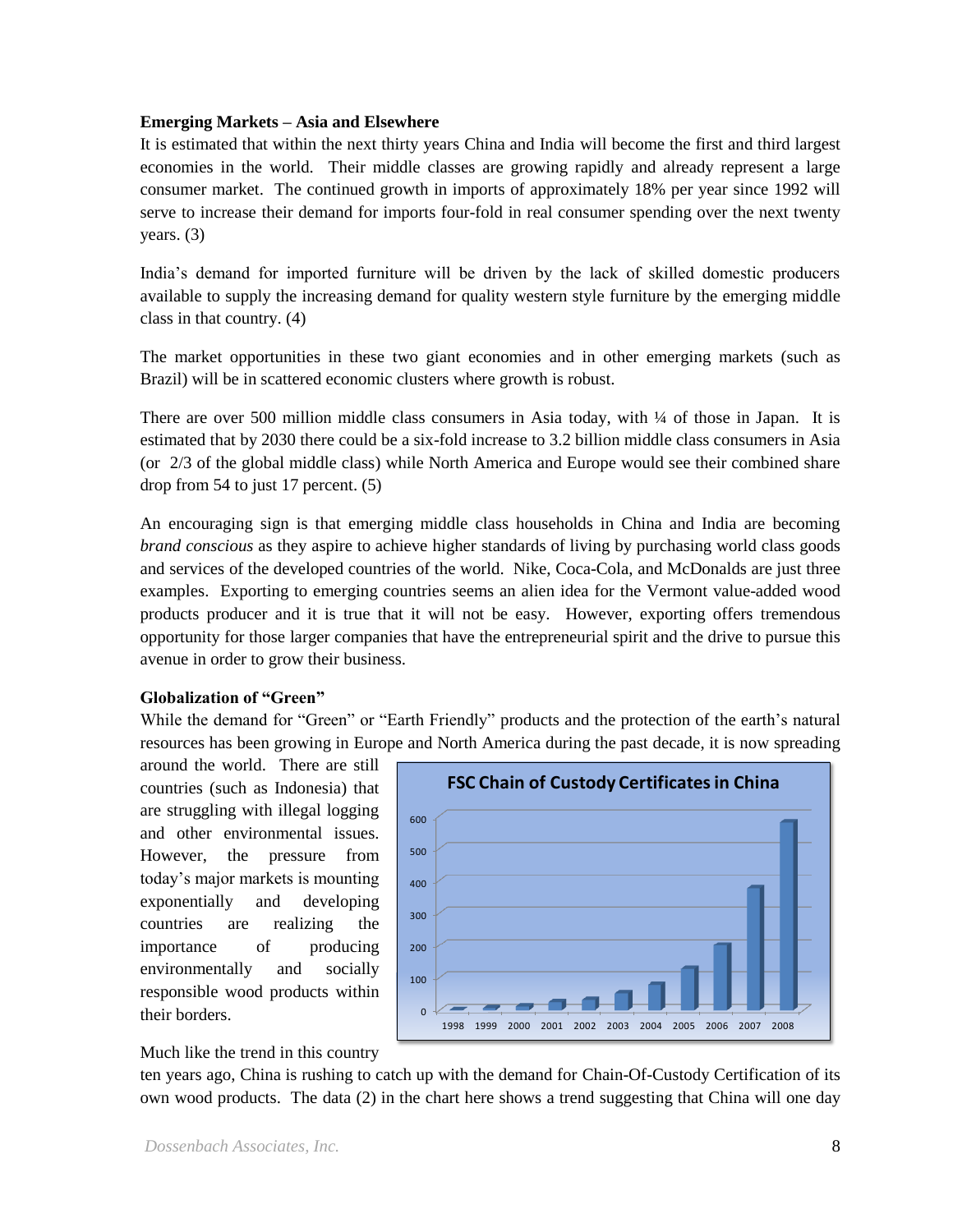**Emerging Markets – Asia and Elsewhere**

It is estimated that within the next thirty years China and India will become the first and third largest economies in the world. Their middle classes are growing rapidly and already represent a large consumer market. The continued growth in imports of approximately 18% per year since 1992 will serve to increase their demand for imports four-fold in real consumer spending over the next twenty years. (3)

India's demand for imported furniture will be driven by the lack of skilled domestic producers available to supply the increasing demand for quality western style furniture by the emerging middle class in that country. (4)

The market opportunities in these two giant economies and in other emerging markets (such as Brazil) will be in scattered economic clusters where growth is robust.

There are over 500 million middle class consumers in Asia today, with ¼ of those in Japan. It is estimated that by 2030 there could be a six-fold increase to 3.2 billion middle class consumers in Asia (or 2/3 of the global middle class) while North America and Europe would see their combined share drop from 54 to just 17 percent. (5)

An encouraging sign is that emerging middle class households in China and India are becoming *brand conscious* as they aspire to achieve higher standards of living by purchasing world class goods and services of the developed countries of the world. Nike, Coca-Cola, and McDonalds are just three examples. Exporting to emerging countries seems an alien idea for the Vermont value-added wood products producer and it is true that it will not be easy. However, exporting offers tremendous opportunity for those larger companies that have the entrepreneurial spirit and the drive to pursue this avenue in order to grow their business.

**Globalization of "Green"**

While the demand for "Green" or "Earth Friendly" products and the protection of the earth's natural resources has been growing in Europe and North America during the past decade, it is now spreading around the world. There are still countries (such as Indonesia) that are struggling with illegal logging and other environmental issues. However, the pressure from today's major markets is mounting exponentially and developing countries are realizing the importance of producing environmentally and socially responsible wood products within their borders.

**FSC Chain of Custody Certificates in China**

| Year | 1998 | 1999 | 2000 | 2001 | 2002 | 2003 | 2004 | 2005 | 2006 | 2007 | 2008 |
|---|---|---|---|---|---|---|---|---|---|---|---|
| Certificates (approx.) | ~2 | ~8 | ~15 | ~25 | ~35 | ~55 | ~80 | ~130 | ~200 | ~380 | ~585 |

Much like the trend in this country ten years ago, China is rushing to catch up with the demand for Chain-Of-Custody Certification of its own wood products. The data (2) in the chart here shows a trend suggesting that China will one day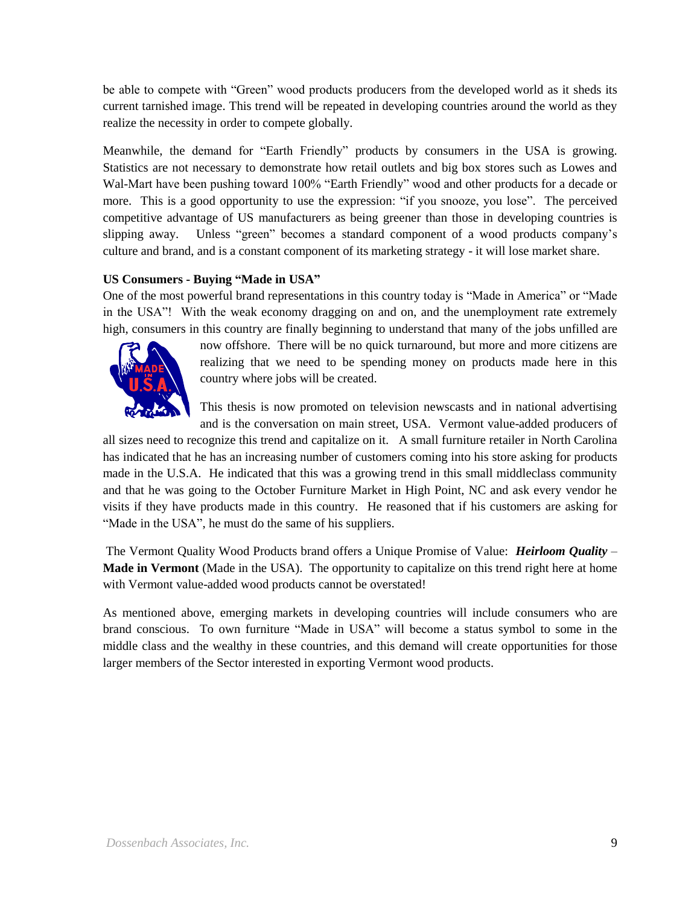be able to compete with "Green" wood products producers from the developed world as it sheds its current tarnished image. This trend will be repeated in developing countries around the world as they realize the necessity in order to compete globally.

Meanwhile, the demand for "Earth Friendly" products by consumers in the USA is growing. Statistics are not necessary to demonstrate how retail outlets and big box stores such as Lowes and Wal-Mart have been pushing toward 100% "Earth Friendly" wood and other products for a decade or more. This is a good opportunity to use the expression: "if you snooze, you lose". The perceived competitive advantage of US manufacturers as being greener than those in developing countries is slipping away. Unless "green" becomes a standard component of a wood products company's culture and brand, and is a constant component of its marketing strategy - it will lose market share.

**US Consumers - Buying "Made in USA"**

One of the most powerful brand representations in this country today is "Made in America" or "Made in the USA"! With the weak economy dragging on and on, and the unemployment rate extremely high, consumers in this country are finally beginning to understand that many of the jobs unfilled are now offshore. There will be no quick turnaround, but more and more citizens are realizing that we need to be spending money on products made here in this country where jobs will be created.

This thesis is now promoted on television newscasts and in national advertising and is the conversation on main street, USA. Vermont value-added producers of all sizes need to recognize this trend and capitalize on it. A small furniture retailer in North Carolina has indicated that he has an increasing number of customers coming into his store asking for products made in the U.S.A. He indicated that this was a growing trend in this small middleclass community and that he was going to the October Furniture Market in High Point, NC and ask every vendor he visits if they have products made in this country. He reasoned that if his customers are asking for "Made in the USA", he must do the same of his suppliers.

The Vermont Quality Wood Products brand offers a Unique Promise of Value: ***Heirloom Quality*** – **Made in Vermont** (Made in the USA). The opportunity to capitalize on this trend right here at home with Vermont value-added wood products cannot be overstated!

As mentioned above, emerging markets in developing countries will include consumers who are brand conscious. To own furniture "Made in USA" will become a status symbol to some in the middle class and the wealthy in these countries, and this demand will create opportunities for those larger members of the Sector interested in exporting Vermont wood products.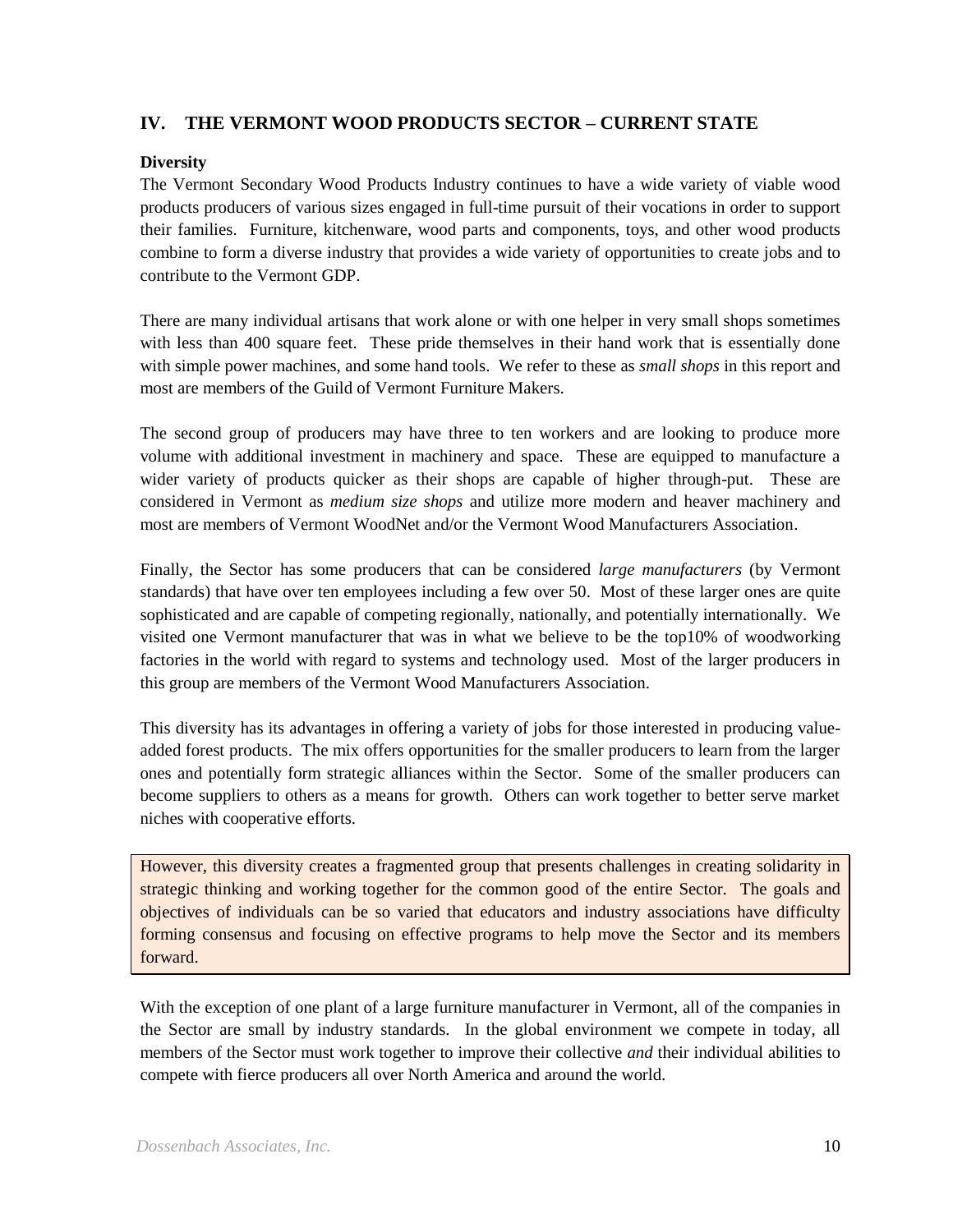## IV. THE VERMONT WOOD PRODUCTS SECTOR – CURRENT STATE

**Diversity**

The Vermont Secondary Wood Products Industry continues to have a wide variety of viable wood products producers of various sizes engaged in full-time pursuit of their vocations in order to support their families. Furniture, kitchenware, wood parts and components, toys, and other wood products combine to form a diverse industry that provides a wide variety of opportunities to create jobs and to contribute to the Vermont GDP.

There are many individual artisans that work alone or with one helper in very small shops sometimes with less than 400 square feet. These pride themselves in their hand work that is essentially done with simple power machines, and some hand tools. We refer to these as *small shops* in this report and most are members of the Guild of Vermont Furniture Makers.

The second group of producers may have three to ten workers and are looking to produce more volume with additional investment in machinery and space. These are equipped to manufacture a wider variety of products quicker as their shops are capable of higher through-put. These are considered in Vermont as *medium size shops* and utilize more modern and heaver machinery and most are members of Vermont WoodNet and/or the Vermont Wood Manufacturers Association.

Finally, the Sector has some producers that can be considered *large manufacturers* (by Vermont standards) that have over ten employees including a few over 50. Most of these larger ones are quite sophisticated and are capable of competing regionally, nationally, and potentially internationally. We visited one Vermont manufacturer that was in what we believe to be the top10% of woodworking factories in the world with regard to systems and technology used. Most of the larger producers in this group are members of the Vermont Wood Manufacturers Association.

This diversity has its advantages in offering a variety of jobs for those interested in producing value-added forest products. The mix offers opportunities for the smaller producers to learn from the larger ones and potentially form strategic alliances within the Sector. Some of the smaller producers can become suppliers to others as a means for growth. Others can work together to better serve market niches with cooperative efforts.

However, this diversity creates a fragmented group that presents challenges in creating solidarity in strategic thinking and working together for the common good of the entire Sector. The goals and objectives of individuals can be so varied that educators and industry associations have difficulty forming consensus and focusing on effective programs to help move the Sector and its members forward.

With the exception of one plant of a large furniture manufacturer in Vermont, all of the companies in the Sector are small by industry standards. In the global environment we compete in today, all members of the Sector must work together to improve their collective *and* their individual abilities to compete with fierce producers all over North America and around the world.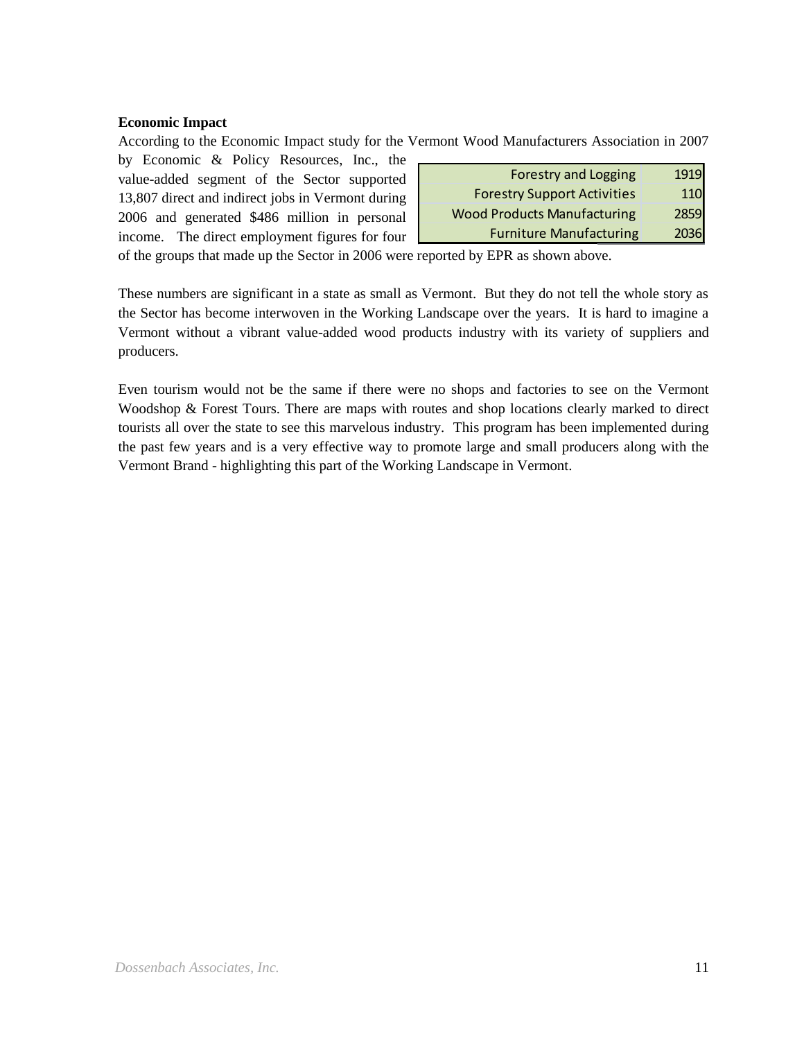**Economic Impact**

According to the Economic Impact study for the Vermont Wood Manufacturers Association in 2007 by Economic & Policy Resources, Inc., the value-added segment of the Sector supported 13,807 direct and indirect jobs in Vermont during 2006 and generated $486 million in personal income. The direct employment figures for four of the groups that made up the Sector in 2006 were reported by EPR as shown above.

| | |
|---|---|
| Forestry and Logging | 1919 |
| Forestry Support Activities | 110 |
| Wood Products Manufacturing | 2859 |
| Furniture Manufacturing | 2036 |

These numbers are significant in a state as small as Vermont. But they do not tell the whole story as the Sector has become interwoven in the Working Landscape over the years. It is hard to imagine a Vermont without a vibrant value-added wood products industry with its variety of suppliers and producers.

Even tourism would not be the same if there were no shops and factories to see on the Vermont Woodshop & Forest Tours. There are maps with routes and shop locations clearly marked to direct tourists all over the state to see this marvelous industry. This program has been implemented during the past few years and is a very effective way to promote large and small producers along with the Vermont Brand - highlighting this part of the Working Landscape in Vermont.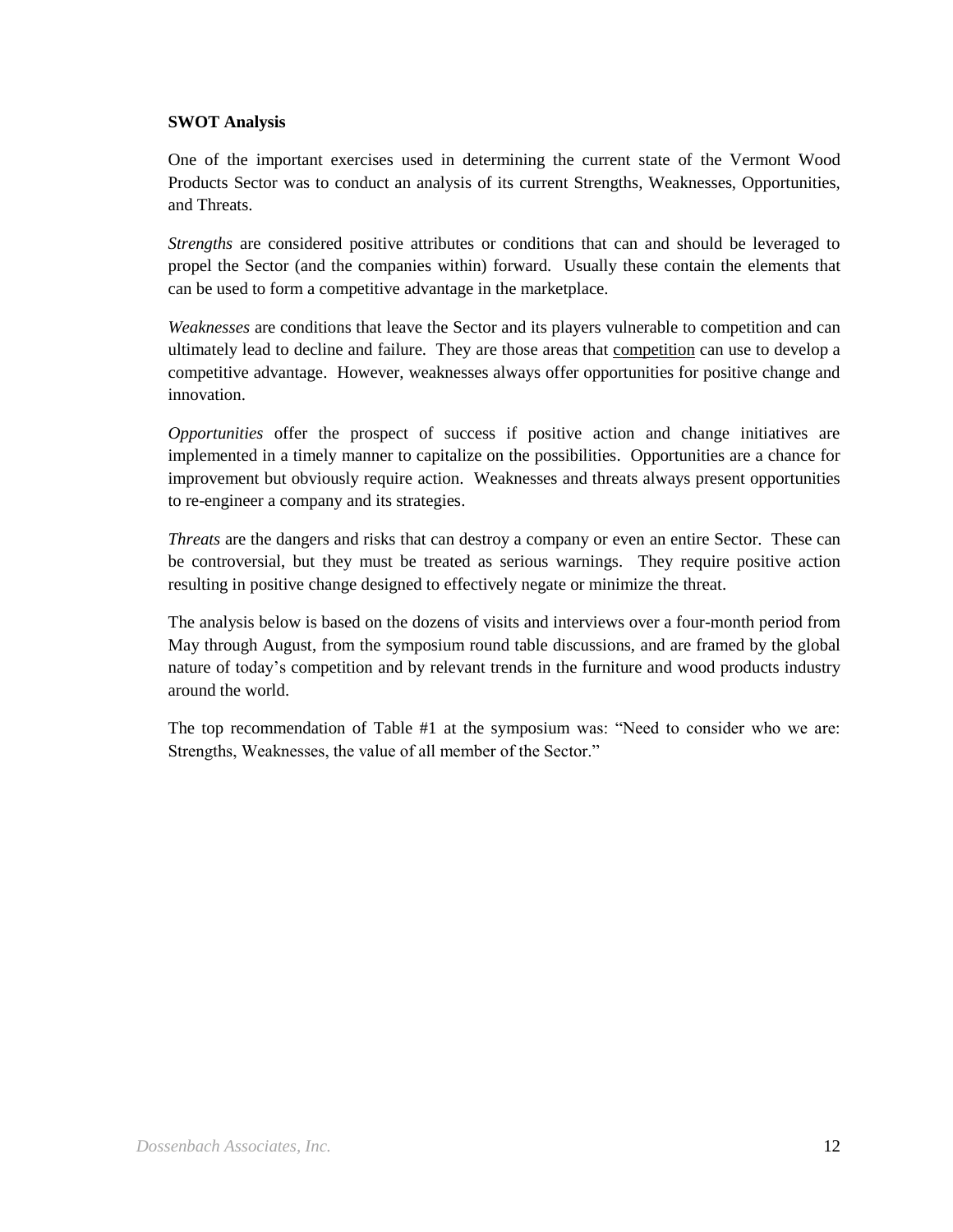**SWOT Analysis**

One of the important exercises used in determining the current state of the Vermont Wood Products Sector was to conduct an analysis of its current Strengths, Weaknesses, Opportunities, and Threats.

*Strengths* are considered positive attributes or conditions that can and should be leveraged to propel the Sector (and the companies within) forward. Usually these contain the elements that can be used to form a competitive advantage in the marketplace.

*Weaknesses* are conditions that leave the Sector and its players vulnerable to competition and can ultimately lead to decline and failure. They are those areas that <u>competition</u> can use to develop a competitive advantage. However, weaknesses always offer opportunities for positive change and innovation.

*Opportunities* offer the prospect of success if positive action and change initiatives are implemented in a timely manner to capitalize on the possibilities. Opportunities are a chance for improvement but obviously require action. Weaknesses and threats always present opportunities to re-engineer a company and its strategies.

*Threats* are the dangers and risks that can destroy a company or even an entire Sector. These can be controversial, but they must be treated as serious warnings. They require positive action resulting in positive change designed to effectively negate or minimize the threat.

The analysis below is based on the dozens of visits and interviews over a four-month period from May through August, from the symposium round table discussions, and are framed by the global nature of today's competition and by relevant trends in the furniture and wood products industry around the world.

The top recommendation of Table #1 at the symposium was: "Need to consider who we are: Strengths, Weaknesses, the value of all member of the Sector."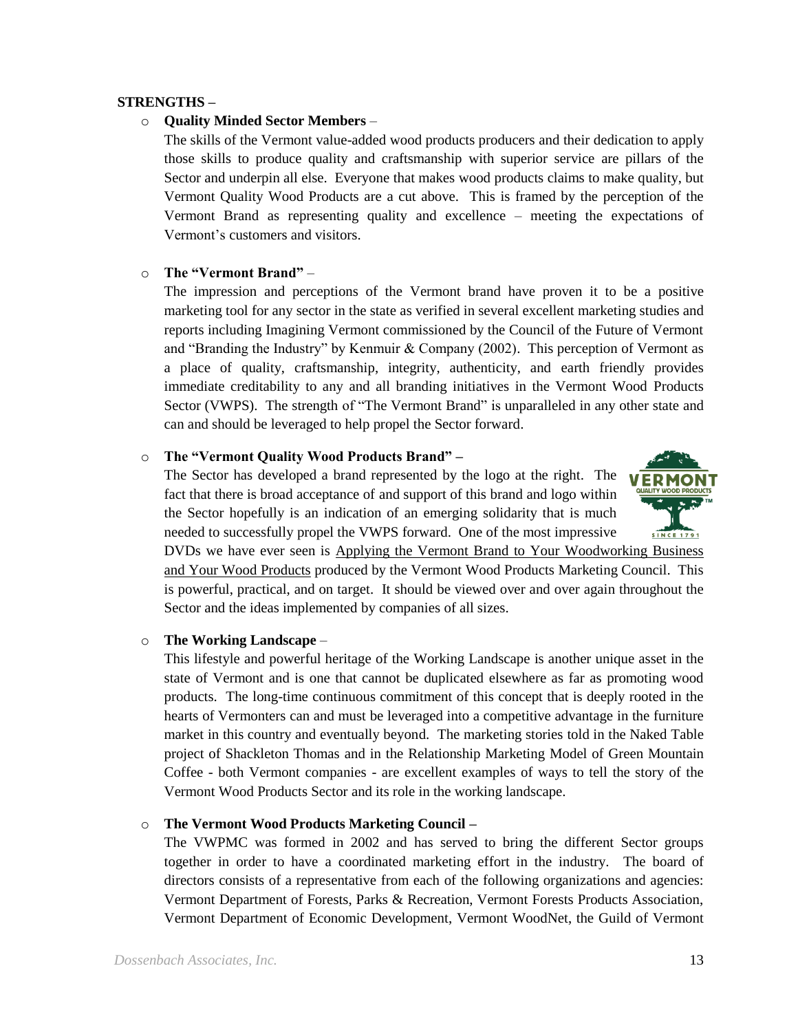**STRENGTHS –**

- **Quality Minded Sector Members** –

  The skills of the Vermont value-added wood products producers and their dedication to apply those skills to produce quality and craftsmanship with superior service are pillars of the Sector and underpin all else. Everyone that makes wood products claims to make quality, but Vermont Quality Wood Products are a cut above. This is framed by the perception of the Vermont Brand as representing quality and excellence – meeting the expectations of Vermont's customers and visitors.

- **The "Vermont Brand"** –

  The impression and perceptions of the Vermont brand have proven it to be a positive marketing tool for any sector in the state as verified in several excellent marketing studies and reports including Imagining Vermont commissioned by the Council of the Future of Vermont and "Branding the Industry" by Kenmuir & Company (2002). This perception of Vermont as a place of quality, craftsmanship, integrity, authenticity, and earth friendly provides immediate creditability to any and all branding initiatives in the Vermont Wood Products Sector (VWPS). The strength of "The Vermont Brand" is unparalleled in any other state and can and should be leveraged to help propel the Sector forward.

- **The "Vermont Quality Wood Products Brand" –**

  The Sector has developed a brand represented by the logo at the right. The fact that there is broad acceptance of and support of this brand and logo within the Sector hopefully is an indication of an emerging solidarity that is much needed to successfully propel the VWPS forward. One of the most impressive DVDs we have ever seen is Applying the Vermont Brand to Your Woodworking Business and Your Wood Products produced by the Vermont Wood Products Marketing Council. This is powerful, practical, and on target. It should be viewed over and over again throughout the Sector and the ideas implemented by companies of all sizes.

- **The Working Landscape** –

  This lifestyle and powerful heritage of the Working Landscape is another unique asset in the state of Vermont and is one that cannot be duplicated elsewhere as far as promoting wood products. The long-time continuous commitment of this concept that is deeply rooted in the hearts of Vermonters can and must be leveraged into a competitive advantage in the furniture market in this country and eventually beyond. The marketing stories told in the Naked Table project of Shackleton Thomas and in the Relationship Marketing Model of Green Mountain Coffee - both Vermont companies - are excellent examples of ways to tell the story of the Vermont Wood Products Sector and its role in the working landscape.

- **The Vermont Wood Products Marketing Council –**

  The VWPMC was formed in 2002 and has served to bring the different Sector groups together in order to have a coordinated marketing effort in the industry. The board of directors consists of a representative from each of the following organizations and agencies: Vermont Department of Forests, Parks & Recreation, Vermont Forests Products Association, Vermont Department of Economic Development, Vermont WoodNet, the Guild of Vermont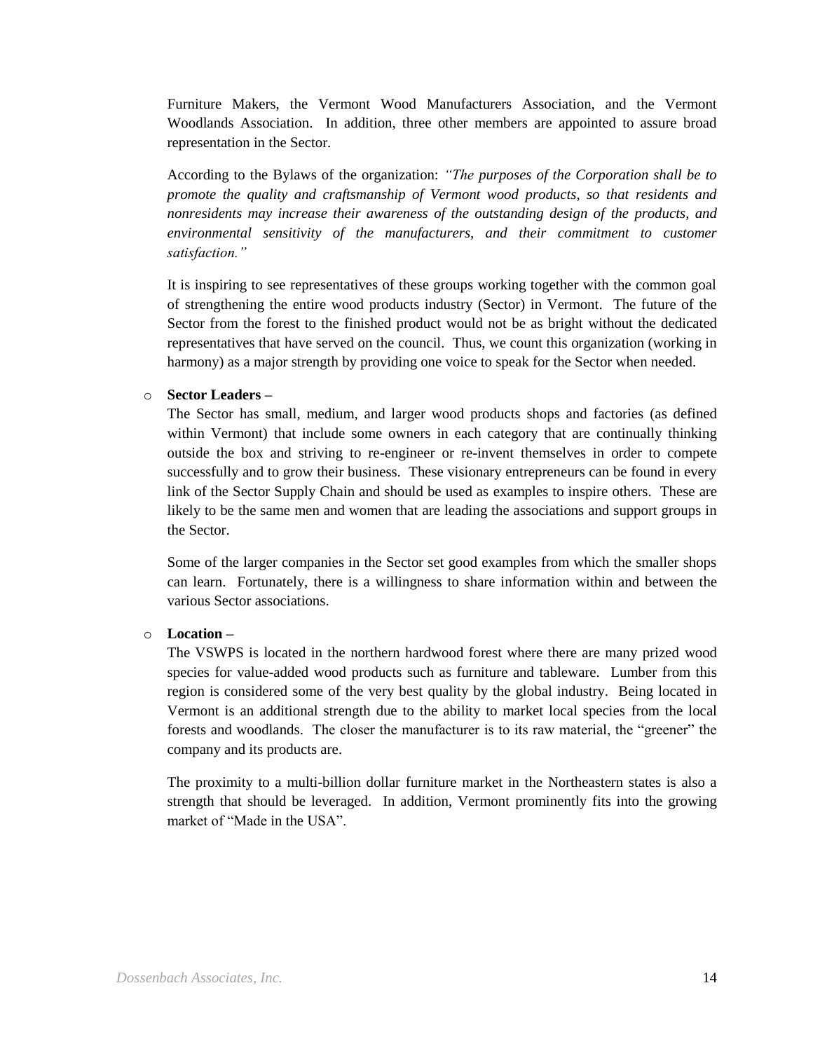Furniture Makers, the Vermont Wood Manufacturers Association, and the Vermont Woodlands Association. In addition, three other members are appointed to assure broad representation in the Sector.

According to the Bylaws of the organization: *"The purposes of the Corporation shall be to promote the quality and craftsmanship of Vermont wood products, so that residents and nonresidents may increase their awareness of the outstanding design of the products, and environmental sensitivity of the manufacturers, and their commitment to customer satisfaction."*

It is inspiring to see representatives of these groups working together with the common goal of strengthening the entire wood products industry (Sector) in Vermont. The future of the Sector from the forest to the finished product would not be as bright without the dedicated representatives that have served on the council. Thus, we count this organization (working in harmony) as a major strength by providing one voice to speak for the Sector when needed.

- **Sector Leaders –**

  The Sector has small, medium, and larger wood products shops and factories (as defined within Vermont) that include some owners in each category that are continually thinking outside the box and striving to re-engineer or re-invent themselves in order to compete successfully and to grow their business. These visionary entrepreneurs can be found in every link of the Sector Supply Chain and should be used as examples to inspire others. These are likely to be the same men and women that are leading the associations and support groups in the Sector.

  Some of the larger companies in the Sector set good examples from which the smaller shops can learn. Fortunately, there is a willingness to share information within and between the various Sector associations.

- **Location –**

  The VSWPS is located in the northern hardwood forest where there are many prized wood species for value-added wood products such as furniture and tableware. Lumber from this region is considered some of the very best quality by the global industry. Being located in Vermont is an additional strength due to the ability to market local species from the local forests and woodlands. The closer the manufacturer is to its raw material, the "greener" the company and its products are.

  The proximity to a multi-billion dollar furniture market in the Northeastern states is also a strength that should be leveraged. In addition, Vermont prominently fits into the growing market of "Made in the USA".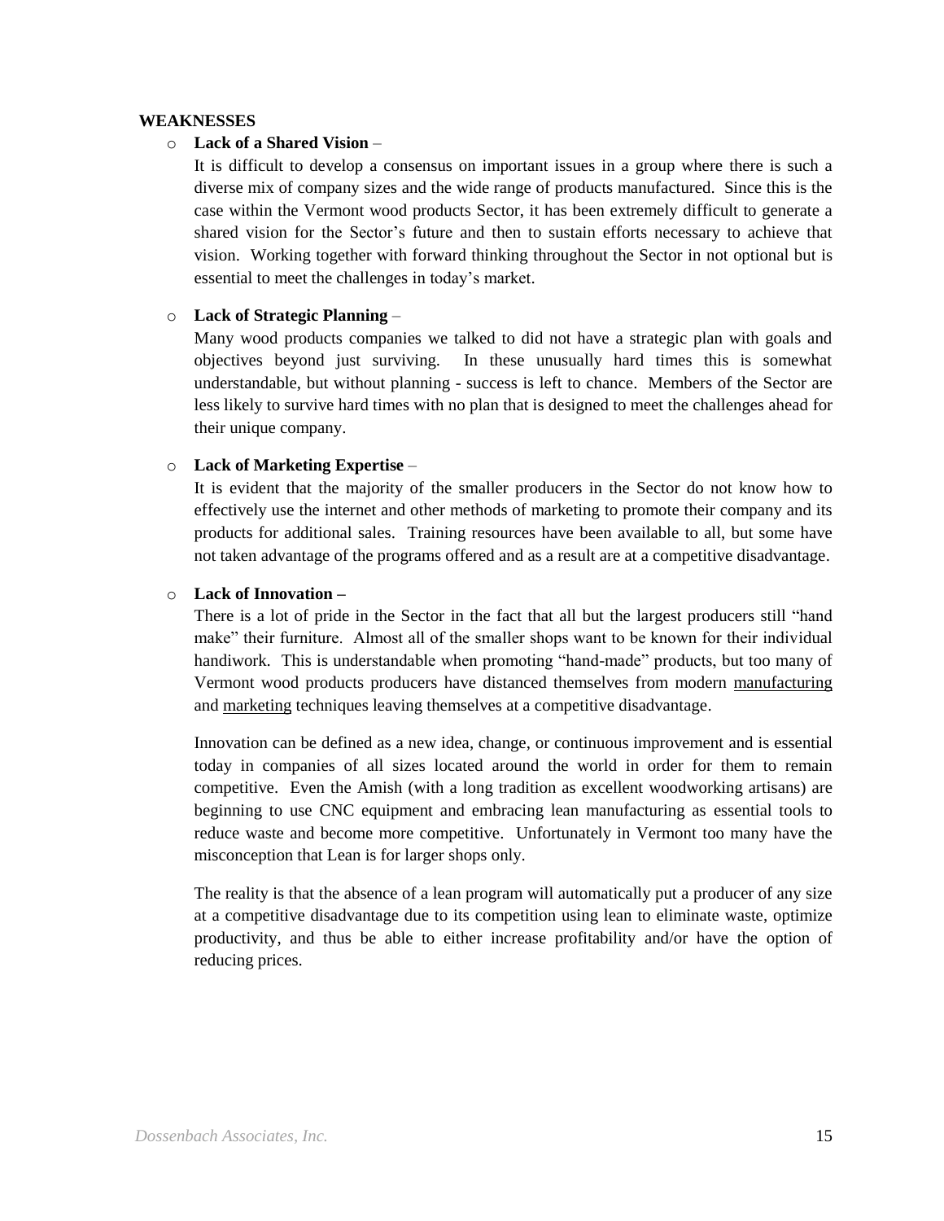**WEAKNESSES**

- **Lack of a Shared Vision** –

  It is difficult to develop a consensus on important issues in a group where there is such a diverse mix of company sizes and the wide range of products manufactured. Since this is the case within the Vermont wood products Sector, it has been extremely difficult to generate a shared vision for the Sector's future and then to sustain efforts necessary to achieve that vision. Working together with forward thinking throughout the Sector in not optional but is essential to meet the challenges in today's market.

- **Lack of Strategic Planning** –

  Many wood products companies we talked to did not have a strategic plan with goals and objectives beyond just surviving. In these unusually hard times this is somewhat understandable, but without planning - success is left to chance. Members of the Sector are less likely to survive hard times with no plan that is designed to meet the challenges ahead for their unique company.

- **Lack of Marketing Expertise** –

  It is evident that the majority of the smaller producers in the Sector do not know how to effectively use the internet and other methods of marketing to promote their company and its products for additional sales. Training resources have been available to all, but some have not taken advantage of the programs offered and as a result are at a competitive disadvantage.

- **Lack of Innovation –**

  There is a lot of pride in the Sector in the fact that all but the largest producers still "hand make" their furniture. Almost all of the smaller shops want to be known for their individual handiwork. This is understandable when promoting "hand-made" products, but too many of Vermont wood products producers have distanced themselves from modern <u>manufacturing</u> and <u>marketing</u> techniques leaving themselves at a competitive disadvantage.

  Innovation can be defined as a new idea, change, or continuous improvement and is essential today in companies of all sizes located around the world in order for them to remain competitive. Even the Amish (with a long tradition as excellent woodworking artisans) are beginning to use CNC equipment and embracing lean manufacturing as essential tools to reduce waste and become more competitive. Unfortunately in Vermont too many have the misconception that Lean is for larger shops only.

  The reality is that the absence of a lean program will automatically put a producer of any size at a competitive disadvantage due to its competition using lean to eliminate waste, optimize productivity, and thus be able to either increase profitability and/or have the option of reducing prices.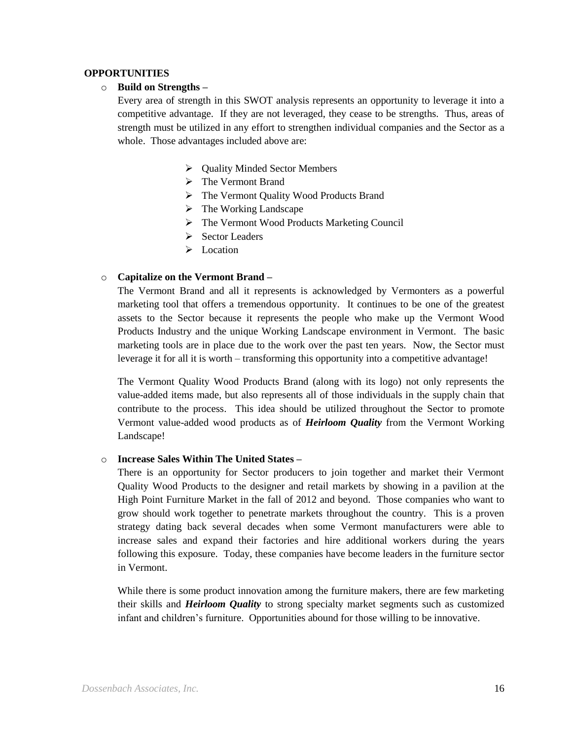**OPPORTUNITIES**

- **Build on Strengths –**

  Every area of strength in this SWOT analysis represents an opportunity to leverage it into a competitive advantage. If they are not leveraged, they cease to be strengths. Thus, areas of strength must be utilized in any effort to strengthen individual companies and the Sector as a whole. Those advantages included above are:

  - Quality Minded Sector Members
  - The Vermont Brand
  - The Vermont Quality Wood Products Brand
  - The Working Landscape
  - The Vermont Wood Products Marketing Council
  - Sector Leaders
  - Location

- **Capitalize on the Vermont Brand –**

  The Vermont Brand and all it represents is acknowledged by Vermonters as a powerful marketing tool that offers a tremendous opportunity. It continues to be one of the greatest assets to the Sector because it represents the people who make up the Vermont Wood Products Industry and the unique Working Landscape environment in Vermont. The basic marketing tools are in place due to the work over the past ten years. Now, the Sector must leverage it for all it is worth – transforming this opportunity into a competitive advantage!

  The Vermont Quality Wood Products Brand (along with its logo) not only represents the value-added items made, but also represents all of those individuals in the supply chain that contribute to the process. This idea should be utilized throughout the Sector to promote Vermont value-added wood products as of ***Heirloom Quality*** from the Vermont Working Landscape!

- **Increase Sales Within The United States –**

  There is an opportunity for Sector producers to join together and market their Vermont Quality Wood Products to the designer and retail markets by showing in a pavilion at the High Point Furniture Market in the fall of 2012 and beyond. Those companies who want to grow should work together to penetrate markets throughout the country. This is a proven strategy dating back several decades when some Vermont manufacturers were able to increase sales and expand their factories and hire additional workers during the years following this exposure. Today, these companies have become leaders in the furniture sector in Vermont.

  While there is some product innovation among the furniture makers, there are few marketing their skills and ***Heirloom Quality*** to strong specialty market segments such as customized infant and children's furniture. Opportunities abound for those willing to be innovative.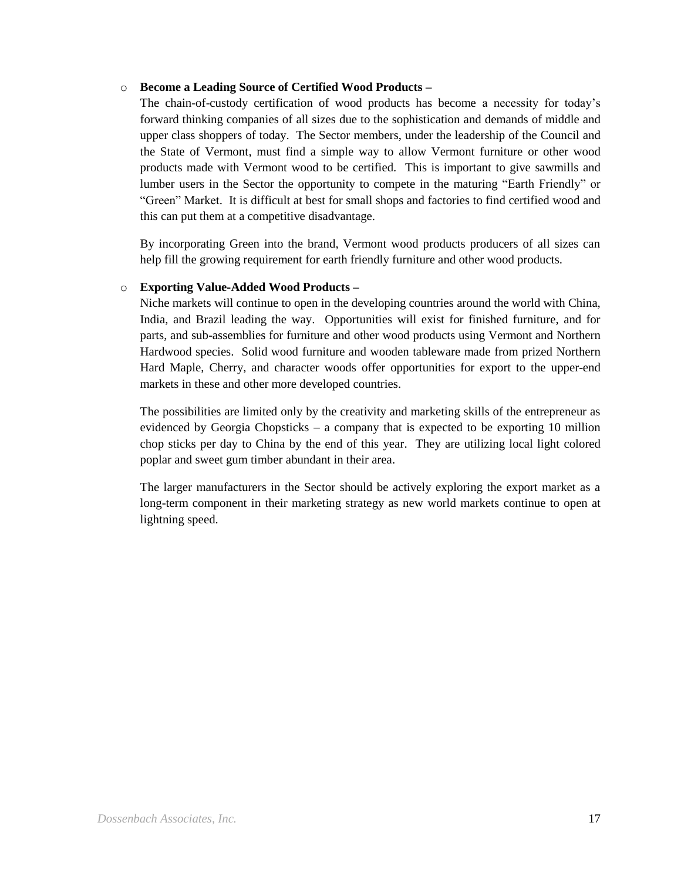- **Become a Leading Source of Certified Wood Products –**

  The chain-of-custody certification of wood products has become a necessity for today's forward thinking companies of all sizes due to the sophistication and demands of middle and upper class shoppers of today. The Sector members, under the leadership of the Council and the State of Vermont, must find a simple way to allow Vermont furniture or other wood products made with Vermont wood to be certified. This is important to give sawmills and lumber users in the Sector the opportunity to compete in the maturing "Earth Friendly" or "Green" Market. It is difficult at best for small shops and factories to find certified wood and this can put them at a competitive disadvantage.

  By incorporating Green into the brand, Vermont wood products producers of all sizes can help fill the growing requirement for earth friendly furniture and other wood products.

- **Exporting Value-Added Wood Products –**

  Niche markets will continue to open in the developing countries around the world with China, India, and Brazil leading the way. Opportunities will exist for finished furniture, and for parts, and sub-assemblies for furniture and other wood products using Vermont and Northern Hardwood species. Solid wood furniture and wooden tableware made from prized Northern Hard Maple, Cherry, and character woods offer opportunities for export to the upper-end markets in these and other more developed countries.

  The possibilities are limited only by the creativity and marketing skills of the entrepreneur as evidenced by Georgia Chopsticks – a company that is expected to be exporting 10 million chop sticks per day to China by the end of this year. They are utilizing local light colored poplar and sweet gum timber abundant in their area.

  The larger manufacturers in the Sector should be actively exploring the export market as a long-term component in their marketing strategy as new world markets continue to open at lightning speed.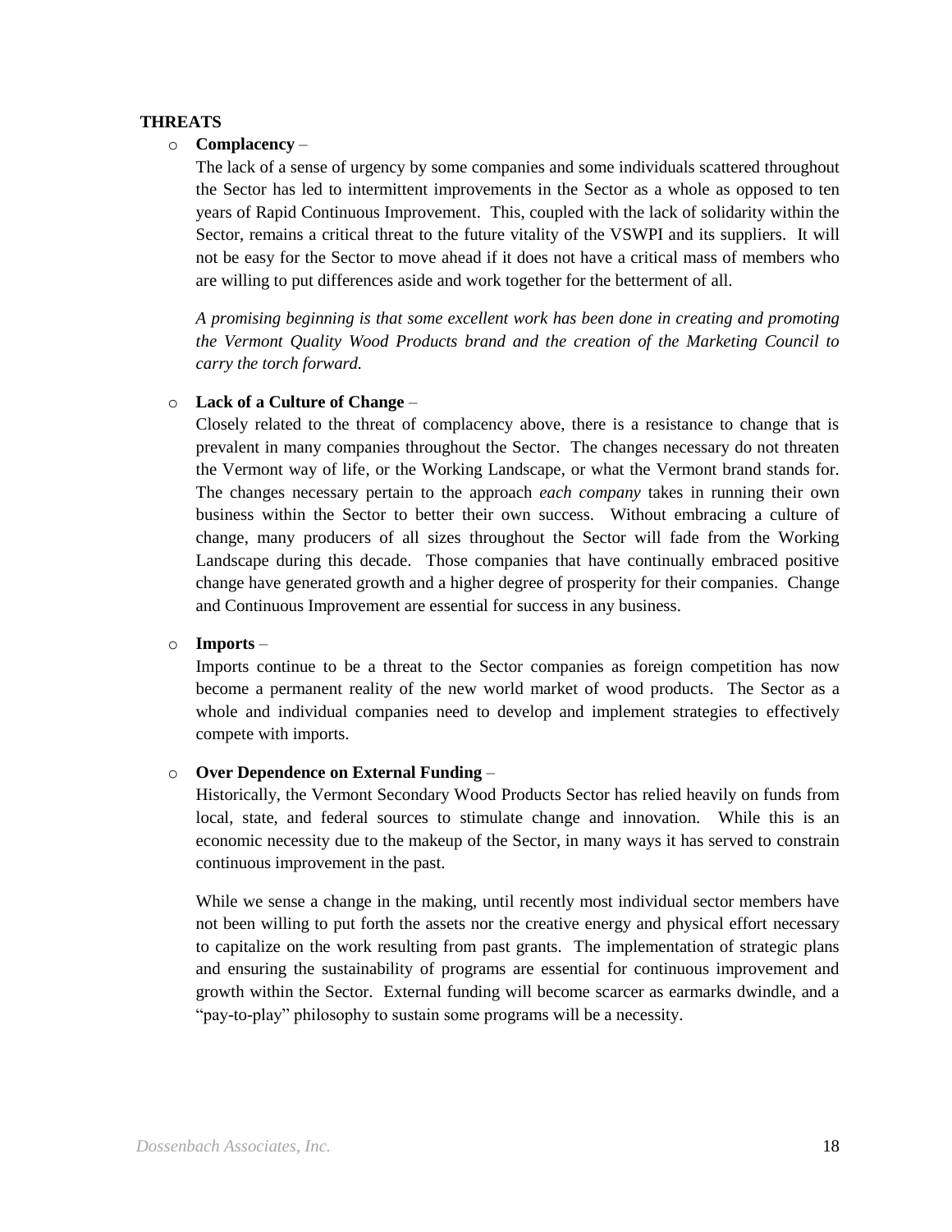**THREATS**

- **Complacency** –

  The lack of a sense of urgency by some companies and some individuals scattered throughout the Sector has led to intermittent improvements in the Sector as a whole as opposed to ten years of Rapid Continuous Improvement. This, coupled with the lack of solidarity within the Sector, remains a critical threat to the future vitality of the VSWPI and its suppliers. It will not be easy for the Sector to move ahead if it does not have a critical mass of members who are willing to put differences aside and work together for the betterment of all.

  *A promising beginning is that some excellent work has been done in creating and promoting the Vermont Quality Wood Products brand and the creation of the Marketing Council to carry the torch forward.*

- **Lack of a Culture of Change** –

  Closely related to the threat of complacency above, there is a resistance to change that is prevalent in many companies throughout the Sector. The changes necessary do not threaten the Vermont way of life, or the Working Landscape, or what the Vermont brand stands for. The changes necessary pertain to the approach *each company* takes in running their own business within the Sector to better their own success. Without embracing a culture of change, many producers of all sizes throughout the Sector will fade from the Working Landscape during this decade. Those companies that have continually embraced positive change have generated growth and a higher degree of prosperity for their companies. Change and Continuous Improvement are essential for success in any business.

- **Imports** –

  Imports continue to be a threat to the Sector companies as foreign competition has now become a permanent reality of the new world market of wood products. The Sector as a whole and individual companies need to develop and implement strategies to effectively compete with imports.

- **Over Dependence on External Funding** –

  Historically, the Vermont Secondary Wood Products Sector has relied heavily on funds from local, state, and federal sources to stimulate change and innovation. While this is an economic necessity due to the makeup of the Sector, in many ways it has served to constrain continuous improvement in the past.

  While we sense a change in the making, until recently most individual sector members have not been willing to put forth the assets nor the creative energy and physical effort necessary to capitalize on the work resulting from past grants. The implementation of strategic plans and ensuring the sustainability of programs are essential for continuous improvement and growth within the Sector. External funding will become scarcer as earmarks dwindle, and a "pay-to-play" philosophy to sustain some programs will be a necessity.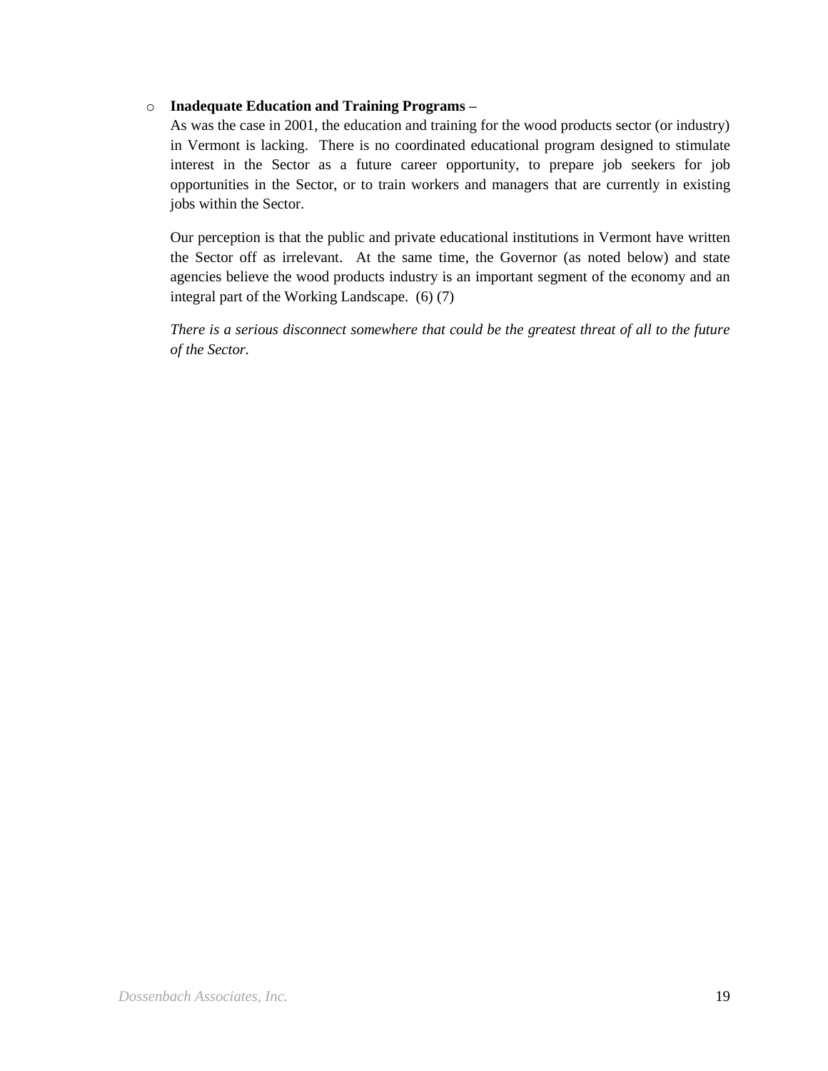- **Inadequate Education and Training Programs –**

  As was the case in 2001, the education and training for the wood products sector (or industry) in Vermont is lacking. There is no coordinated educational program designed to stimulate interest in the Sector as a future career opportunity, to prepare job seekers for job opportunities in the Sector, or to train workers and managers that are currently in existing jobs within the Sector.

  Our perception is that the public and private educational institutions in Vermont have written the Sector off as irrelevant. At the same time, the Governor (as noted below) and state agencies believe the wood products industry is an important segment of the economy and an integral part of the Working Landscape. (6) (7)

  *There is a serious disconnect somewhere that could be the greatest threat of all to the future of the Sector.*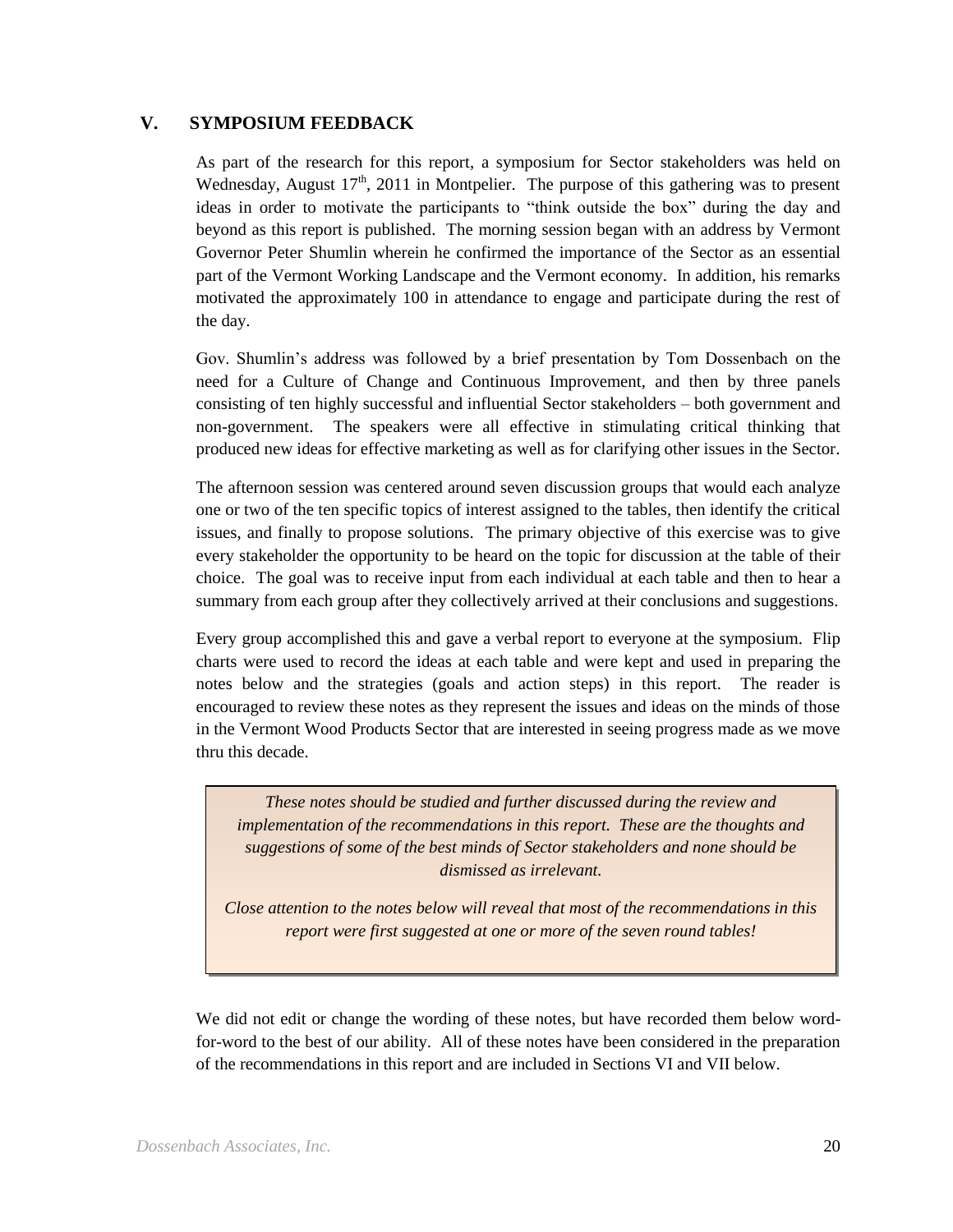## V. SYMPOSIUM FEEDBACK

As part of the research for this report, a symposium for Sector stakeholders was held on Wednesday, August 17th, 2011 in Montpelier. The purpose of this gathering was to present ideas in order to motivate the participants to "think outside the box" during the day and beyond as this report is published. The morning session began with an address by Vermont Governor Peter Shumlin wherein he confirmed the importance of the Sector as an essential part of the Vermont Working Landscape and the Vermont economy. In addition, his remarks motivated the approximately 100 in attendance to engage and participate during the rest of the day.

Gov. Shumlin's address was followed by a brief presentation by Tom Dossenbach on the need for a Culture of Change and Continuous Improvement, and then by three panels consisting of ten highly successful and influential Sector stakeholders – both government and non-government. The speakers were all effective in stimulating critical thinking that produced new ideas for effective marketing as well as for clarifying other issues in the Sector.

The afternoon session was centered around seven discussion groups that would each analyze one or two of the ten specific topics of interest assigned to the tables, then identify the critical issues, and finally to propose solutions. The primary objective of this exercise was to give every stakeholder the opportunity to be heard on the topic for discussion at the table of their choice. The goal was to receive input from each individual at each table and then to hear a summary from each group after they collectively arrived at their conclusions and suggestions.

Every group accomplished this and gave a verbal report to everyone at the symposium. Flip charts were used to record the ideas at each table and were kept and used in preparing the notes below and the strategies (goals and action steps) in this report. The reader is encouraged to review these notes as they represent the issues and ideas on the minds of those in the Vermont Wood Products Sector that are interested in seeing progress made as we move thru this decade.

> *These notes should be studied and further discussed during the review and implementation of the recommendations in this report. These are the thoughts and suggestions of some of the best minds of Sector stakeholders and none should be dismissed as irrelevant.*
>
> *Close attention to the notes below will reveal that most of the recommendations in this report were first suggested at one or more of the seven round tables!*

We did not edit or change the wording of these notes, but have recorded them below word-for-word to the best of our ability. All of these notes have been considered in the preparation of the recommendations in this report and are included in Sections VI and VII below.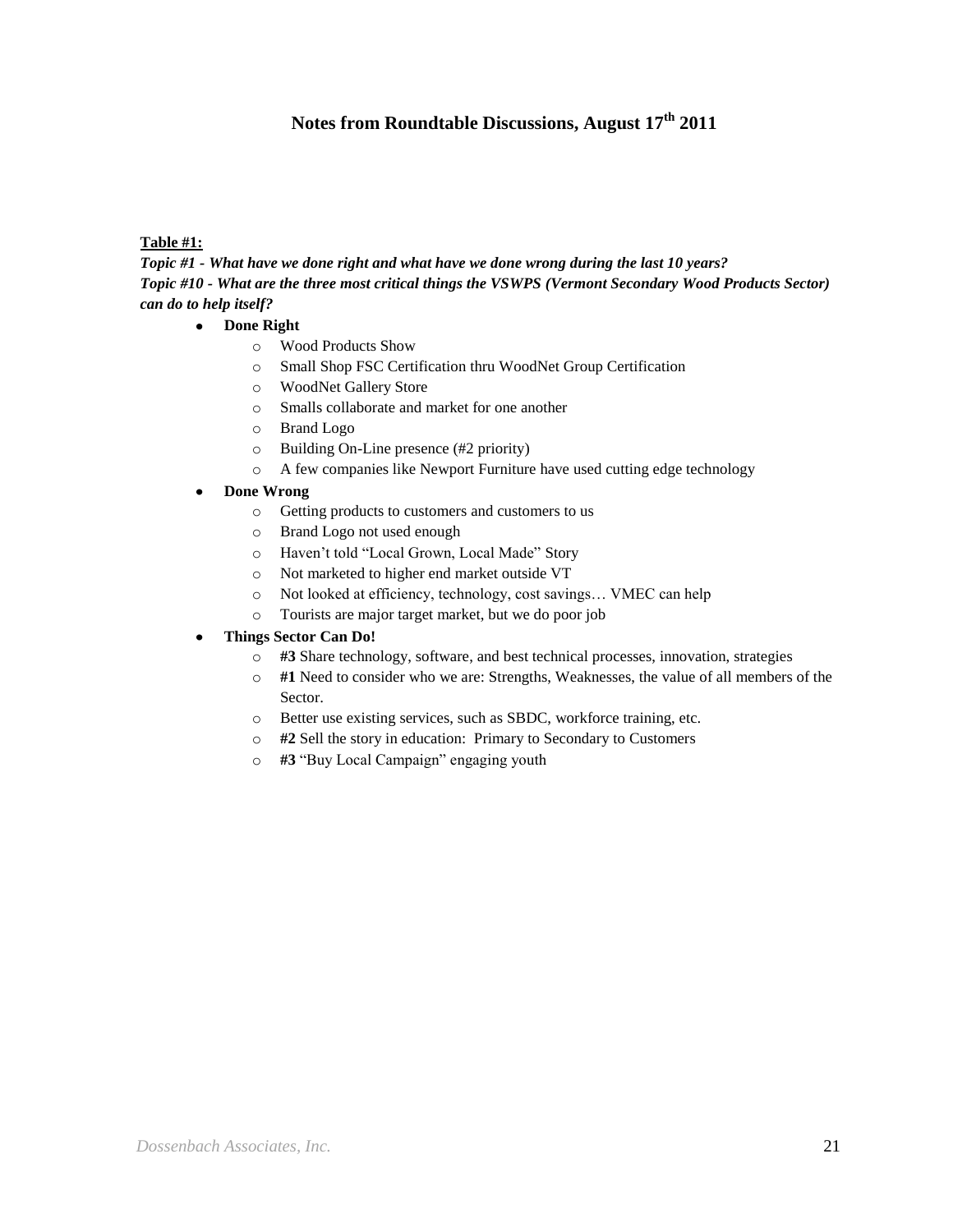# Notes from Roundtable Discussions, August 17th 2011

**Table #1:**

***Topic #1 - What have we done right and what have we done wrong during the last 10 years?***
***Topic #10 - What are the three most critical things the VSWPS (Vermont Secondary Wood Products Sector) can do to help itself?***

- **Done Right**
  - Wood Products Show
  - Small Shop FSC Certification thru WoodNet Group Certification
  - WoodNet Gallery Store
  - Smalls collaborate and market for one another
  - Brand Logo
  - Building On-Line presence (#2 priority)
  - A few companies like Newport Furniture have used cutting edge technology
- **Done Wrong**
  - Getting products to customers and customers to us
  - Brand Logo not used enough
  - Haven't told "Local Grown, Local Made" Story
  - Not marketed to higher end market outside VT
  - Not looked at efficiency, technology, cost savings… VMEC can help
  - Tourists are major target market, but we do poor job
- **Things Sector Can Do!**
  - **#3** Share technology, software, and best technical processes, innovation, strategies
  - **#1** Need to consider who we are: Strengths, Weaknesses, the value of all members of the Sector.
  - Better use existing services, such as SBDC, workforce training, etc.
  - **#2** Sell the story in education: Primary to Secondary to Customers
  - **#3** "Buy Local Campaign" engaging youth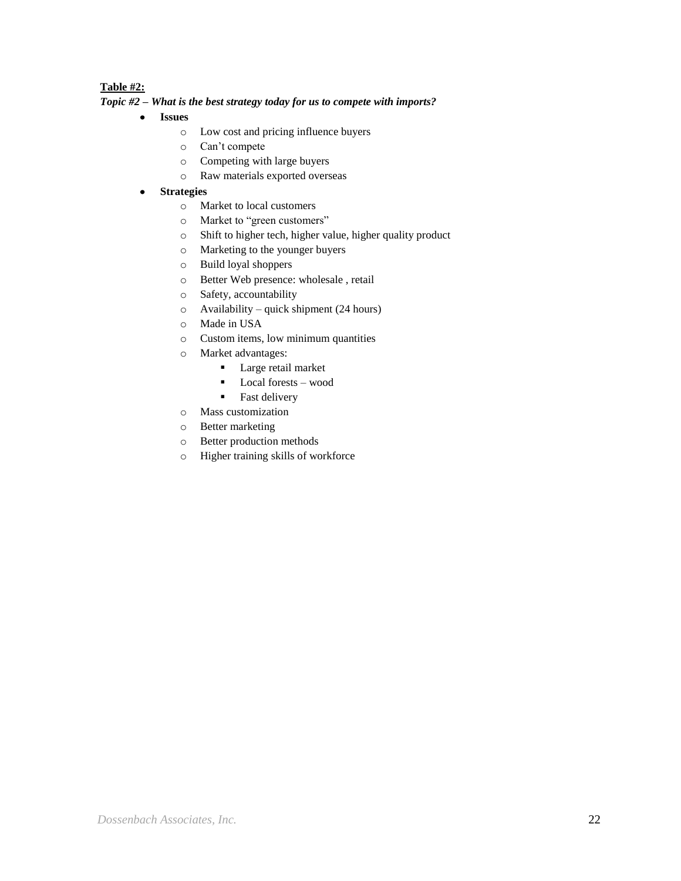**<u>Table #2:</u>**

***Topic #2 – What is the best strategy today for us to compete with imports?***

- **Issues**
  - Low cost and pricing influence buyers
  - Can't compete
  - Competing with large buyers
  - Raw materials exported overseas
- **Strategies**
  - Market to local customers
  - Market to "green customers"
  - Shift to higher tech, higher value, higher quality product
  - Marketing to the younger buyers
  - Build loyal shoppers
  - Better Web presence: wholesale , retail
  - Safety, accountability
  - Availability – quick shipment (24 hours)
  - Made in USA
  - Custom items, low minimum quantities
  - Market advantages:
    - Large retail market
    - Local forests – wood
    - Fast delivery
  - Mass customization
  - Better marketing
  - Better production methods
  - Higher training skills of workforce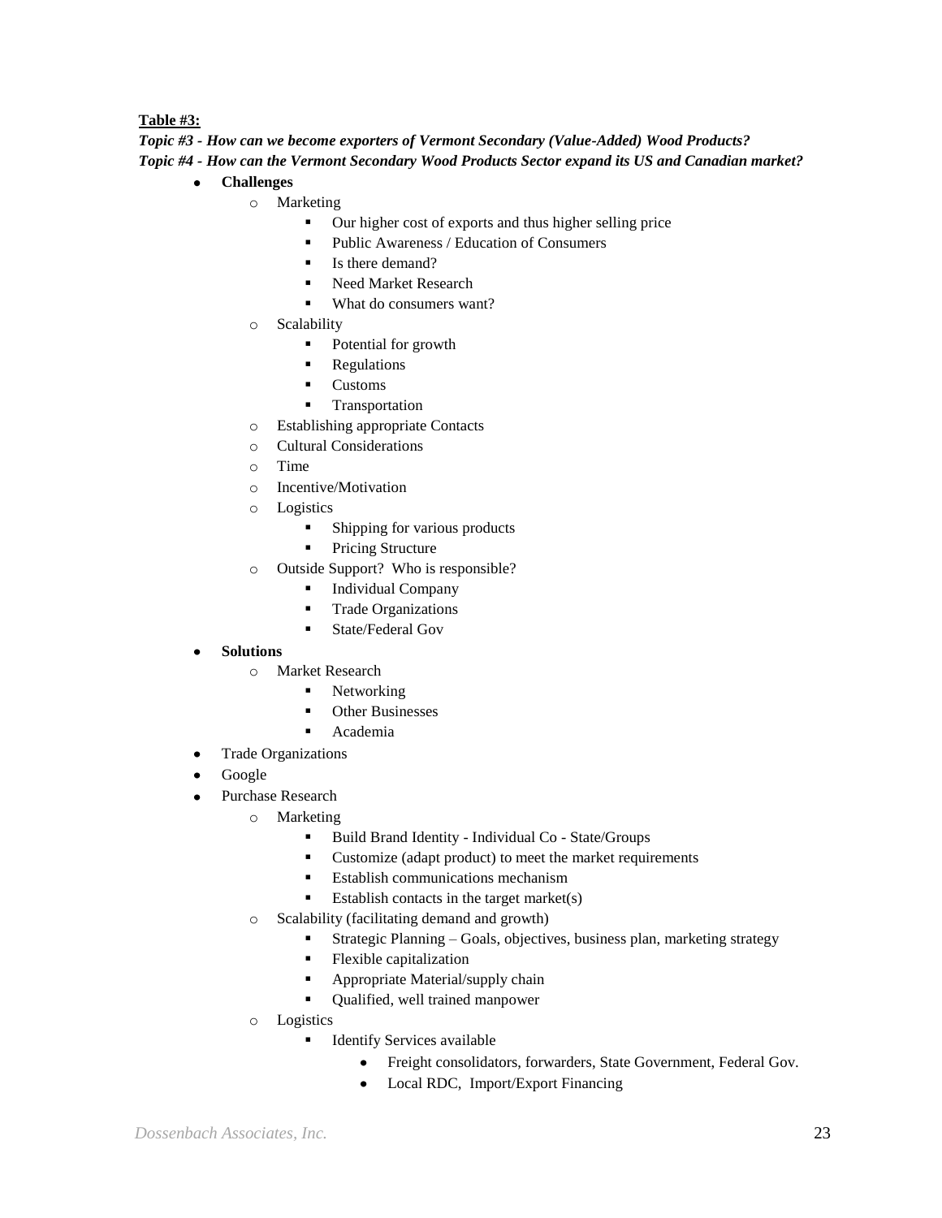**Table #3:**

***Topic #3 - How can we become exporters of Vermont Secondary (Value-Added) Wood Products?***

***Topic #4 - How can the Vermont Secondary Wood Products Sector expand its US and Canadian market?***

- **Challenges**
    - Marketing
        - Our higher cost of exports and thus higher selling price
        - Public Awareness / Education of Consumers
        - Is there demand?
        - Need Market Research
        - What do consumers want?
    - Scalability
        - Potential for growth
        - Regulations
        - Customs
        - Transportation
    - Establishing appropriate Contacts
    - Cultural Considerations
    - Time
    - Incentive/Motivation
    - Logistics
        - Shipping for various products
        - Pricing Structure
    - Outside Support? Who is responsible?
        - Individual Company
        - Trade Organizations
        - State/Federal Gov
- **Solutions**
    - Market Research
        - Networking
        - Other Businesses
        - Academia
- Trade Organizations
- Google
- Purchase Research
    - Marketing
        - Build Brand Identity - Individual Co - State/Groups
        - Customize (adapt product) to meet the market requirements
        - Establish communications mechanism
        - Establish contacts in the target market(s)
    - Scalability (facilitating demand and growth)
        - Strategic Planning – Goals, objectives, business plan, marketing strategy
        - Flexible capitalization
        - Appropriate Material/supply chain
        - Qualified, well trained manpower
    - Logistics
        - Identify Services available
            - Freight consolidators, forwarders, State Government, Federal Gov.
            - Local RDC, Import/Export Financing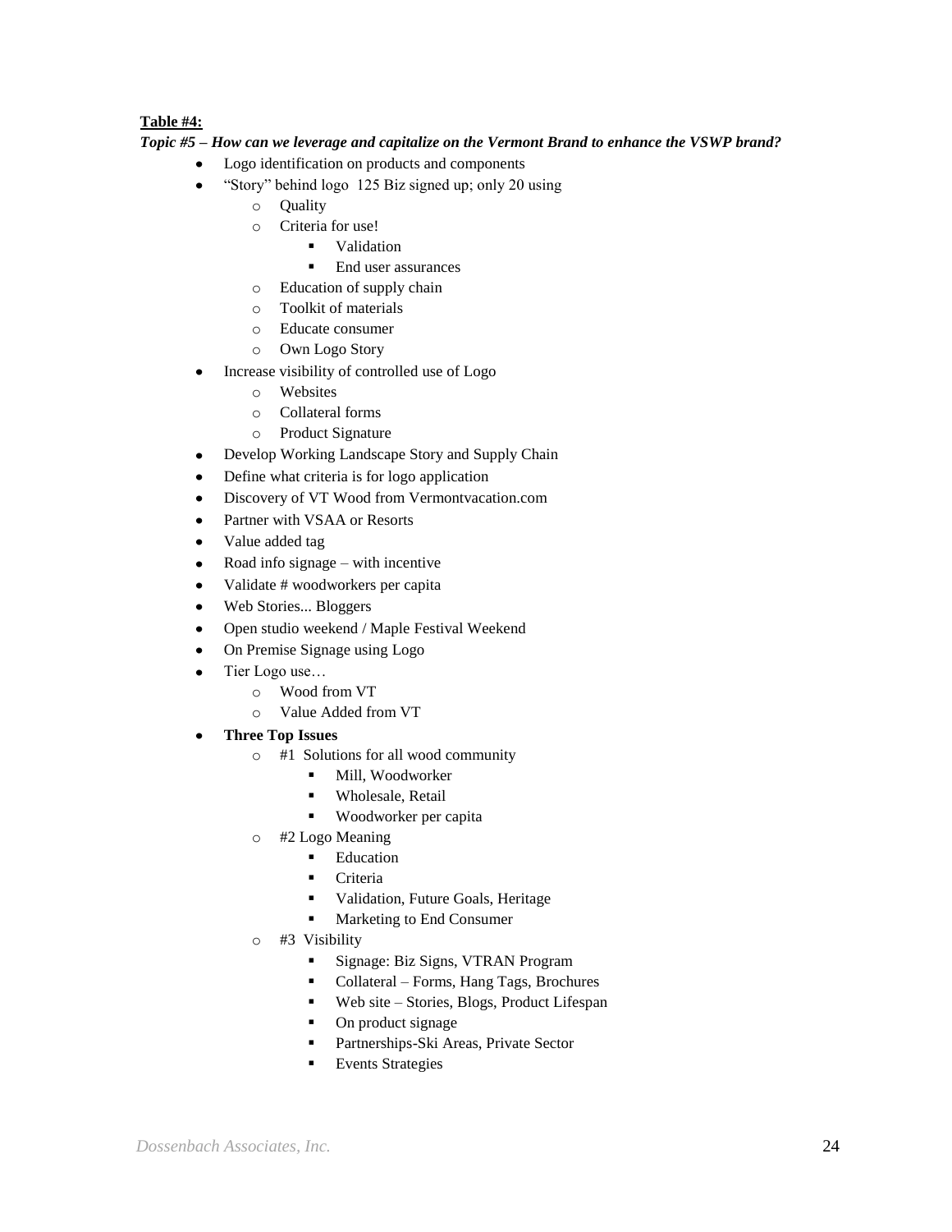**Table #4:**

***Topic #5 – How can we leverage and capitalize on the Vermont Brand to enhance the VSWP brand?***

- Logo identification on products and components
- "Story" behind logo 125 Biz signed up; only 20 using
  - Quality
  - Criteria for use!
    - Validation
    - End user assurances
  - Education of supply chain
  - Toolkit of materials
  - Educate consumer
  - Own Logo Story
- Increase visibility of controlled use of Logo
  - Websites
  - Collateral forms
  - Product Signature
- Develop Working Landscape Story and Supply Chain
- Define what criteria is for logo application
- Discovery of VT Wood from Vermontvacation.com
- Partner with VSAA or Resorts
- Value added tag
- Road info signage – with incentive
- Validate # woodworkers per capita
- Web Stories... Bloggers
- Open studio weekend / Maple Festival Weekend
- On Premise Signage using Logo
- Tier Logo use…
  - Wood from VT
  - Value Added from VT
- **Three Top Issues**
  - #1 Solutions for all wood community
    - Mill, Woodworker
    - Wholesale, Retail
    - Woodworker per capita
  - #2 Logo Meaning
    - Education
    - Criteria
    - Validation, Future Goals, Heritage
    - Marketing to End Consumer
  - #3 Visibility
    - Signage: Biz Signs, VTRAN Program
    - Collateral – Forms, Hang Tags, Brochures
    - Web site – Stories, Blogs, Product Lifespan
    - On product signage
    - Partnerships-Ski Areas, Private Sector
    - Events Strategies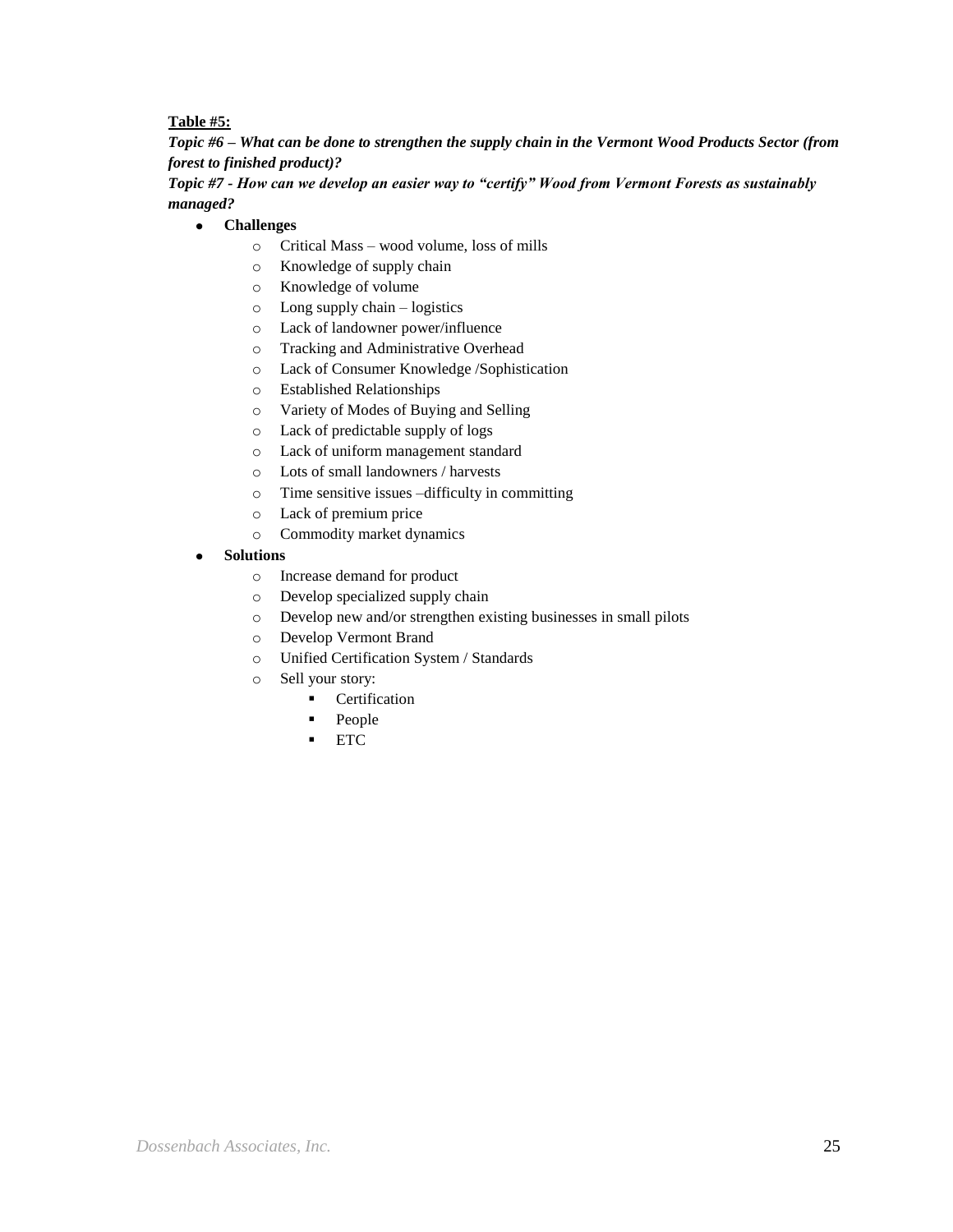**Table #5:**

***Topic #6 – What can be done to strengthen the supply chain in the Vermont Wood Products Sector (from forest to finished product)?***

***Topic #7 - How can we develop an easier way to "certify" Wood from Vermont Forests as sustainably managed?***

- **Challenges**
  - Critical Mass – wood volume, loss of mills
  - Knowledge of supply chain
  - Knowledge of volume
  - Long supply chain – logistics
  - Lack of landowner power/influence
  - Tracking and Administrative Overhead
  - Lack of Consumer Knowledge /Sophistication
  - Established Relationships
  - Variety of Modes of Buying and Selling
  - Lack of predictable supply of logs
  - Lack of uniform management standard
  - Lots of small landowners / harvests
  - Time sensitive issues –difficulty in committing
  - Lack of premium price
  - Commodity market dynamics
- **Solutions**
  - Increase demand for product
  - Develop specialized supply chain
  - Develop new and/or strengthen existing businesses in small pilots
  - Develop Vermont Brand
  - Unified Certification System / Standards
  - Sell your story:
    - Certification
    - People
    - ETC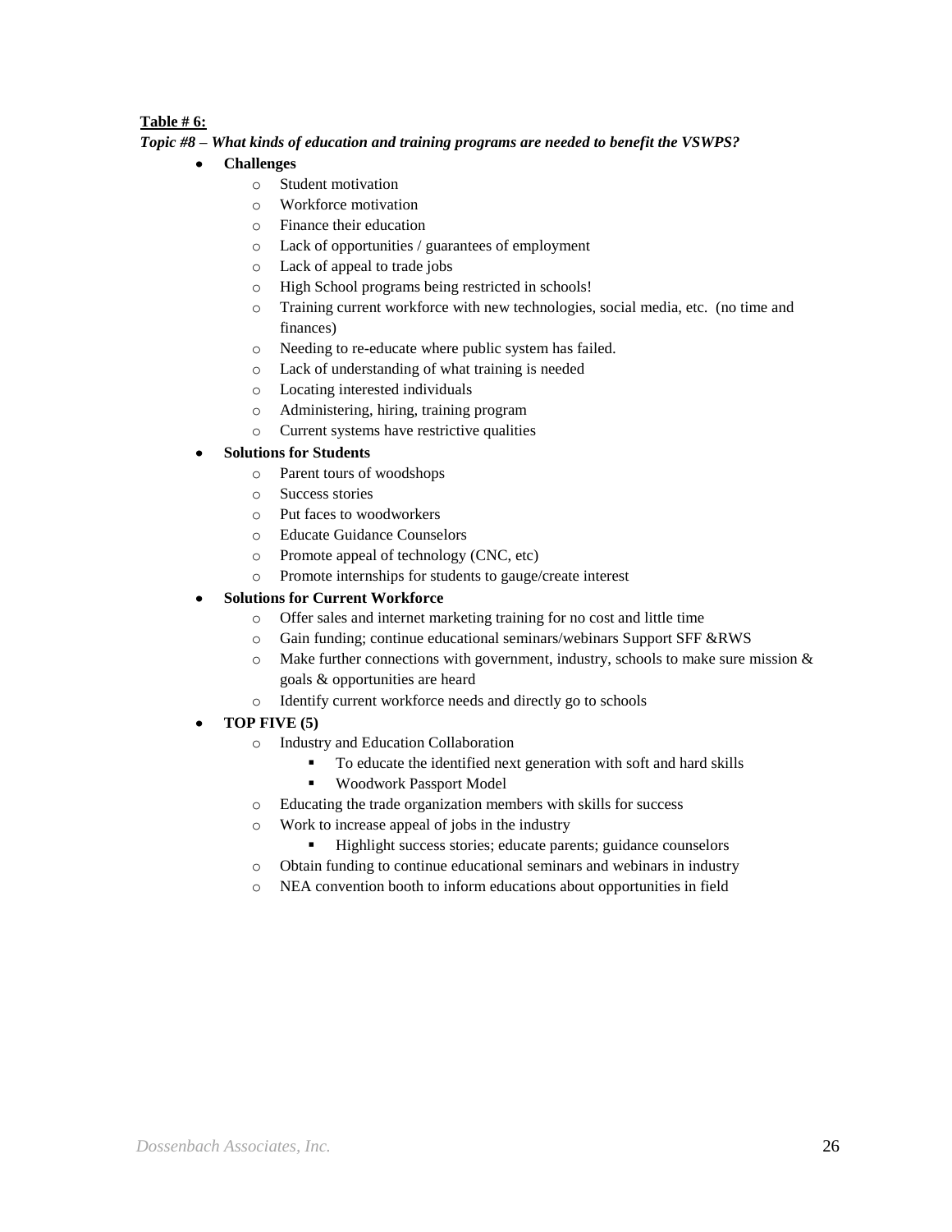**Table # 6:**

***Topic #8 – What kinds of education and training programs are needed to benefit the VSWPS?***

- **Challenges**
  - Student motivation
  - Workforce motivation
  - Finance their education
  - Lack of opportunities / guarantees of employment
  - Lack of appeal to trade jobs
  - High School programs being restricted in schools!
  - Training current workforce with new technologies, social media, etc. (no time and finances)
  - Needing to re-educate where public system has failed.
  - Lack of understanding of what training is needed
  - Locating interested individuals
  - Administering, hiring, training program
  - Current systems have restrictive qualities
- **Solutions for Students**
  - Parent tours of woodshops
  - Success stories
  - Put faces to woodworkers
  - Educate Guidance Counselors
  - Promote appeal of technology (CNC, etc)
  - Promote internships for students to gauge/create interest
- **Solutions for Current Workforce**
  - Offer sales and internet marketing training for no cost and little time
  - Gain funding; continue educational seminars/webinars Support SFF &RWS
  - Make further connections with government, industry, schools to make sure mission & goals & opportunities are heard
  - Identify current workforce needs and directly go to schools
- **TOP FIVE (5)**
  - Industry and Education Collaboration
    - To educate the identified next generation with soft and hard skills
    - Woodwork Passport Model
  - Educating the trade organization members with skills for success
  - Work to increase appeal of jobs in the industry
    - Highlight success stories; educate parents; guidance counselors
  - Obtain funding to continue educational seminars and webinars in industry
  - NEA convention booth to inform educations about opportunities in field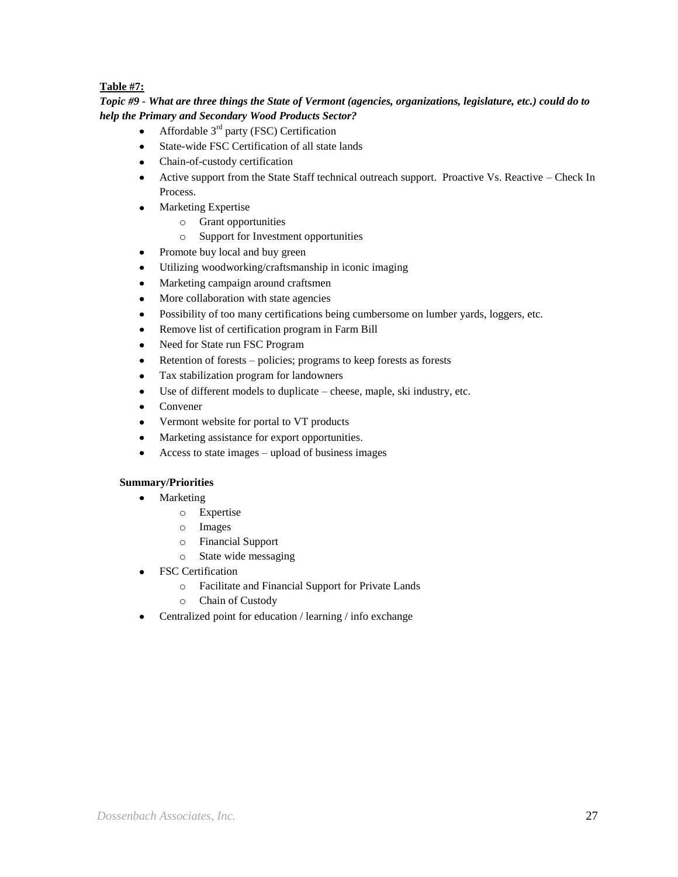**Table #7:**

***Topic #9 - What are three things the State of Vermont (agencies, organizations, legislature, etc.) could do to help the Primary and Secondary Wood Products Sector?***

- Affordable 3rd party (FSC) Certification
- State-wide FSC Certification of all state lands
- Chain-of-custody certification
- Active support from the State Staff technical outreach support. Proactive Vs. Reactive – Check In Process.
- Marketing Expertise
    - Grant opportunities
    - Support for Investment opportunities
- Promote buy local and buy green
- Utilizing woodworking/craftsmanship in iconic imaging
- Marketing campaign around craftsmen
- More collaboration with state agencies
- Possibility of too many certifications being cumbersome on lumber yards, loggers, etc.
- Remove list of certification program in Farm Bill
- Need for State run FSC Program
- Retention of forests – policies; programs to keep forests as forests
- Tax stabilization program for landowners
- Use of different models to duplicate – cheese, maple, ski industry, etc.
- Convener
- Vermont website for portal to VT products
- Marketing assistance for export opportunities.
- Access to state images – upload of business images

**Summary/Priorities**

- Marketing
    - Expertise
    - Images
    - Financial Support
    - State wide messaging
- FSC Certification
    - Facilitate and Financial Support for Private Lands
    - Chain of Custody
- Centralized point for education / learning / info exchange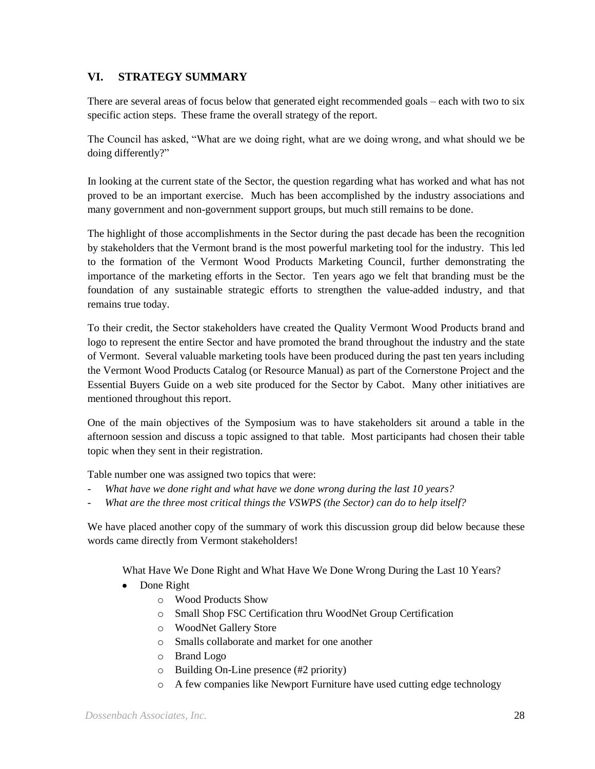## VI. STRATEGY SUMMARY

There are several areas of focus below that generated eight recommended goals – each with two to six specific action steps. These frame the overall strategy of the report.

The Council has asked, "What are we doing right, what are we doing wrong, and what should we be doing differently?"

In looking at the current state of the Sector, the question regarding what has worked and what has not proved to be an important exercise. Much has been accomplished by the industry associations and many government and non-government support groups, but much still remains to be done.

The highlight of those accomplishments in the Sector during the past decade has been the recognition by stakeholders that the Vermont brand is the most powerful marketing tool for the industry. This led to the formation of the Vermont Wood Products Marketing Council, further demonstrating the importance of the marketing efforts in the Sector. Ten years ago we felt that branding must be the foundation of any sustainable strategic efforts to strengthen the value-added industry, and that remains true today.

To their credit, the Sector stakeholders have created the Quality Vermont Wood Products brand and logo to represent the entire Sector and have promoted the brand throughout the industry and the state of Vermont. Several valuable marketing tools have been produced during the past ten years including the Vermont Wood Products Catalog (or Resource Manual) as part of the Cornerstone Project and the Essential Buyers Guide on a web site produced for the Sector by Cabot. Many other initiatives are mentioned throughout this report.

One of the main objectives of the Symposium was to have stakeholders sit around a table in the afternoon session and discuss a topic assigned to that table. Most participants had chosen their table topic when they sent in their registration.

Table number one was assigned two topics that were:

- *What have we done right and what have we done wrong during the last 10 years?*
- *What are the three most critical things the VSWPS (the Sector) can do to help itself?*

We have placed another copy of the summary of work this discussion group did below because these words came directly from Vermont stakeholders!

What Have We Done Right and What Have We Done Wrong During the Last 10 Years?

- Done Right
  - Wood Products Show
  - Small Shop FSC Certification thru WoodNet Group Certification
  - WoodNet Gallery Store
  - Smalls collaborate and market for one another
  - Brand Logo
  - Building On-Line presence (#2 priority)
  - A few companies like Newport Furniture have used cutting edge technology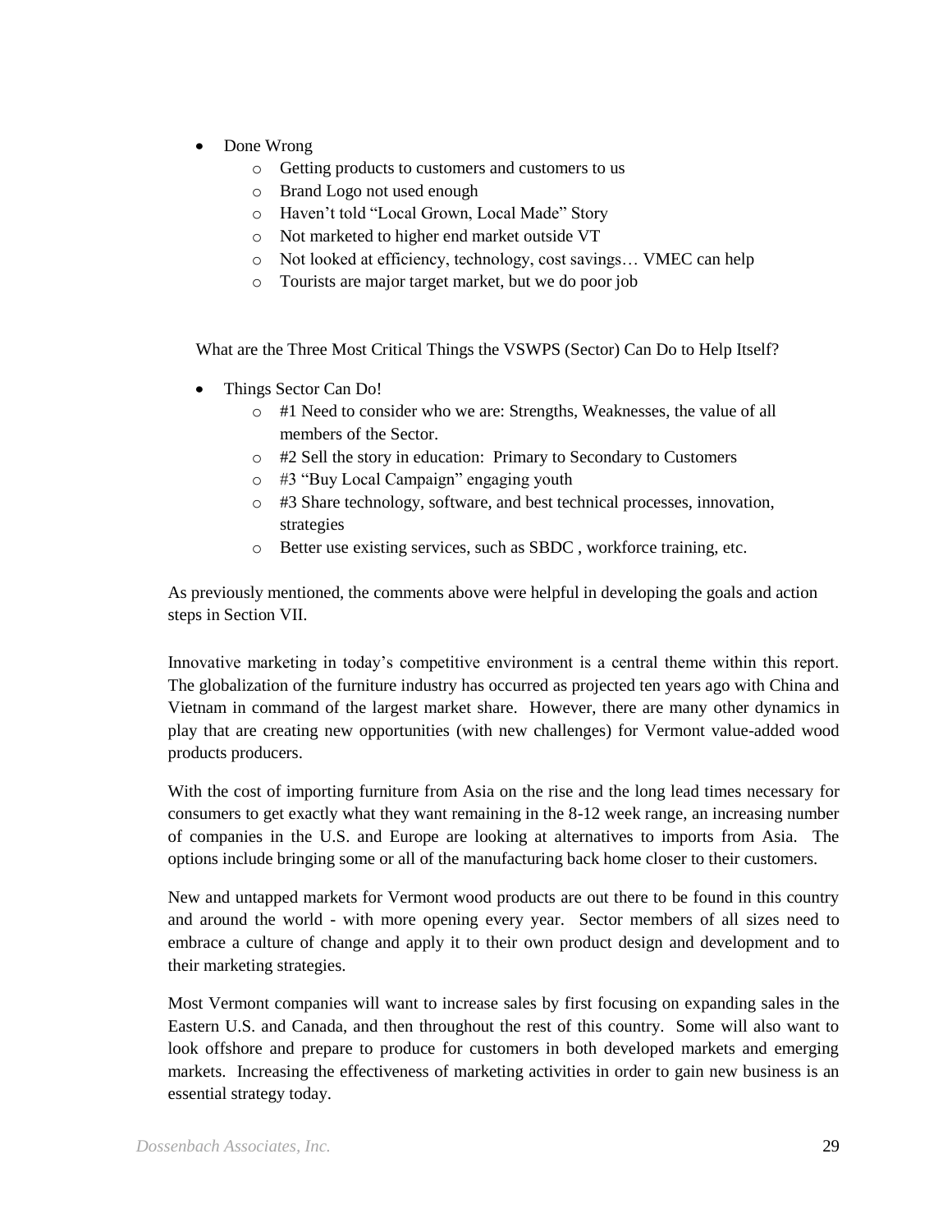- Done Wrong
  - Getting products to customers and customers to us
  - Brand Logo not used enough
  - Haven't told "Local Grown, Local Made" Story
  - Not marketed to higher end market outside VT
  - Not looked at efficiency, technology, cost savings… VMEC can help
  - Tourists are major target market, but we do poor job

What are the Three Most Critical Things the VSWPS (Sector) Can Do to Help Itself?

- Things Sector Can Do!
  - #1 Need to consider who we are: Strengths, Weaknesses, the value of all members of the Sector.
  - #2 Sell the story in education: Primary to Secondary to Customers
  - #3 "Buy Local Campaign" engaging youth
  - #3 Share technology, software, and best technical processes, innovation, strategies
  - Better use existing services, such as SBDC , workforce training, etc.

As previously mentioned, the comments above were helpful in developing the goals and action steps in Section VII.

Innovative marketing in today's competitive environment is a central theme within this report. The globalization of the furniture industry has occurred as projected ten years ago with China and Vietnam in command of the largest market share. However, there are many other dynamics in play that are creating new opportunities (with new challenges) for Vermont value-added wood products producers.

With the cost of importing furniture from Asia on the rise and the long lead times necessary for consumers to get exactly what they want remaining in the 8-12 week range, an increasing number of companies in the U.S. and Europe are looking at alternatives to imports from Asia. The options include bringing some or all of the manufacturing back home closer to their customers.

New and untapped markets for Vermont wood products are out there to be found in this country and around the world - with more opening every year. Sector members of all sizes need to embrace a culture of change and apply it to their own product design and development and to their marketing strategies.

Most Vermont companies will want to increase sales by first focusing on expanding sales in the Eastern U.S. and Canada, and then throughout the rest of this country. Some will also want to look offshore and prepare to produce for customers in both developed markets and emerging markets. Increasing the effectiveness of marketing activities in order to gain new business is an essential strategy today.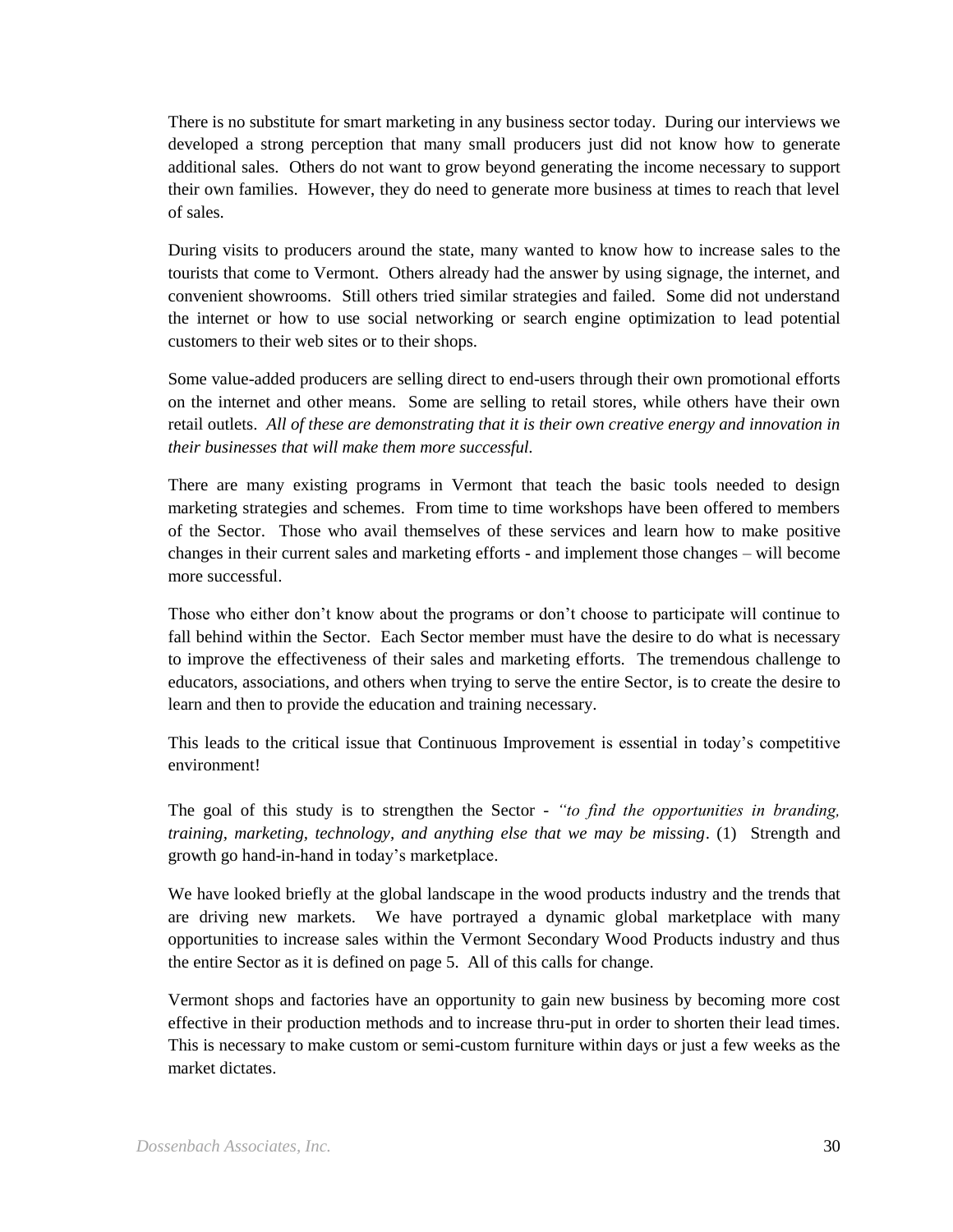There is no substitute for smart marketing in any business sector today. During our interviews we developed a strong perception that many small producers just did not know how to generate additional sales. Others do not want to grow beyond generating the income necessary to support their own families. However, they do need to generate more business at times to reach that level of sales.

During visits to producers around the state, many wanted to know how to increase sales to the tourists that come to Vermont. Others already had the answer by using signage, the internet, and convenient showrooms. Still others tried similar strategies and failed. Some did not understand the internet or how to use social networking or search engine optimization to lead potential customers to their web sites or to their shops.

Some value-added producers are selling direct to end-users through their own promotional efforts on the internet and other means. Some are selling to retail stores, while others have their own retail outlets. *All of these are demonstrating that it is their own creative energy and innovation in their businesses that will make them more successful.*

There are many existing programs in Vermont that teach the basic tools needed to design marketing strategies and schemes. From time to time workshops have been offered to members of the Sector. Those who avail themselves of these services and learn how to make positive changes in their current sales and marketing efforts - and implement those changes – will become more successful.

Those who either don't know about the programs or don't choose to participate will continue to fall behind within the Sector. Each Sector member must have the desire to do what is necessary to improve the effectiveness of their sales and marketing efforts. The tremendous challenge to educators, associations, and others when trying to serve the entire Sector, is to create the desire to learn and then to provide the education and training necessary.

This leads to the critical issue that Continuous Improvement is essential in today's competitive environment!

The goal of this study is to strengthen the Sector - *"to find the opportunities in branding, training, marketing, technology, and anything else that we may be missing*. (1) Strength and growth go hand-in-hand in today's marketplace.

We have looked briefly at the global landscape in the wood products industry and the trends that are driving new markets. We have portrayed a dynamic global marketplace with many opportunities to increase sales within the Vermont Secondary Wood Products industry and thus the entire Sector as it is defined on page 5. All of this calls for change.

Vermont shops and factories have an opportunity to gain new business by becoming more cost effective in their production methods and to increase thru-put in order to shorten their lead times. This is necessary to make custom or semi-custom furniture within days or just a few weeks as the market dictates.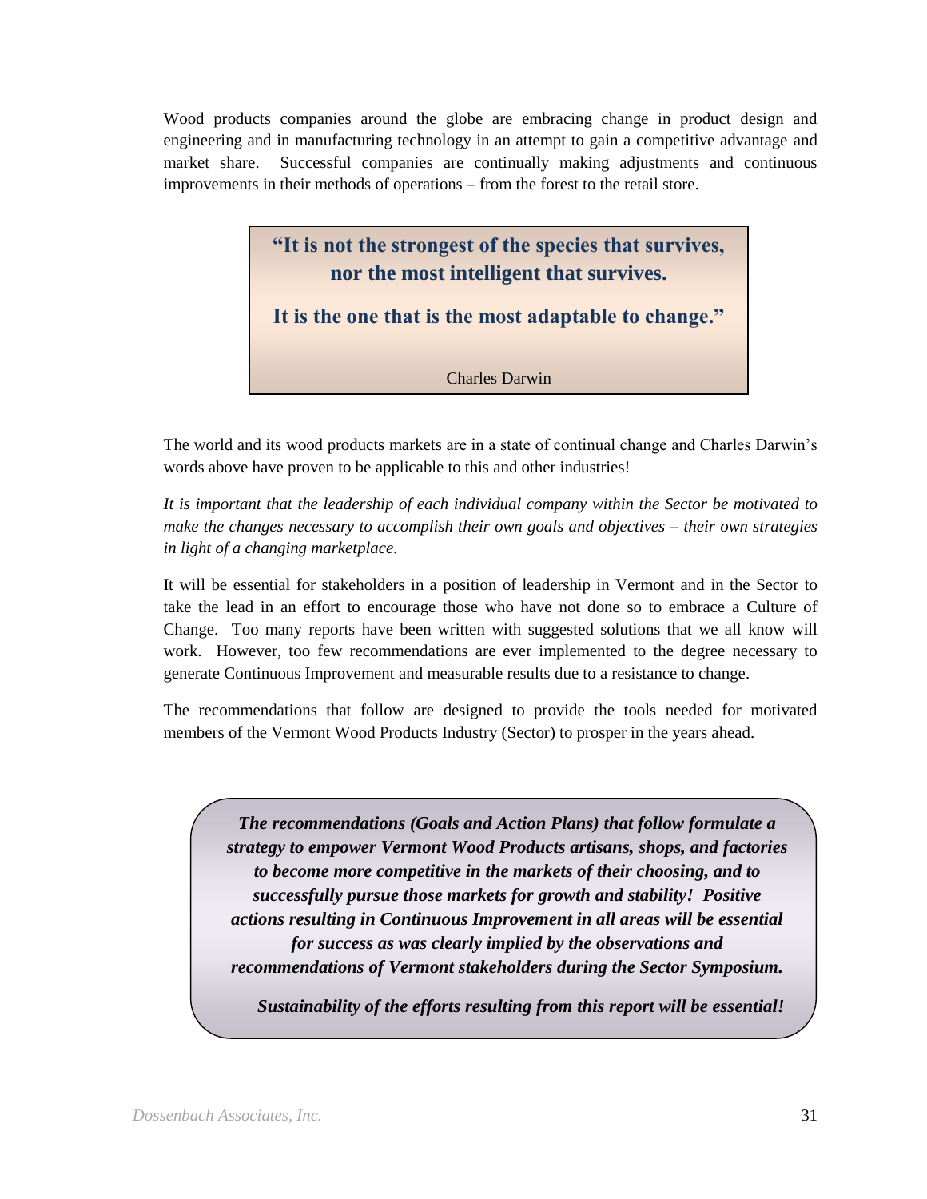Wood products companies around the globe are embracing change in product design and engineering and in manufacturing technology in an attempt to gain a competitive advantage and market share. Successful companies are continually making adjustments and continuous improvements in their methods of operations – from the forest to the retail store.

> **"It is not the strongest of the species that survives, nor the most intelligent that survives.**
>
> **It is the one that is the most adaptable to change."**
>
> Charles Darwin

The world and its wood products markets are in a state of continual change and Charles Darwin's words above have proven to be applicable to this and other industries!

*It is important that the leadership of each individual company within the Sector be motivated to make the changes necessary to accomplish their own goals and objectives – their own strategies in light of a changing marketplace.*

It will be essential for stakeholders in a position of leadership in Vermont and in the Sector to take the lead in an effort to encourage those who have not done so to embrace a Culture of Change. Too many reports have been written with suggested solutions that we all know will work. However, too few recommendations are ever implemented to the degree necessary to generate Continuous Improvement and measurable results due to a resistance to change.

The recommendations that follow are designed to provide the tools needed for motivated members of the Vermont Wood Products Industry (Sector) to prosper in the years ahead.

> ***The recommendations (Goals and Action Plans) that follow formulate a strategy to empower Vermont Wood Products artisans, shops, and factories to become more competitive in the markets of their choosing, and to successfully pursue those markets for growth and stability! Positive actions resulting in Continuous Improvement in all areas will be essential for success as was clearly implied by the observations and recommendations of Vermont stakeholders during the Sector Symposium.***
>
> ***Sustainability of the efforts resulting from this report will be essential!***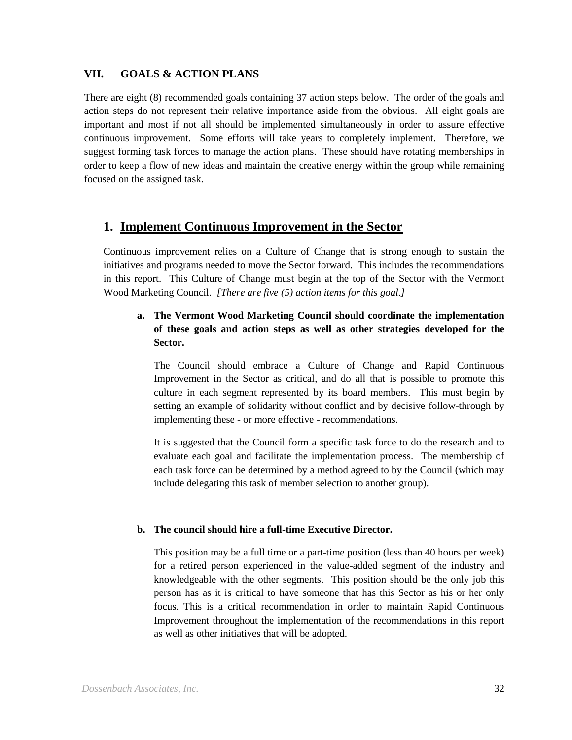## VII. GOALS & ACTION PLANS

There are eight (8) recommended goals containing 37 action steps below. The order of the goals and action steps do not represent their relative importance aside from the obvious. All eight goals are important and most if not all should be implemented simultaneously in order to assure effective continuous improvement. Some efforts will take years to completely implement. Therefore, we suggest forming task forces to manage the action plans. These should have rotating memberships in order to keep a flow of new ideas and maintain the creative energy within the group while remaining focused on the assigned task.

### 1. Implement Continuous Improvement in the Sector

Continuous improvement relies on a Culture of Change that is strong enough to sustain the initiatives and programs needed to move the Sector forward. This includes the recommendations in this report. This Culture of Change must begin at the top of the Sector with the Vermont Wood Marketing Council. *[There are five (5) action items for this goal.]*

**a. The Vermont Wood Marketing Council should coordinate the implementation of these goals and action steps as well as other strategies developed for the Sector.**

The Council should embrace a Culture of Change and Rapid Continuous Improvement in the Sector as critical, and do all that is possible to promote this culture in each segment represented by its board members. This must begin by setting an example of solidarity without conflict and by decisive follow-through by implementing these - or more effective - recommendations.

It is suggested that the Council form a specific task force to do the research and to evaluate each goal and facilitate the implementation process. The membership of each task force can be determined by a method agreed to by the Council (which may include delegating this task of member selection to another group).

**b. The council should hire a full-time Executive Director.**

This position may be a full time or a part-time position (less than 40 hours per week) for a retired person experienced in the value-added segment of the industry and knowledgeable with the other segments. This position should be the only job this person has as it is critical to have someone that has this Sector as his or her only focus. This is a critical recommendation in order to maintain Rapid Continuous Improvement throughout the implementation of the recommendations in this report as well as other initiatives that will be adopted.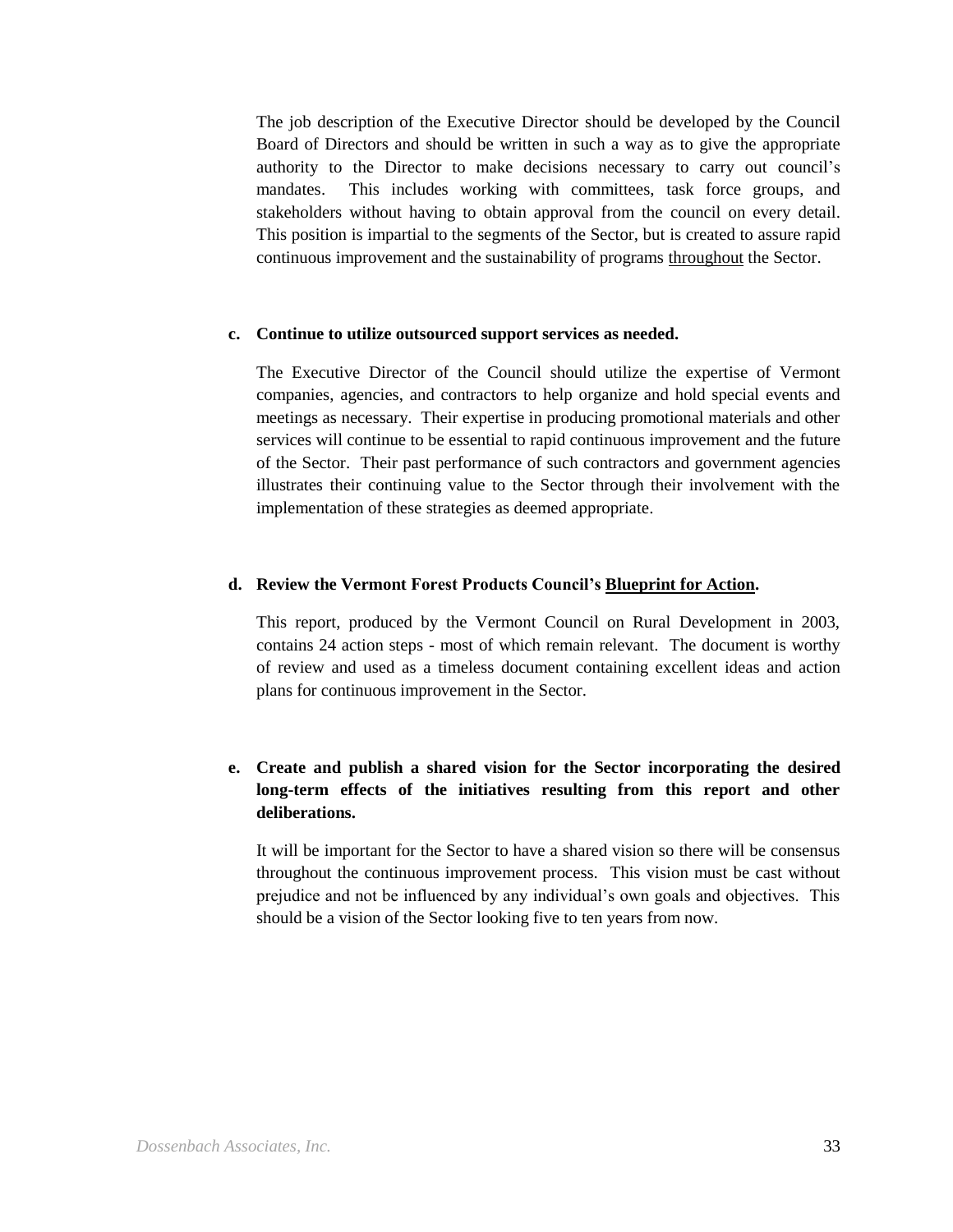The job description of the Executive Director should be developed by the Council Board of Directors and should be written in such a way as to give the appropriate authority to the Director to make decisions necessary to carry out council's mandates. This includes working with committees, task force groups, and stakeholders without having to obtain approval from the council on every detail. This position is impartial to the segments of the Sector, but is created to assure rapid continuous improvement and the sustainability of programs <u>throughout</u> the Sector.

**c. Continue to utilize outsourced support services as needed.**

The Executive Director of the Council should utilize the expertise of Vermont companies, agencies, and contractors to help organize and hold special events and meetings as necessary. Their expertise in producing promotional materials and other services will continue to be essential to rapid continuous improvement and the future of the Sector. Their past performance of such contractors and government agencies illustrates their continuing value to the Sector through their involvement with the implementation of these strategies as deemed appropriate.

**d. Review the Vermont Forest Products Council's <u>Blueprint for Action</u>.**

This report, produced by the Vermont Council on Rural Development in 2003, contains 24 action steps - most of which remain relevant. The document is worthy of review and used as a timeless document containing excellent ideas and action plans for continuous improvement in the Sector.

**e. Create and publish a shared vision for the Sector incorporating the desired long-term effects of the initiatives resulting from this report and other deliberations.**

It will be important for the Sector to have a shared vision so there will be consensus throughout the continuous improvement process. This vision must be cast without prejudice and not be influenced by any individual's own goals and objectives. This should be a vision of the Sector looking five to ten years from now.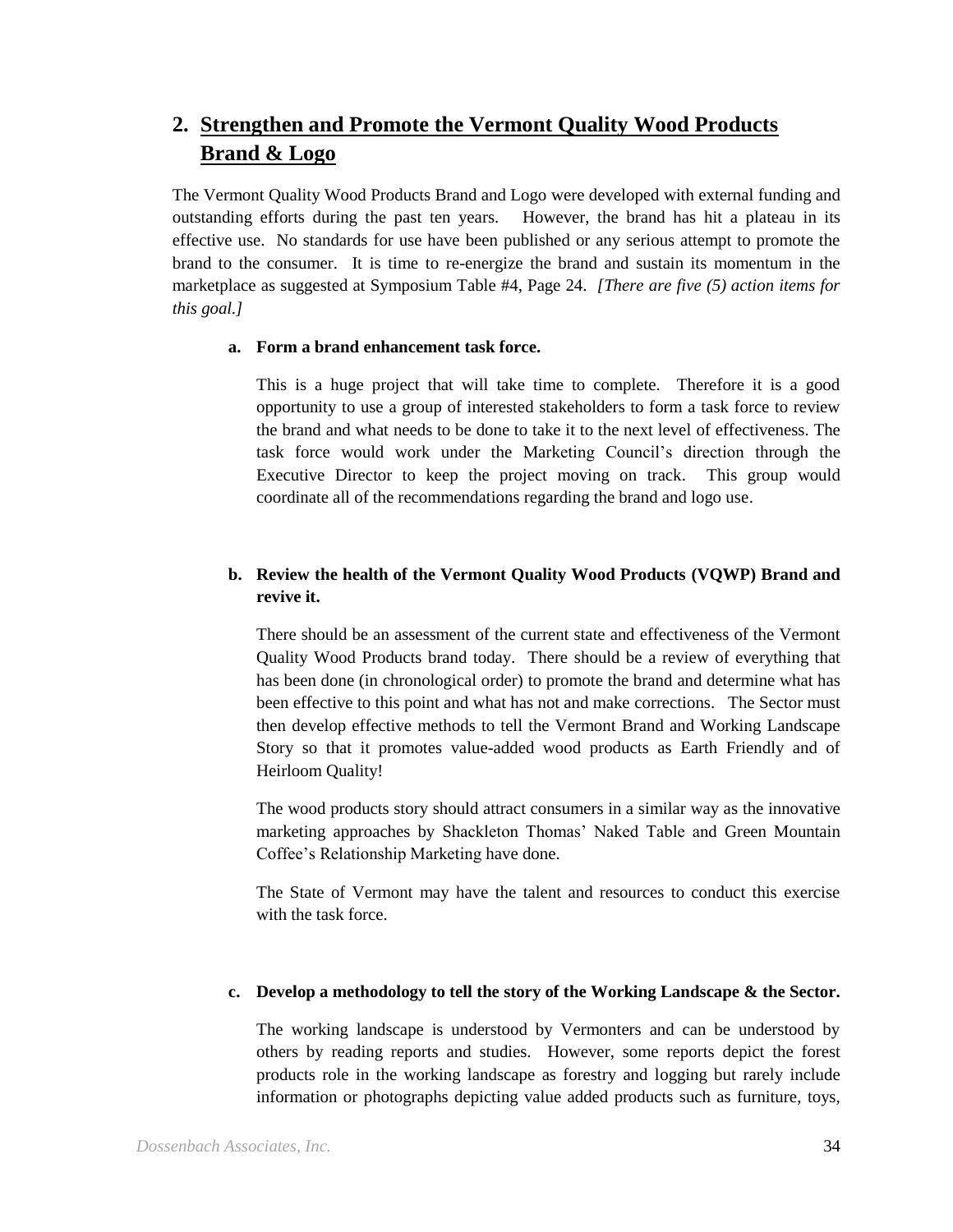## 2. Strengthen and Promote the Vermont Quality Wood Products Brand & Logo

The Vermont Quality Wood Products Brand and Logo were developed with external funding and outstanding efforts during the past ten years. However, the brand has hit a plateau in its effective use. No standards for use have been published or any serious attempt to promote the brand to the consumer. It is time to re-energize the brand and sustain its momentum in the marketplace as suggested at Symposium Table #4, Page 24. *[There are five (5) action items for this goal.]*

**a. Form a brand enhancement task force.**

This is a huge project that will take time to complete. Therefore it is a good opportunity to use a group of interested stakeholders to form a task force to review the brand and what needs to be done to take it to the next level of effectiveness. The task force would work under the Marketing Council's direction through the Executive Director to keep the project moving on track. This group would coordinate all of the recommendations regarding the brand and logo use.

**b. Review the health of the Vermont Quality Wood Products (VQWP) Brand and revive it.**

There should be an assessment of the current state and effectiveness of the Vermont Quality Wood Products brand today. There should be a review of everything that has been done (in chronological order) to promote the brand and determine what has been effective to this point and what has not and make corrections. The Sector must then develop effective methods to tell the Vermont Brand and Working Landscape Story so that it promotes value-added wood products as Earth Friendly and of Heirloom Quality!

The wood products story should attract consumers in a similar way as the innovative marketing approaches by Shackleton Thomas' Naked Table and Green Mountain Coffee's Relationship Marketing have done.

The State of Vermont may have the talent and resources to conduct this exercise with the task force.

**c. Develop a methodology to tell the story of the Working Landscape & the Sector.**

The working landscape is understood by Vermonters and can be understood by others by reading reports and studies. However, some reports depict the forest products role in the working landscape as forestry and logging but rarely include information or photographs depicting value added products such as furniture, toys,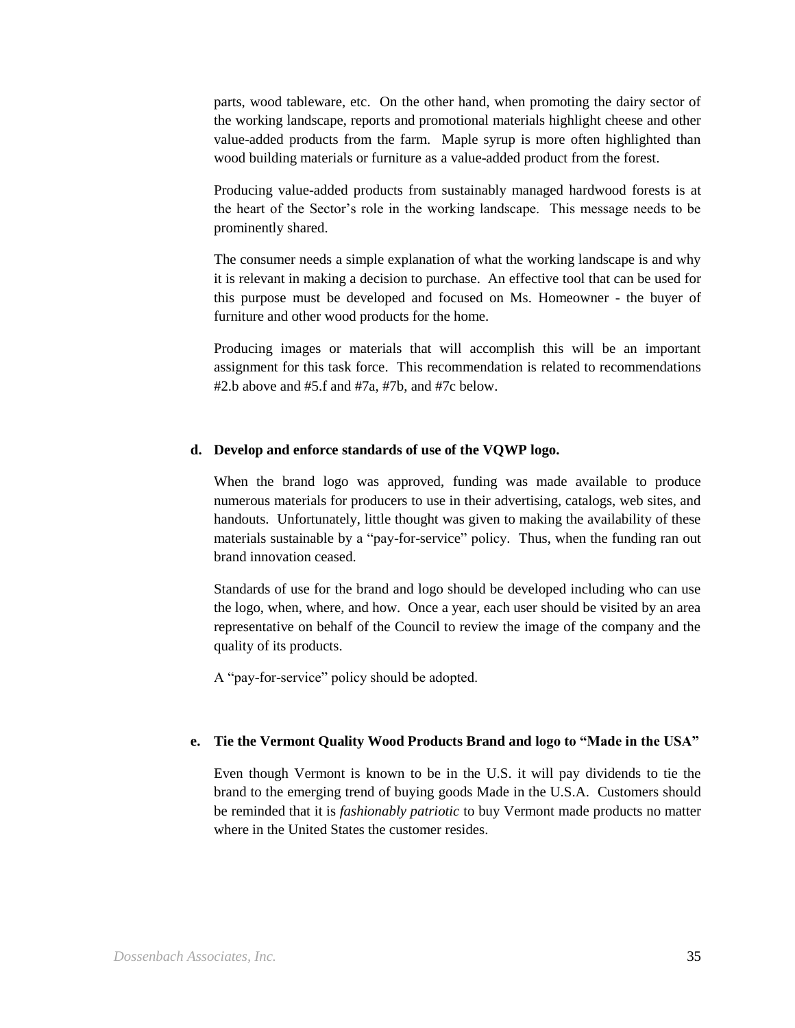parts, wood tableware, etc. On the other hand, when promoting the dairy sector of the working landscape, reports and promotional materials highlight cheese and other value-added products from the farm. Maple syrup is more often highlighted than wood building materials or furniture as a value-added product from the forest.

Producing value-added products from sustainably managed hardwood forests is at the heart of the Sector's role in the working landscape. This message needs to be prominently shared.

The consumer needs a simple explanation of what the working landscape is and why it is relevant in making a decision to purchase. An effective tool that can be used for this purpose must be developed and focused on Ms. Homeowner - the buyer of furniture and other wood products for the home.

Producing images or materials that will accomplish this will be an important assignment for this task force. This recommendation is related to recommendations #2.b above and #5.f and #7a, #7b, and #7c below.

**d. Develop and enforce standards of use of the VQWP logo.**

When the brand logo was approved, funding was made available to produce numerous materials for producers to use in their advertising, catalogs, web sites, and handouts. Unfortunately, little thought was given to making the availability of these materials sustainable by a "pay-for-service" policy. Thus, when the funding ran out brand innovation ceased.

Standards of use for the brand and logo should be developed including who can use the logo, when, where, and how. Once a year, each user should be visited by an area representative on behalf of the Council to review the image of the company and the quality of its products.

A "pay-for-service" policy should be adopted.

**e. Tie the Vermont Quality Wood Products Brand and logo to "Made in the USA"**

Even though Vermont is known to be in the U.S. it will pay dividends to tie the brand to the emerging trend of buying goods Made in the U.S.A. Customers should be reminded that it is *fashionably patriotic* to buy Vermont made products no matter where in the United States the customer resides.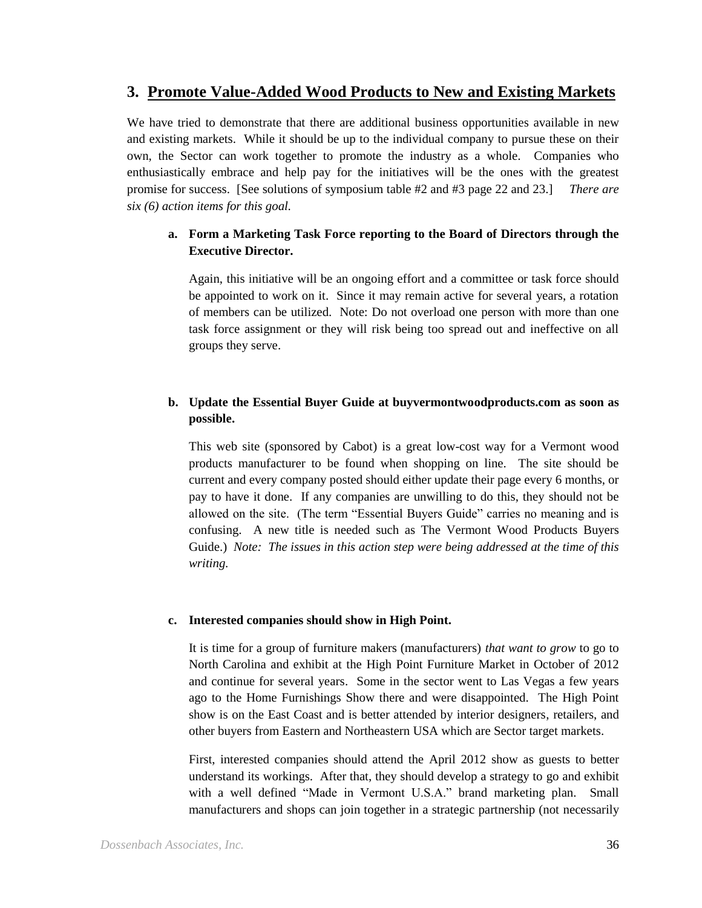## 3. Promote Value-Added Wood Products to New and Existing Markets

We have tried to demonstrate that there are additional business opportunities available in new and existing markets. While it should be up to the individual company to pursue these on their own, the Sector can work together to promote the industry as a whole. Companies who enthusiastically embrace and help pay for the initiatives will be the ones with the greatest promise for success. [See solutions of symposium table #2 and #3 page 22 and 23.] *There are six (6) action items for this goal.*

**a. Form a Marketing Task Force reporting to the Board of Directors through the Executive Director.**

Again, this initiative will be an ongoing effort and a committee or task force should be appointed to work on it. Since it may remain active for several years, a rotation of members can be utilized. Note: Do not overload one person with more than one task force assignment or they will risk being too spread out and ineffective on all groups they serve.

**b. Update the Essential Buyer Guide at buyvermontwoodproducts.com as soon as possible.**

This web site (sponsored by Cabot) is a great low-cost way for a Vermont wood products manufacturer to be found when shopping on line. The site should be current and every company posted should either update their page every 6 months, or pay to have it done. If any companies are unwilling to do this, they should not be allowed on the site. (The term "Essential Buyers Guide" carries no meaning and is confusing. A new title is needed such as The Vermont Wood Products Buyers Guide.) *Note: The issues in this action step were being addressed at the time of this writing.*

**c. Interested companies should show in High Point.**

It is time for a group of furniture makers (manufacturers) *that want to grow* to go to North Carolina and exhibit at the High Point Furniture Market in October of 2012 and continue for several years. Some in the sector went to Las Vegas a few years ago to the Home Furnishings Show there and were disappointed. The High Point show is on the East Coast and is better attended by interior designers, retailers, and other buyers from Eastern and Northeastern USA which are Sector target markets.

First, interested companies should attend the April 2012 show as guests to better understand its workings. After that, they should develop a strategy to go and exhibit with a well defined "Made in Vermont U.S.A." brand marketing plan. Small manufacturers and shops can join together in a strategic partnership (not necessarily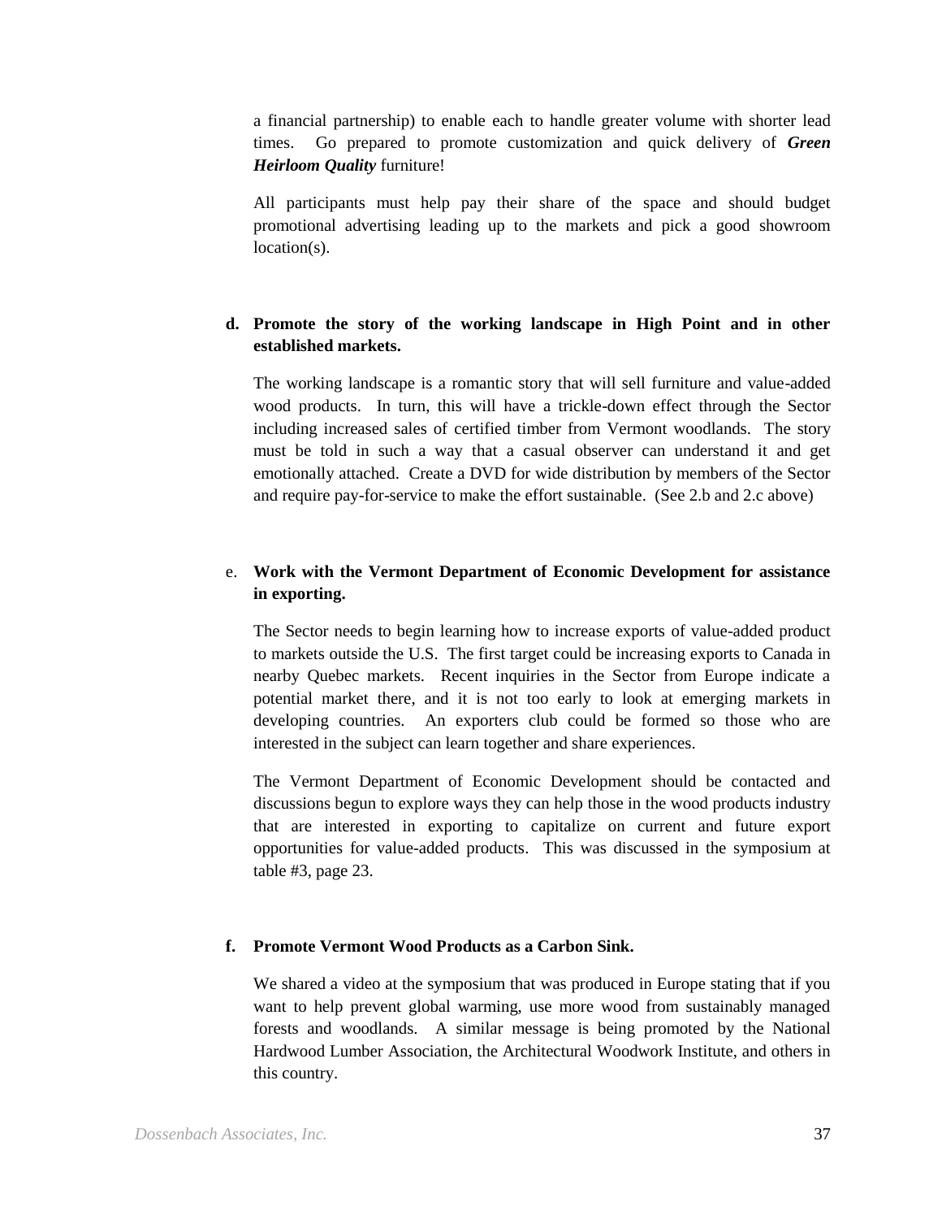a financial partnership) to enable each to handle greater volume with shorter lead times. Go prepared to promote customization and quick delivery of ***Green Heirloom Quality*** furniture!

All participants must help pay their share of the space and should budget promotional advertising leading up to the markets and pick a good showroom location(s).

**d. Promote the story of the working landscape in High Point and in other established markets.**

The working landscape is a romantic story that will sell furniture and value-added wood products. In turn, this will have a trickle-down effect through the Sector including increased sales of certified timber from Vermont woodlands. The story must be told in such a way that a casual observer can understand it and get emotionally attached. Create a DVD for wide distribution by members of the Sector and require pay-for-service to make the effort sustainable. (See 2.b and 2.c above)

e. **Work with the Vermont Department of Economic Development for assistance in exporting.**

The Sector needs to begin learning how to increase exports of value-added product to markets outside the U.S. The first target could be increasing exports to Canada in nearby Quebec markets. Recent inquiries in the Sector from Europe indicate a potential market there, and it is not too early to look at emerging markets in developing countries. An exporters club could be formed so those who are interested in the subject can learn together and share experiences.

The Vermont Department of Economic Development should be contacted and discussions begun to explore ways they can help those in the wood products industry that are interested in exporting to capitalize on current and future export opportunities for value-added products. This was discussed in the symposium at table #3, page 23.

**f. Promote Vermont Wood Products as a Carbon Sink.**

We shared a video at the symposium that was produced in Europe stating that if you want to help prevent global warming, use more wood from sustainably managed forests and woodlands. A similar message is being promoted by the National Hardwood Lumber Association, the Architectural Woodwork Institute, and others in this country.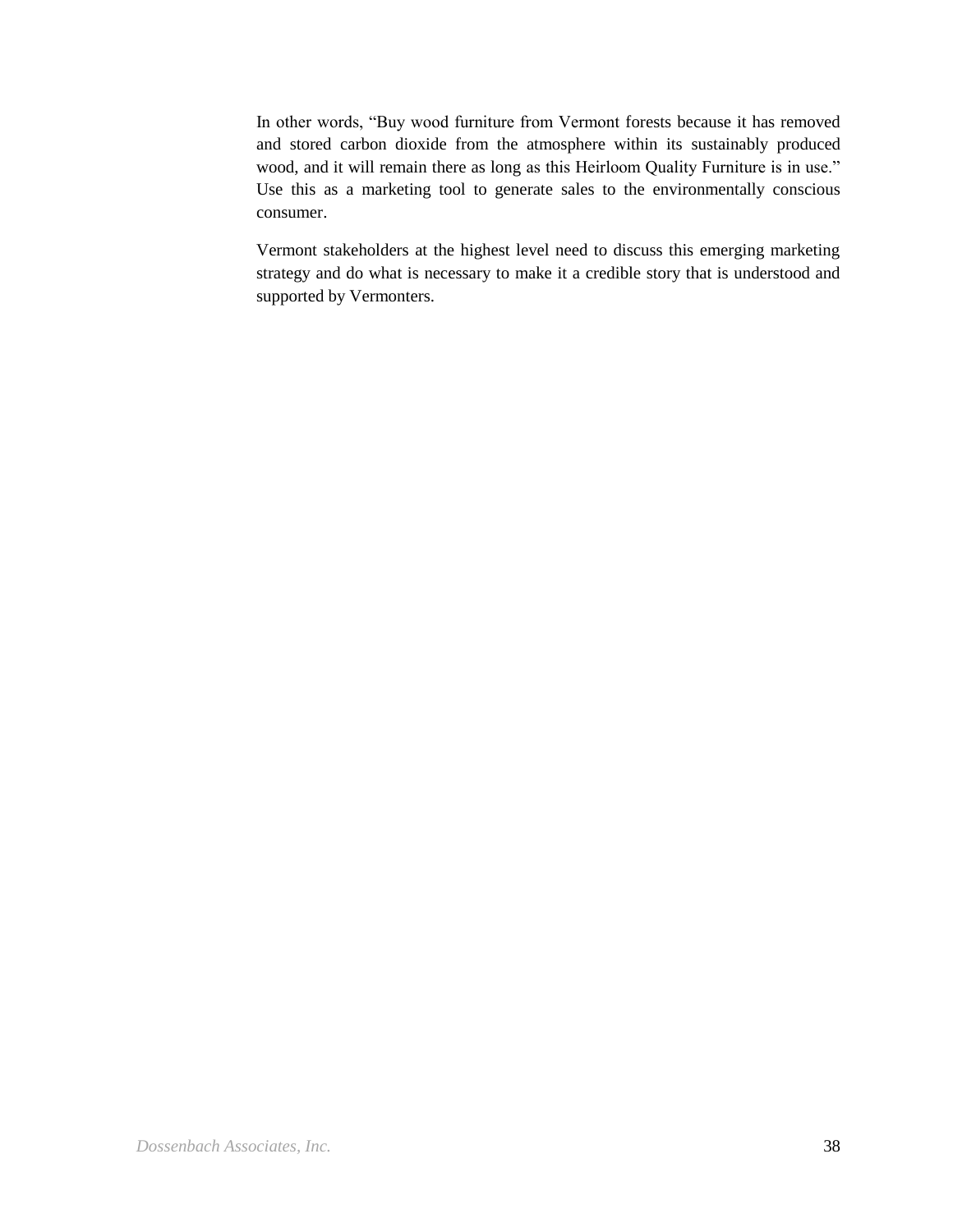In other words, "Buy wood furniture from Vermont forests because it has removed and stored carbon dioxide from the atmosphere within its sustainably produced wood, and it will remain there as long as this Heirloom Quality Furniture is in use." Use this as a marketing tool to generate sales to the environmentally conscious consumer.

Vermont stakeholders at the highest level need to discuss this emerging marketing strategy and do what is necessary to make it a credible story that is understood and supported by Vermonters.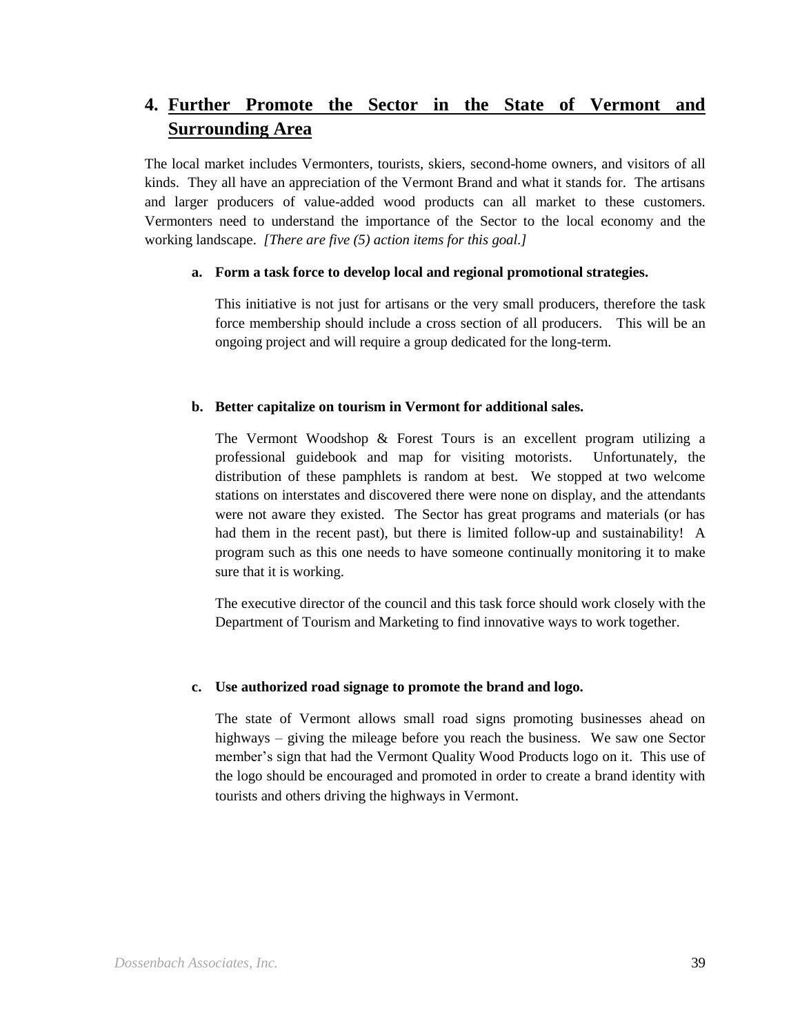## 4. Further Promote the Sector in the State of Vermont and Surrounding Area

The local market includes Vermonters, tourists, skiers, second-home owners, and visitors of all kinds. They all have an appreciation of the Vermont Brand and what it stands for. The artisans and larger producers of value-added wood products can all market to these customers. Vermonters need to understand the importance of the Sector to the local economy and the working landscape. *[There are five (5) action items for this goal.]*

**a. Form a task force to develop local and regional promotional strategies.**

This initiative is not just for artisans or the very small producers, therefore the task force membership should include a cross section of all producers. This will be an ongoing project and will require a group dedicated for the long-term.

**b. Better capitalize on tourism in Vermont for additional sales.**

The Vermont Woodshop & Forest Tours is an excellent program utilizing a professional guidebook and map for visiting motorists. Unfortunately, the distribution of these pamphlets is random at best. We stopped at two welcome stations on interstates and discovered there were none on display, and the attendants were not aware they existed. The Sector has great programs and materials (or has had them in the recent past), but there is limited follow-up and sustainability! A program such as this one needs to have someone continually monitoring it to make sure that it is working.

The executive director of the council and this task force should work closely with the Department of Tourism and Marketing to find innovative ways to work together.

**c. Use authorized road signage to promote the brand and logo.**

The state of Vermont allows small road signs promoting businesses ahead on highways – giving the mileage before you reach the business. We saw one Sector member's sign that had the Vermont Quality Wood Products logo on it. This use of the logo should be encouraged and promoted in order to create a brand identity with tourists and others driving the highways in Vermont.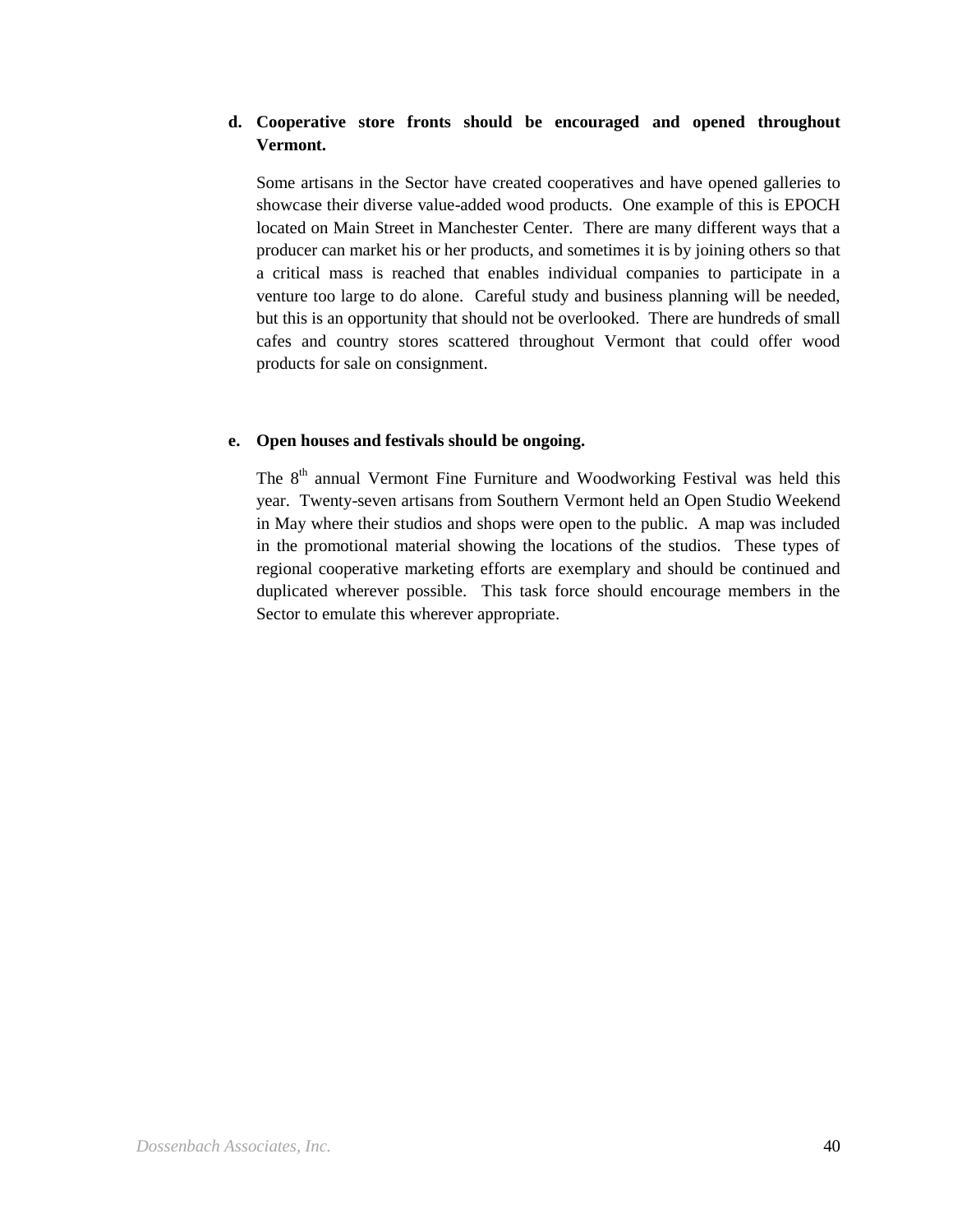**d. Cooperative store fronts should be encouraged and opened throughout Vermont.**

Some artisans in the Sector have created cooperatives and have opened galleries to showcase their diverse value-added wood products. One example of this is EPOCH located on Main Street in Manchester Center. There are many different ways that a producer can market his or her products, and sometimes it is by joining others so that a critical mass is reached that enables individual companies to participate in a venture too large to do alone. Careful study and business planning will be needed, but this is an opportunity that should not be overlooked. There are hundreds of small cafes and country stores scattered throughout Vermont that could offer wood products for sale on consignment.

**e. Open houses and festivals should be ongoing.**

The 8th annual Vermont Fine Furniture and Woodworking Festival was held this year. Twenty-seven artisans from Southern Vermont held an Open Studio Weekend in May where their studios and shops were open to the public. A map was included in the promotional material showing the locations of the studios. These types of regional cooperative marketing efforts are exemplary and should be continued and duplicated wherever possible. This task force should encourage members in the Sector to emulate this wherever appropriate.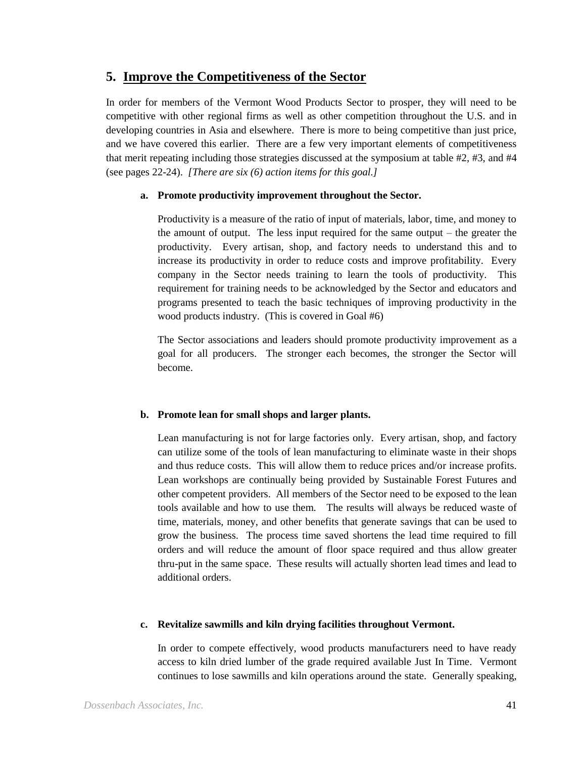## 5. Improve the Competitiveness of the Sector

In order for members of the Vermont Wood Products Sector to prosper, they will need to be competitive with other regional firms as well as other competition throughout the U.S. and in developing countries in Asia and elsewhere. There is more to being competitive than just price, and we have covered this earlier. There are a few very important elements of competitiveness that merit repeating including those strategies discussed at the symposium at table #2, #3, and #4 (see pages 22-24). *[There are six (6) action items for this goal.]*

**a. Promote productivity improvement throughout the Sector.**

Productivity is a measure of the ratio of input of materials, labor, time, and money to the amount of output. The less input required for the same output – the greater the productivity. Every artisan, shop, and factory needs to understand this and to increase its productivity in order to reduce costs and improve profitability. Every company in the Sector needs training to learn the tools of productivity. This requirement for training needs to be acknowledged by the Sector and educators and programs presented to teach the basic techniques of improving productivity in the wood products industry. (This is covered in Goal #6)

The Sector associations and leaders should promote productivity improvement as a goal for all producers. The stronger each becomes, the stronger the Sector will become.

**b. Promote lean for small shops and larger plants.**

Lean manufacturing is not for large factories only. Every artisan, shop, and factory can utilize some of the tools of lean manufacturing to eliminate waste in their shops and thus reduce costs. This will allow them to reduce prices and/or increase profits. Lean workshops are continually being provided by Sustainable Forest Futures and other competent providers. All members of the Sector need to be exposed to the lean tools available and how to use them. The results will always be reduced waste of time, materials, money, and other benefits that generate savings that can be used to grow the business. The process time saved shortens the lead time required to fill orders and will reduce the amount of floor space required and thus allow greater thru-put in the same space. These results will actually shorten lead times and lead to additional orders.

**c. Revitalize sawmills and kiln drying facilities throughout Vermont.**

In order to compete effectively, wood products manufacturers need to have ready access to kiln dried lumber of the grade required available Just In Time. Vermont continues to lose sawmills and kiln operations around the state. Generally speaking,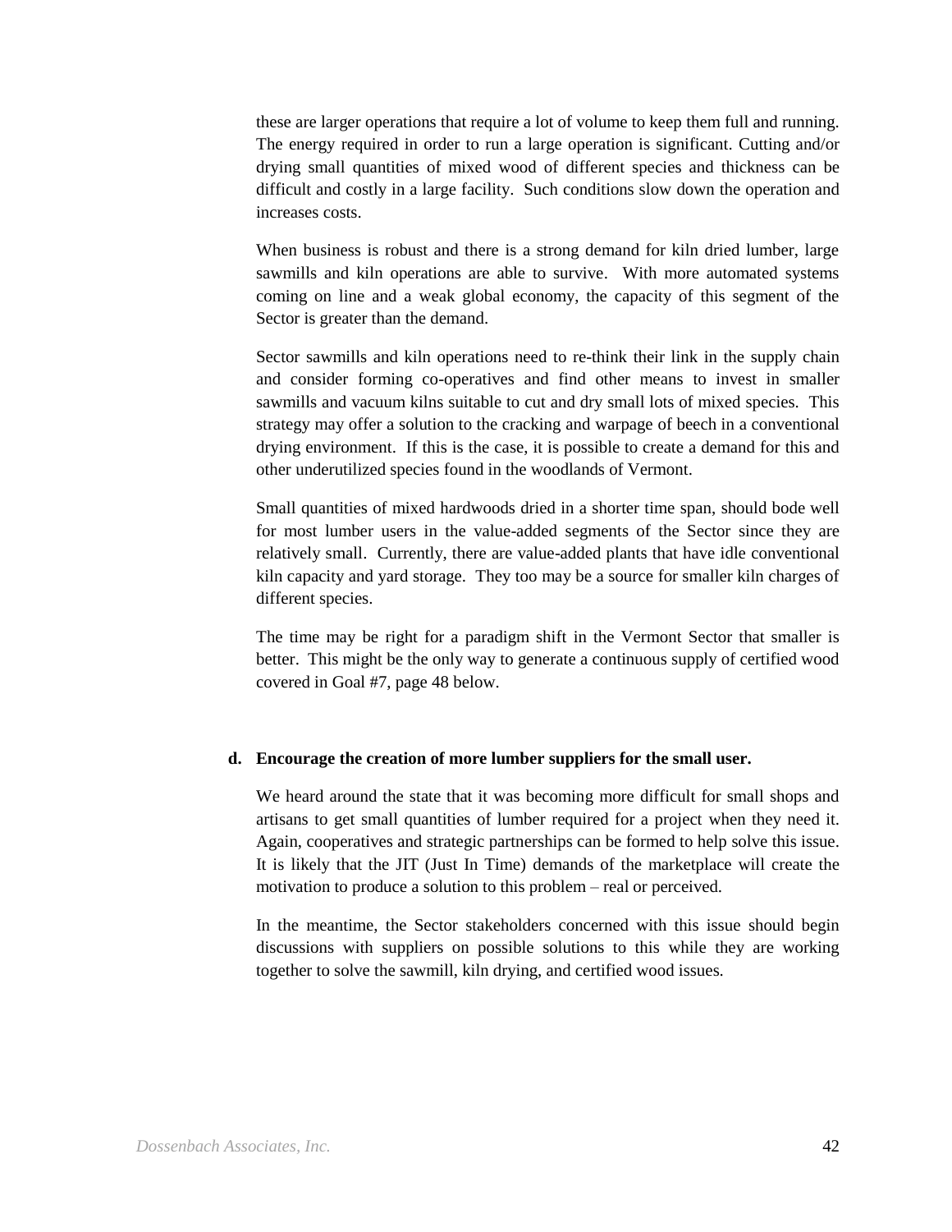these are larger operations that require a lot of volume to keep them full and running. The energy required in order to run a large operation is significant. Cutting and/or drying small quantities of mixed wood of different species and thickness can be difficult and costly in a large facility. Such conditions slow down the operation and increases costs.

When business is robust and there is a strong demand for kiln dried lumber, large sawmills and kiln operations are able to survive. With more automated systems coming on line and a weak global economy, the capacity of this segment of the Sector is greater than the demand.

Sector sawmills and kiln operations need to re-think their link in the supply chain and consider forming co-operatives and find other means to invest in smaller sawmills and vacuum kilns suitable to cut and dry small lots of mixed species. This strategy may offer a solution to the cracking and warpage of beech in a conventional drying environment. If this is the case, it is possible to create a demand for this and other underutilized species found in the woodlands of Vermont.

Small quantities of mixed hardwoods dried in a shorter time span, should bode well for most lumber users in the value-added segments of the Sector since they are relatively small. Currently, there are value-added plants that have idle conventional kiln capacity and yard storage. They too may be a source for smaller kiln charges of different species.

The time may be right for a paradigm shift in the Vermont Sector that smaller is better. This might be the only way to generate a continuous supply of certified wood covered in Goal #7, page 48 below.

**d. Encourage the creation of more lumber suppliers for the small user.**

We heard around the state that it was becoming more difficult for small shops and artisans to get small quantities of lumber required for a project when they need it. Again, cooperatives and strategic partnerships can be formed to help solve this issue. It is likely that the JIT (Just In Time) demands of the marketplace will create the motivation to produce a solution to this problem – real or perceived.

In the meantime, the Sector stakeholders concerned with this issue should begin discussions with suppliers on possible solutions to this while they are working together to solve the sawmill, kiln drying, and certified wood issues.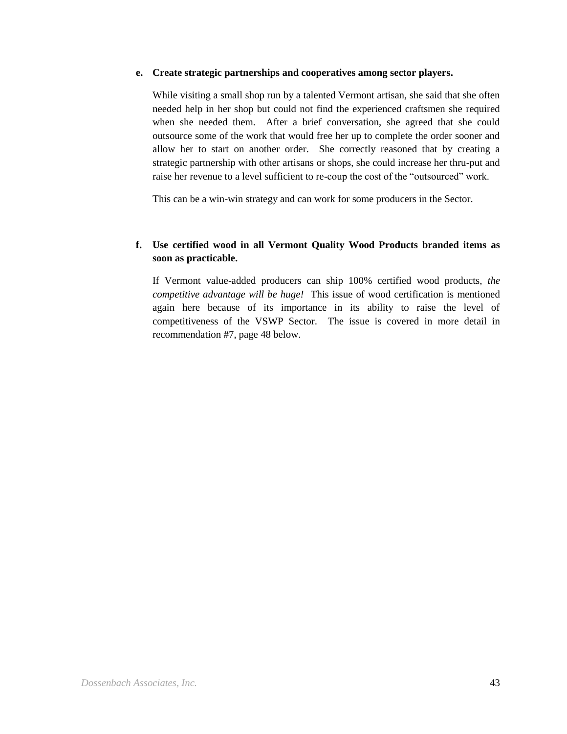**e. Create strategic partnerships and cooperatives among sector players.**

While visiting a small shop run by a talented Vermont artisan, she said that she often needed help in her shop but could not find the experienced craftsmen she required when she needed them. After a brief conversation, she agreed that she could outsource some of the work that would free her up to complete the order sooner and allow her to start on another order. She correctly reasoned that by creating a strategic partnership with other artisans or shops, she could increase her thru-put and raise her revenue to a level sufficient to re-coup the cost of the "outsourced" work.

This can be a win-win strategy and can work for some producers in the Sector.

**f. Use certified wood in all Vermont Quality Wood Products branded items as soon as practicable.**

If Vermont value-added producers can ship 100% certified wood products, *the competitive advantage will be huge!* This issue of wood certification is mentioned again here because of its importance in its ability to raise the level of competitiveness of the VSWP Sector. The issue is covered in more detail in recommendation #7, page 48 below.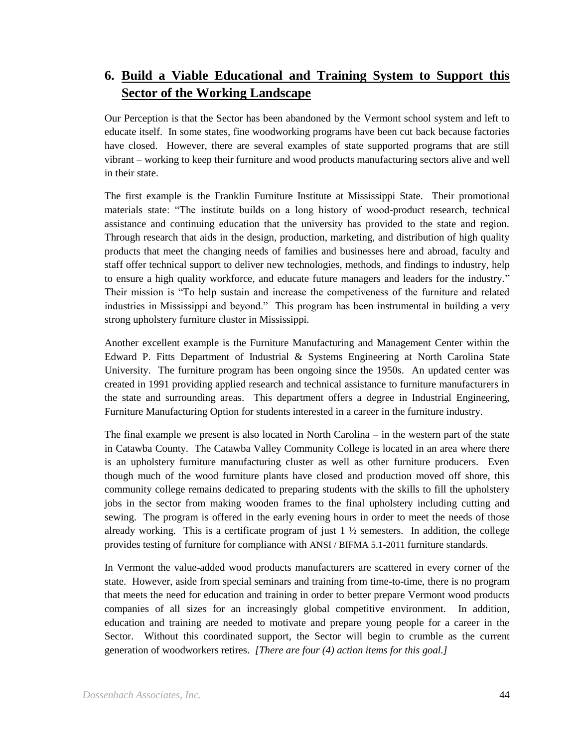## 6. Build a Viable Educational and Training System to Support this Sector of the Working Landscape

Our Perception is that the Sector has been abandoned by the Vermont school system and left to educate itself. In some states, fine woodworking programs have been cut back because factories have closed. However, there are several examples of state supported programs that are still vibrant – working to keep their furniture and wood products manufacturing sectors alive and well in their state.

The first example is the Franklin Furniture Institute at Mississippi State. Their promotional materials state: "The institute builds on a long history of wood-product research, technical assistance and continuing education that the university has provided to the state and region. Through research that aids in the design, production, marketing, and distribution of high quality products that meet the changing needs of families and businesses here and abroad, faculty and staff offer technical support to deliver new technologies, methods, and findings to industry, help to ensure a high quality workforce, and educate future managers and leaders for the industry." Their mission is "To help sustain and increase the competiveness of the furniture and related industries in Mississippi and beyond." This program has been instrumental in building a very strong upholstery furniture cluster in Mississippi.

Another excellent example is the Furniture Manufacturing and Management Center within the Edward P. Fitts Department of Industrial & Systems Engineering at North Carolina State University. The furniture program has been ongoing since the 1950s. An updated center was created in 1991 providing applied research and technical assistance to furniture manufacturers in the state and surrounding areas. This department offers a degree in Industrial Engineering, Furniture Manufacturing Option for students interested in a career in the furniture industry.

The final example we present is also located in North Carolina – in the western part of the state in Catawba County. The Catawba Valley Community College is located in an area where there is an upholstery furniture manufacturing cluster as well as other furniture producers. Even though much of the wood furniture plants have closed and production moved off shore, this community college remains dedicated to preparing students with the skills to fill the upholstery jobs in the sector from making wooden frames to the final upholstery including cutting and sewing. The program is offered in the early evening hours in order to meet the needs of those already working. This is a certificate program of just 1 ½ semesters. In addition, the college provides testing of furniture for compliance with ANSI / BIFMA 5.1-2011 furniture standards.

In Vermont the value-added wood products manufacturers are scattered in every corner of the state. However, aside from special seminars and training from time-to-time, there is no program that meets the need for education and training in order to better prepare Vermont wood products companies of all sizes for an increasingly global competitive environment. In addition, education and training are needed to motivate and prepare young people for a career in the Sector. Without this coordinated support, the Sector will begin to crumble as the current generation of woodworkers retires. *[There are four (4) action items for this goal.]*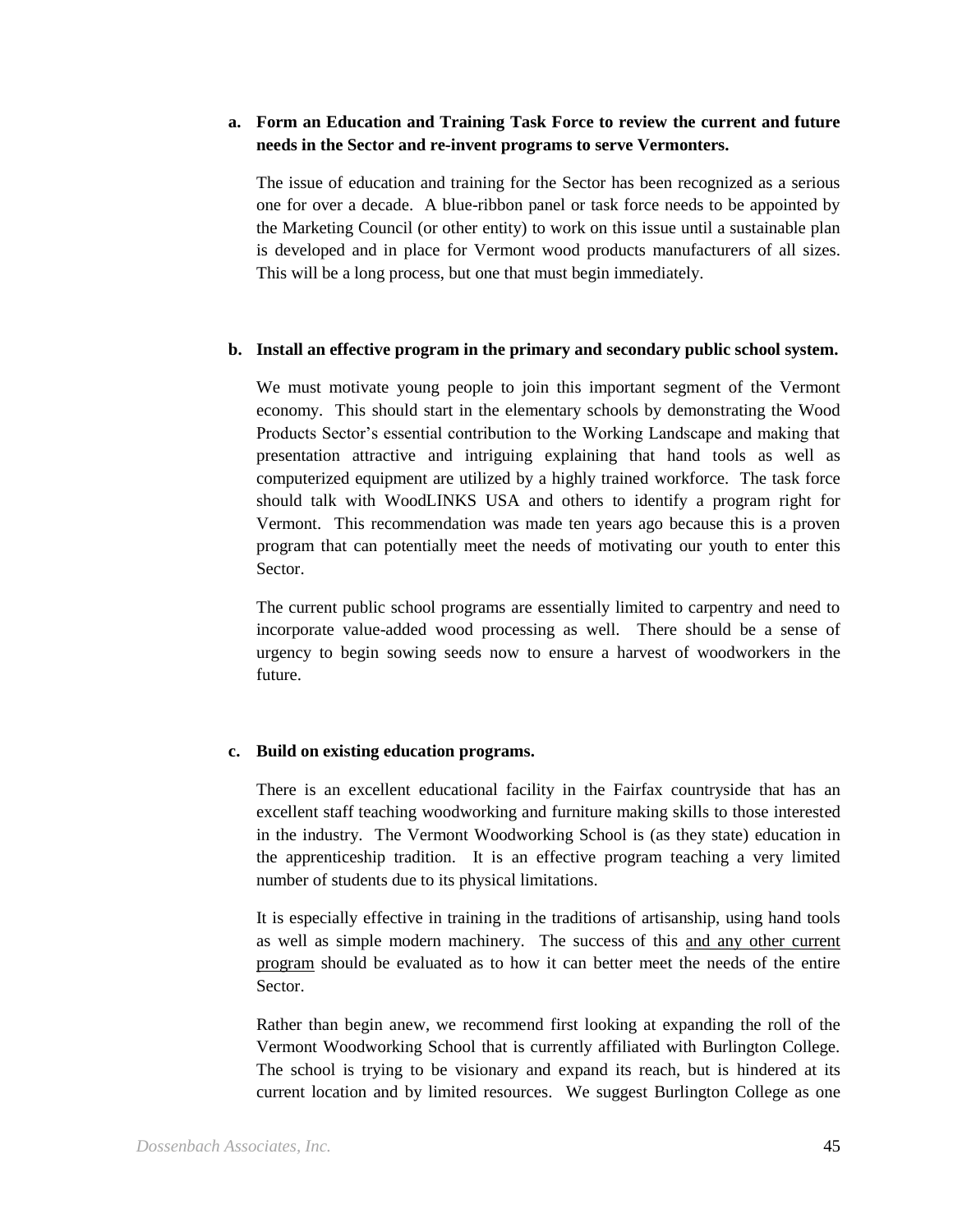**a. Form an Education and Training Task Force to review the current and future needs in the Sector and re-invent programs to serve Vermonters.**

The issue of education and training for the Sector has been recognized as a serious one for over a decade. A blue-ribbon panel or task force needs to be appointed by the Marketing Council (or other entity) to work on this issue until a sustainable plan is developed and in place for Vermont wood products manufacturers of all sizes. This will be a long process, but one that must begin immediately.

**b. Install an effective program in the primary and secondary public school system.**

We must motivate young people to join this important segment of the Vermont economy. This should start in the elementary schools by demonstrating the Wood Products Sector's essential contribution to the Working Landscape and making that presentation attractive and intriguing explaining that hand tools as well as computerized equipment are utilized by a highly trained workforce. The task force should talk with WoodLINKS USA and others to identify a program right for Vermont. This recommendation was made ten years ago because this is a proven program that can potentially meet the needs of motivating our youth to enter this Sector.

The current public school programs are essentially limited to carpentry and need to incorporate value-added wood processing as well. There should be a sense of urgency to begin sowing seeds now to ensure a harvest of woodworkers in the future.

**c. Build on existing education programs.**

There is an excellent educational facility in the Fairfax countryside that has an excellent staff teaching woodworking and furniture making skills to those interested in the industry. The Vermont Woodworking School is (as they state) education in the apprenticeship tradition. It is an effective program teaching a very limited number of students due to its physical limitations.

It is especially effective in training in the traditions of artisanship, using hand tools as well as simple modern machinery. The success of this <u>and any other current program</u> should be evaluated as to how it can better meet the needs of the entire Sector.

Rather than begin anew, we recommend first looking at expanding the roll of the Vermont Woodworking School that is currently affiliated with Burlington College. The school is trying to be visionary and expand its reach, but is hindered at its current location and by limited resources. We suggest Burlington College as one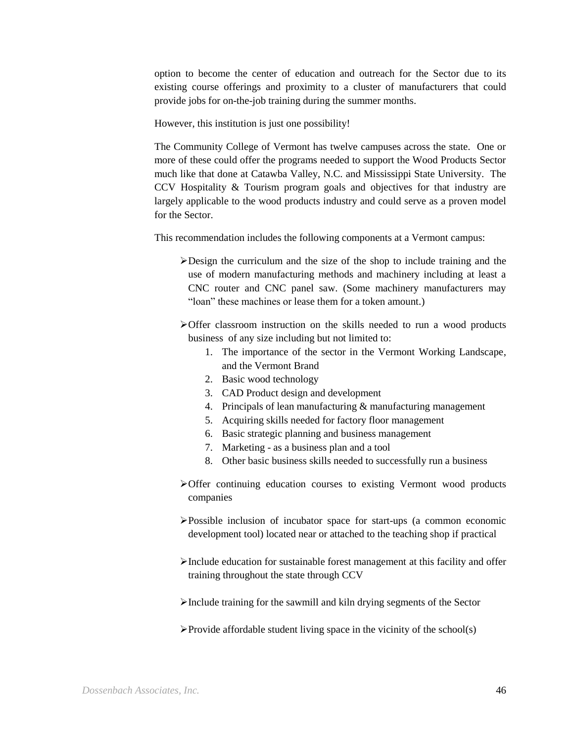option to become the center of education and outreach for the Sector due to its existing course offerings and proximity to a cluster of manufacturers that could provide jobs for on-the-job training during the summer months.

However, this institution is just one possibility!

The Community College of Vermont has twelve campuses across the state. One or more of these could offer the programs needed to support the Wood Products Sector much like that done at Catawba Valley, N.C. and Mississippi State University. The CCV Hospitality & Tourism program goals and objectives for that industry are largely applicable to the wood products industry and could serve as a proven model for the Sector.

This recommendation includes the following components at a Vermont campus:

- Design the curriculum and the size of the shop to include training and the use of modern manufacturing methods and machinery including at least a CNC router and CNC panel saw. (Some machinery manufacturers may "loan" these machines or lease them for a token amount.)

- Offer classroom instruction on the skills needed to run a wood products business of any size including but not limited to:
    1. The importance of the sector in the Vermont Working Landscape, and the Vermont Brand
    2. Basic wood technology
    3. CAD Product design and development
    4. Principals of lean manufacturing & manufacturing management
    5. Acquiring skills needed for factory floor management
    6. Basic strategic planning and business management
    7. Marketing - as a business plan and a tool
    8. Other basic business skills needed to successfully run a business

- Offer continuing education courses to existing Vermont wood products companies

- Possible inclusion of incubator space for start-ups (a common economic development tool) located near or attached to the teaching shop if practical

- Include education for sustainable forest management at this facility and offer training throughout the state through CCV

- Include training for the sawmill and kiln drying segments of the Sector

- Provide affordable student living space in the vicinity of the school(s)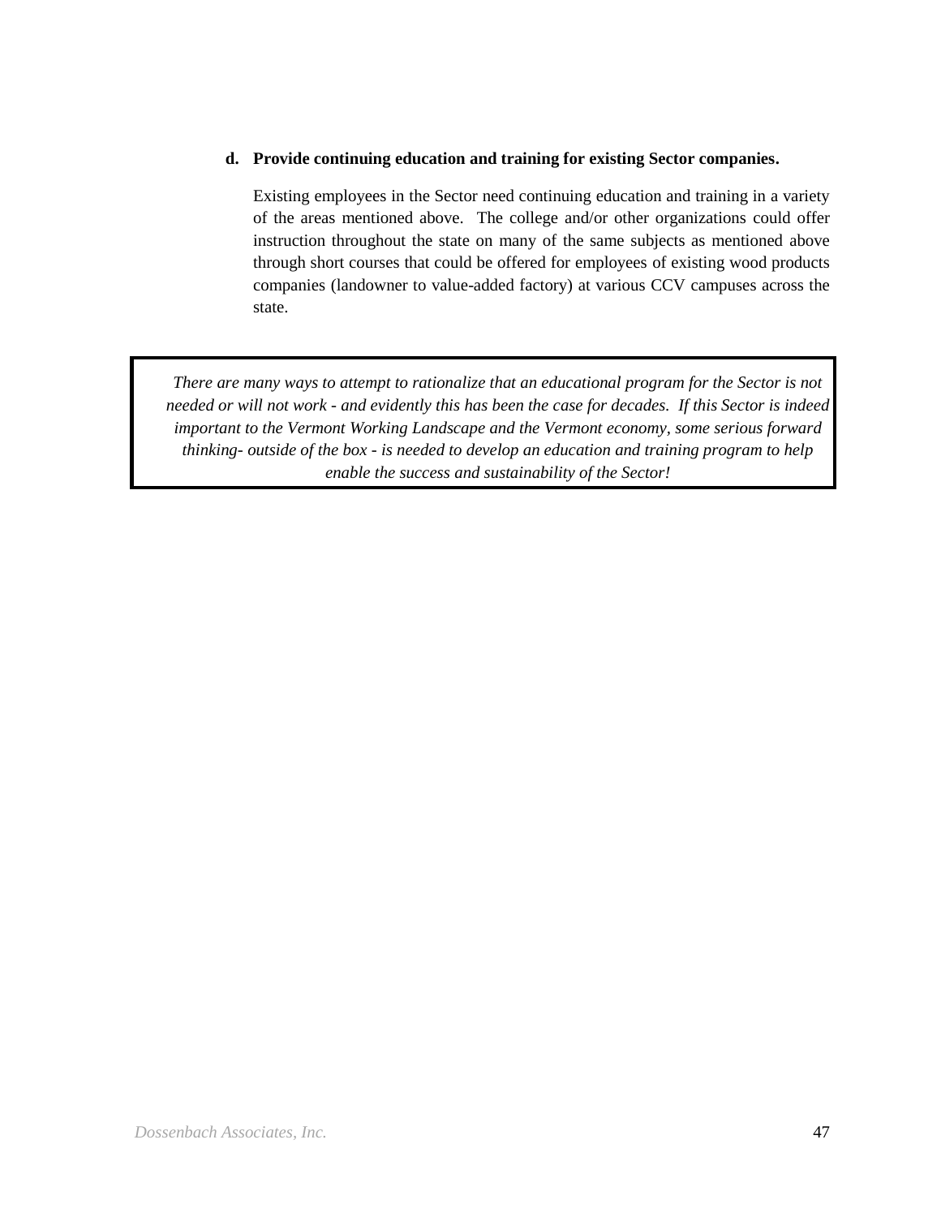**d. Provide continuing education and training for existing Sector companies.**

Existing employees in the Sector need continuing education and training in a variety of the areas mentioned above. The college and/or other organizations could offer instruction throughout the state on many of the same subjects as mentioned above through short courses that could be offered for employees of existing wood products companies (landowner to value-added factory) at various CCV campuses across the state.

> *There are many ways to attempt to rationalize that an educational program for the Sector is not needed or will not work - and evidently this has been the case for decades. If this Sector is indeed important to the Vermont Working Landscape and the Vermont economy, some serious forward thinking- outside of the box - is needed to develop an education and training program to help enable the success and sustainability of the Sector!*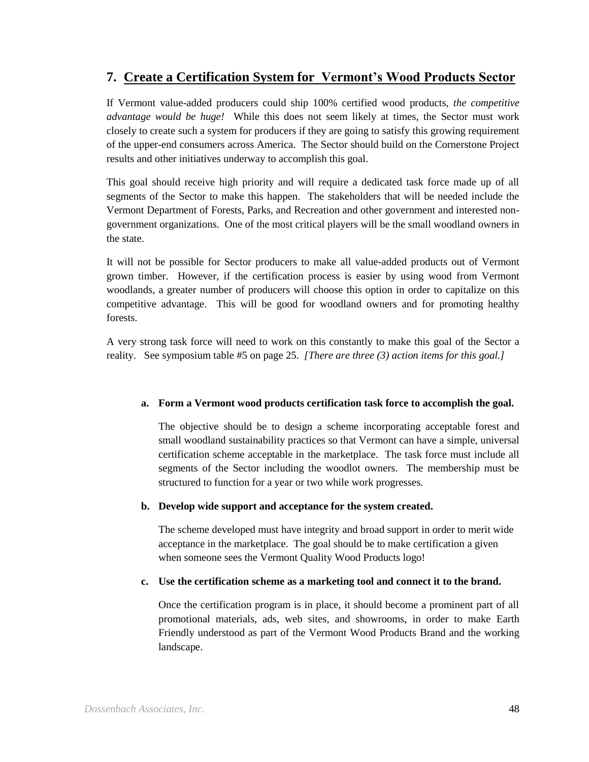## 7. Create a Certification System for Vermont's Wood Products Sector

If Vermont value-added producers could ship 100% certified wood products, *the competitive advantage would be huge!* While this does not seem likely at times, the Sector must work closely to create such a system for producers if they are going to satisfy this growing requirement of the upper-end consumers across America. The Sector should build on the Cornerstone Project results and other initiatives underway to accomplish this goal.

This goal should receive high priority and will require a dedicated task force made up of all segments of the Sector to make this happen. The stakeholders that will be needed include the Vermont Department of Forests, Parks, and Recreation and other government and interested non-government organizations. One of the most critical players will be the small woodland owners in the state.

It will not be possible for Sector producers to make all value-added products out of Vermont grown timber. However, if the certification process is easier by using wood from Vermont woodlands, a greater number of producers will choose this option in order to capitalize on this competitive advantage. This will be good for woodland owners and for promoting healthy forests.

A very strong task force will need to work on this constantly to make this goal of the Sector a reality. See symposium table #5 on page 25. *[There are three (3) action items for this goal.]*

**a. Form a Vermont wood products certification task force to accomplish the goal.**

The objective should be to design a scheme incorporating acceptable forest and small woodland sustainability practices so that Vermont can have a simple, universal certification scheme acceptable in the marketplace. The task force must include all segments of the Sector including the woodlot owners. The membership must be structured to function for a year or two while work progresses.

**b. Develop wide support and acceptance for the system created.**

The scheme developed must have integrity and broad support in order to merit wide acceptance in the marketplace. The goal should be to make certification a given when someone sees the Vermont Quality Wood Products logo!

**c. Use the certification scheme as a marketing tool and connect it to the brand.**

Once the certification program is in place, it should become a prominent part of all promotional materials, ads, web sites, and showrooms, in order to make Earth Friendly understood as part of the Vermont Wood Products Brand and the working landscape.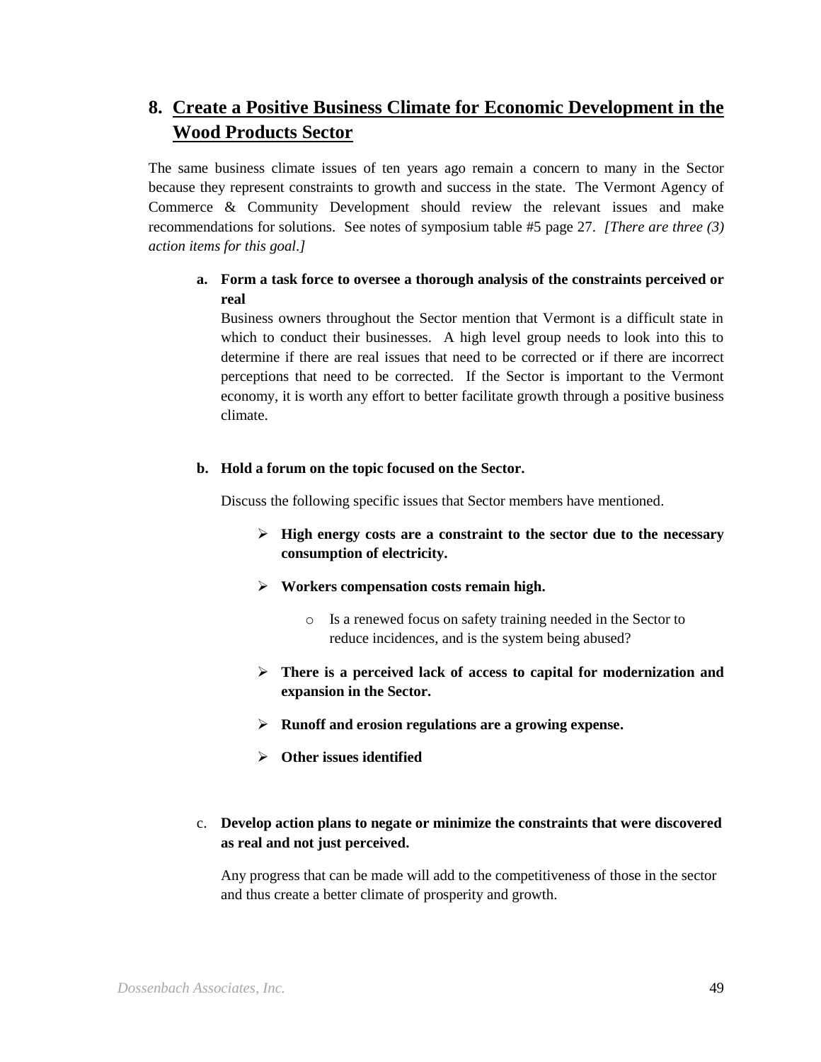## 8. Create a Positive Business Climate for Economic Development in the Wood Products Sector

The same business climate issues of ten years ago remain a concern to many in the Sector because they represent constraints to growth and success in the state. The Vermont Agency of Commerce & Community Development should review the relevant issues and make recommendations for solutions. See notes of symposium table #5 page 27. *[There are three (3) action items for this goal.]*

**a. Form a task force to oversee a thorough analysis of the constraints perceived or real**

Business owners throughout the Sector mention that Vermont is a difficult state in which to conduct their businesses. A high level group needs to look into this to determine if there are real issues that need to be corrected or if there are incorrect perceptions that need to be corrected. If the Sector is important to the Vermont economy, it is worth any effort to better facilitate growth through a positive business climate.

**b. Hold a forum on the topic focused on the Sector.**

Discuss the following specific issues that Sector members have mentioned.

- **High energy costs are a constraint to the sector due to the necessary consumption of electricity.**
- **Workers compensation costs remain high.**
  - Is a renewed focus on safety training needed in the Sector to reduce incidences, and is the system being abused?
- **There is a perceived lack of access to capital for modernization and expansion in the Sector.**
- **Runoff and erosion regulations are a growing expense.**
- **Other issues identified**

c. **Develop action plans to negate or minimize the constraints that were discovered as real and not just perceived.**

Any progress that can be made will add to the competitiveness of those in the sector and thus create a better climate of prosperity and growth.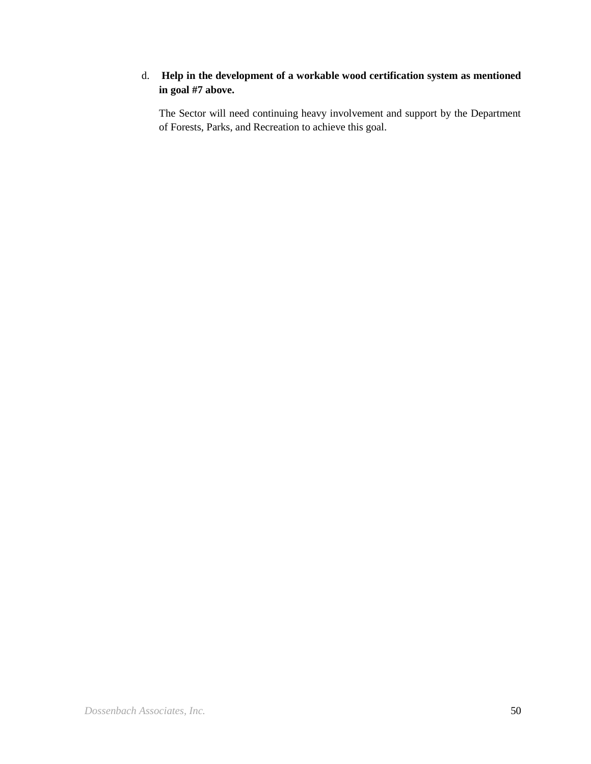d. **Help in the development of a workable wood certification system as mentioned in goal #7 above.**

The Sector will need continuing heavy involvement and support by the Department of Forests, Parks, and Recreation to achieve this goal.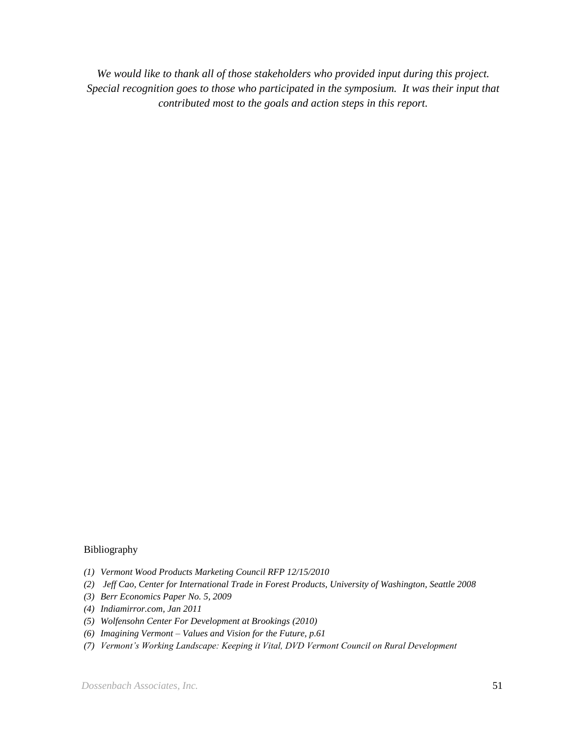*We would like to thank all of those stakeholders who provided input during this project. Special recognition goes to those who participated in the symposium. It was their input that contributed most to the goals and action steps in this report.*

Bibliography

1. *Vermont Wood Products Marketing Council RFP 12/15/2010*
2. *Jeff Cao, Center for International Trade in Forest Products, University of Washington, Seattle 2008*
3. *Berr Economics Paper No. 5, 2009*
4. *Indiamirror.com, Jan 2011*
5. *Wolfensohn Center For Development at Brookings (2010)*
6. *Imagining Vermont – Values and Vision for the Future, p.61*
7. *Vermont's Working Landscape: Keeping it Vital, DVD Vermont Council on Rural Development*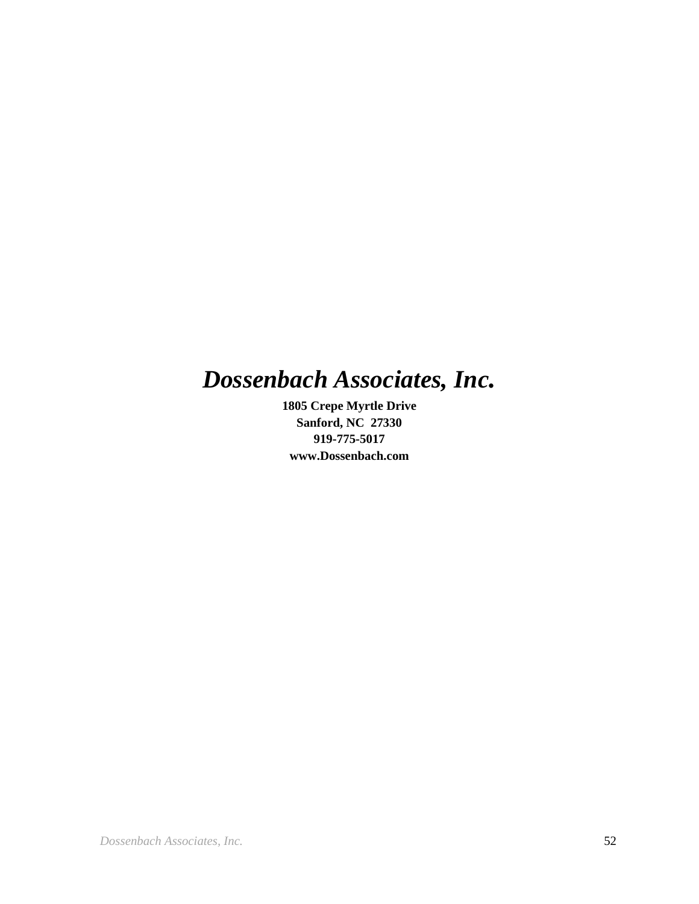***Dossenbach Associates, Inc.***

**1805 Crepe Myrtle Drive**
**Sanford, NC 27330**
**919-775-5017**
**www.Dossenbach.com**